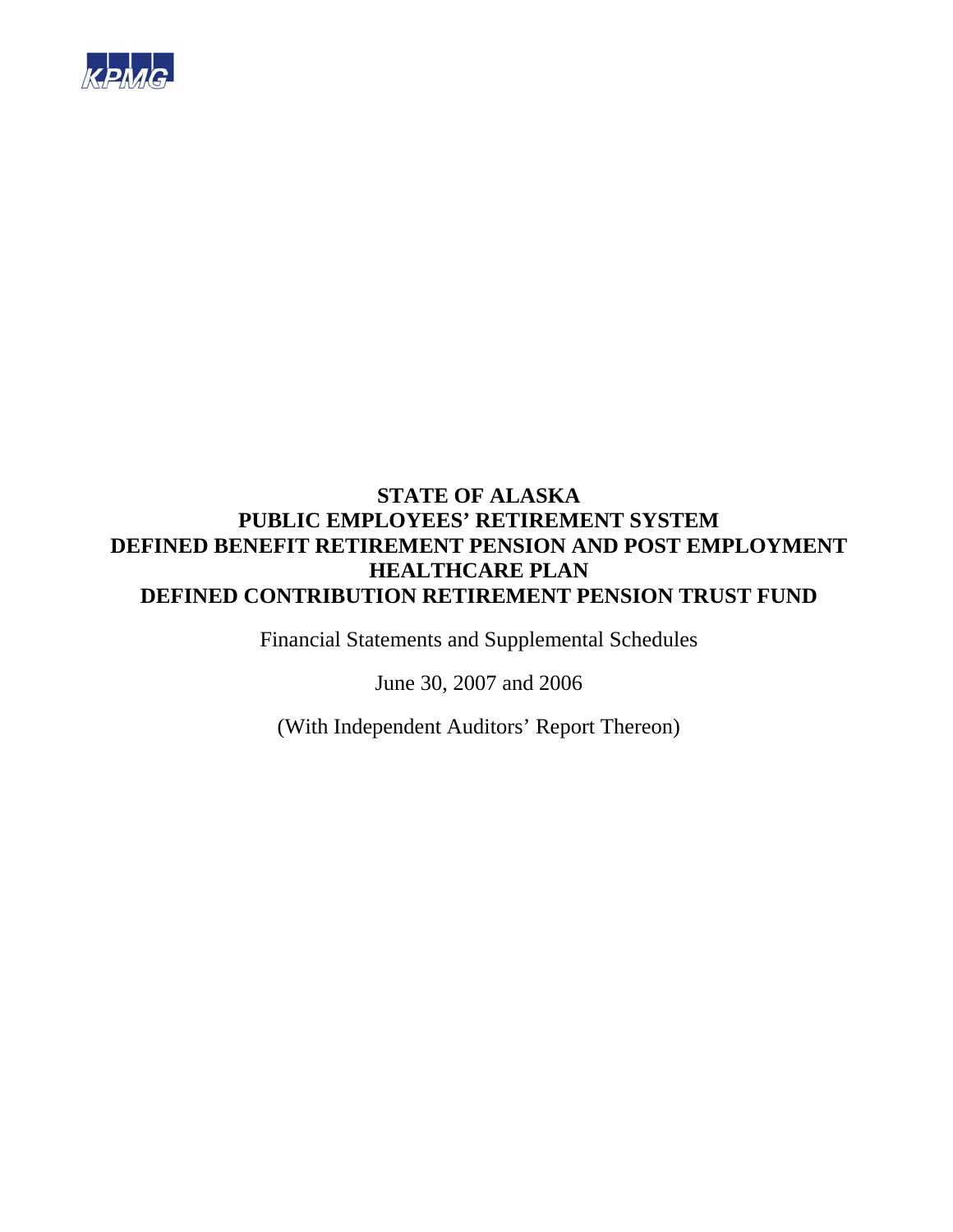KPMG

# STATE OF ALASKA
# PUBLIC EMPLOYEES' RETIREMENT SYSTEM
# DEFINED BENEFIT RETIREMENT PENSION AND POST EMPLOYMENT HEALTHCARE PLAN
# DEFINED CONTRIBUTION RETIREMENT PENSION TRUST FUND

Financial Statements and Supplemental Schedules

June 30, 2007 and 2006

(With Independent Auditors' Report Thereon)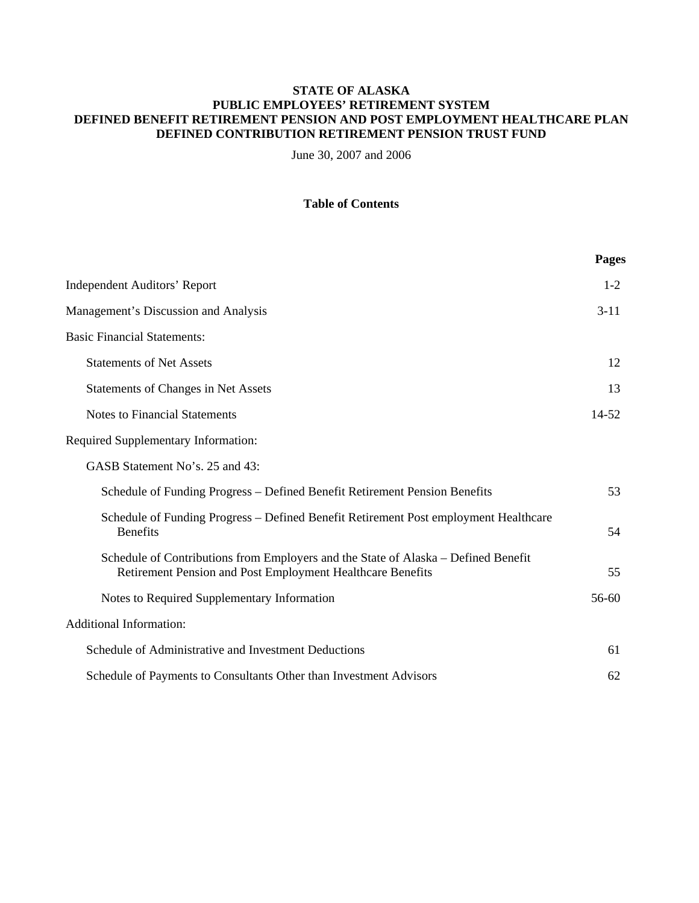**STATE OF ALASKA**
**PUBLIC EMPLOYEES' RETIREMENT SYSTEM**
**DEFINED BENEFIT RETIREMENT PENSION AND POST EMPLOYMENT HEALTHCARE PLAN**
**DEFINED CONTRIBUTION RETIREMENT PENSION TRUST FUND**

June 30, 2007 and 2006

## Table of Contents

| | Pages |
|---|---|
| Independent Auditors' Report | 1-2 |
| Management's Discussion and Analysis | 3-11 |
| Basic Financial Statements: | |
| Statements of Net Assets | 12 |
| Statements of Changes in Net Assets | 13 |
| Notes to Financial Statements | 14-52 |
| Required Supplementary Information: | |
| GASB Statement No's. 25 and 43: | |
| Schedule of Funding Progress – Defined Benefit Retirement Pension Benefits | 53 |
| Schedule of Funding Progress – Defined Benefit Retirement Post employment Healthcare Benefits | 54 |
| Schedule of Contributions from Employers and the State of Alaska – Defined Benefit Retirement Pension and Post Employment Healthcare Benefits | 55 |
| Notes to Required Supplementary Information | 56-60 |
| Additional Information: | |
| Schedule of Administrative and Investment Deductions | 61 |
| Schedule of Payments to Consultants Other than Investment Advisors | 62 |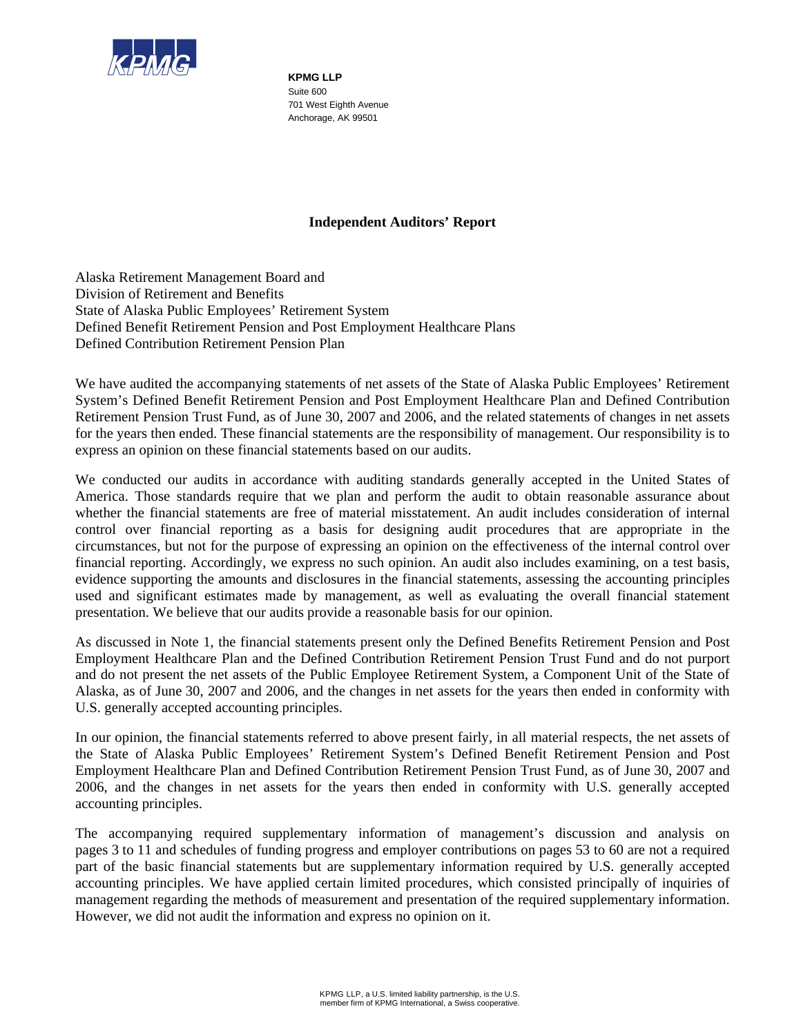**KPMG LLP**
Suite 600
701 West Eighth Avenue
Anchorage, AK 99501

## Independent Auditors' Report

Alaska Retirement Management Board and
Division of Retirement and Benefits
State of Alaska Public Employees' Retirement System
Defined Benefit Retirement Pension and Post Employment Healthcare Plans
Defined Contribution Retirement Pension Plan

We have audited the accompanying statements of net assets of the State of Alaska Public Employees' Retirement System's Defined Benefit Retirement Pension and Post Employment Healthcare Plan and Defined Contribution Retirement Pension Trust Fund, as of June 30, 2007 and 2006, and the related statements of changes in net assets for the years then ended. These financial statements are the responsibility of management. Our responsibility is to express an opinion on these financial statements based on our audits.

We conducted our audits in accordance with auditing standards generally accepted in the United States of America. Those standards require that we plan and perform the audit to obtain reasonable assurance about whether the financial statements are free of material misstatement. An audit includes consideration of internal control over financial reporting as a basis for designing audit procedures that are appropriate in the circumstances, but not for the purpose of expressing an opinion on the effectiveness of the internal control over financial reporting. Accordingly, we express no such opinion. An audit also includes examining, on a test basis, evidence supporting the amounts and disclosures in the financial statements, assessing the accounting principles used and significant estimates made by management, as well as evaluating the overall financial statement presentation. We believe that our audits provide a reasonable basis for our opinion.

As discussed in Note 1, the financial statements present only the Defined Benefits Retirement Pension and Post Employment Healthcare Plan and the Defined Contribution Retirement Pension Trust Fund and do not purport and do not present the net assets of the Public Employee Retirement System, a Component Unit of the State of Alaska, as of June 30, 2007 and 2006, and the changes in net assets for the years then ended in conformity with U.S. generally accepted accounting principles.

In our opinion, the financial statements referred to above present fairly, in all material respects, the net assets of the State of Alaska Public Employees' Retirement System's Defined Benefit Retirement Pension and Post Employment Healthcare Plan and Defined Contribution Retirement Pension Trust Fund, as of June 30, 2007 and 2006, and the changes in net assets for the years then ended in conformity with U.S. generally accepted accounting principles.

The accompanying required supplementary information of management's discussion and analysis on pages 3 to 11 and schedules of funding progress and employer contributions on pages 53 to 60 are not a required part of the basic financial statements but are supplementary information required by U.S. generally accepted accounting principles. We have applied certain limited procedures, which consisted principally of inquiries of management regarding the methods of measurement and presentation of the required supplementary information. However, we did not audit the information and express no opinion on it.

KPMG LLP, a U.S. limited liability partnership, is the U.S. member firm of KPMG International, a Swiss cooperative.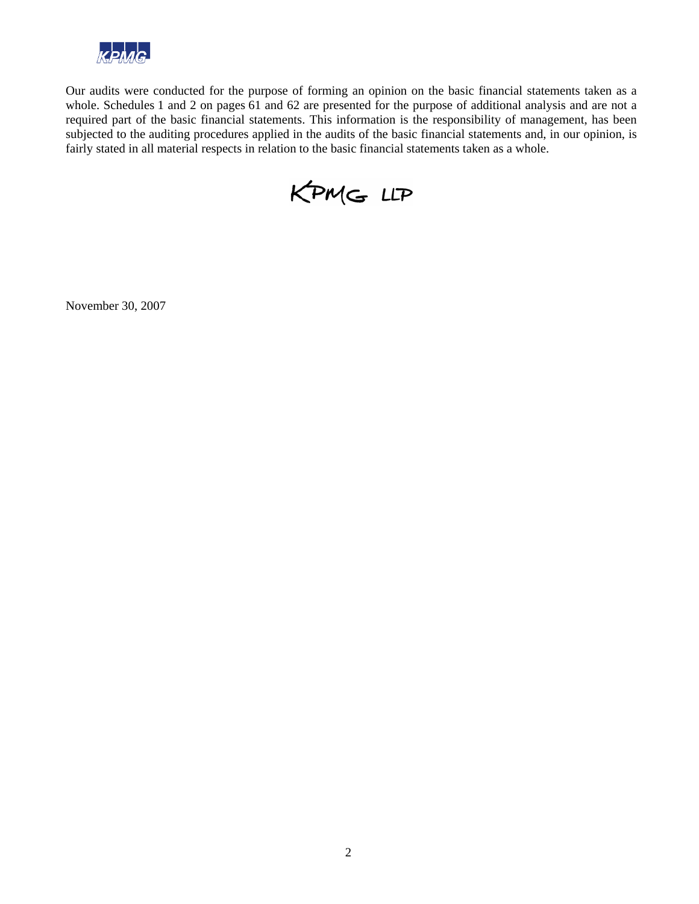Our audits were conducted for the purpose of forming an opinion on the basic financial statements taken as a whole. Schedules 1 and 2 on pages 61 and 62 are presented for the purpose of additional analysis and are not a required part of the basic financial statements. This information is the responsibility of management, has been subjected to the auditing procedures applied in the audits of the basic financial statements and, in our opinion, is fairly stated in all material respects in relation to the basic financial statements taken as a whole.

KPMG LLP

November 30, 2007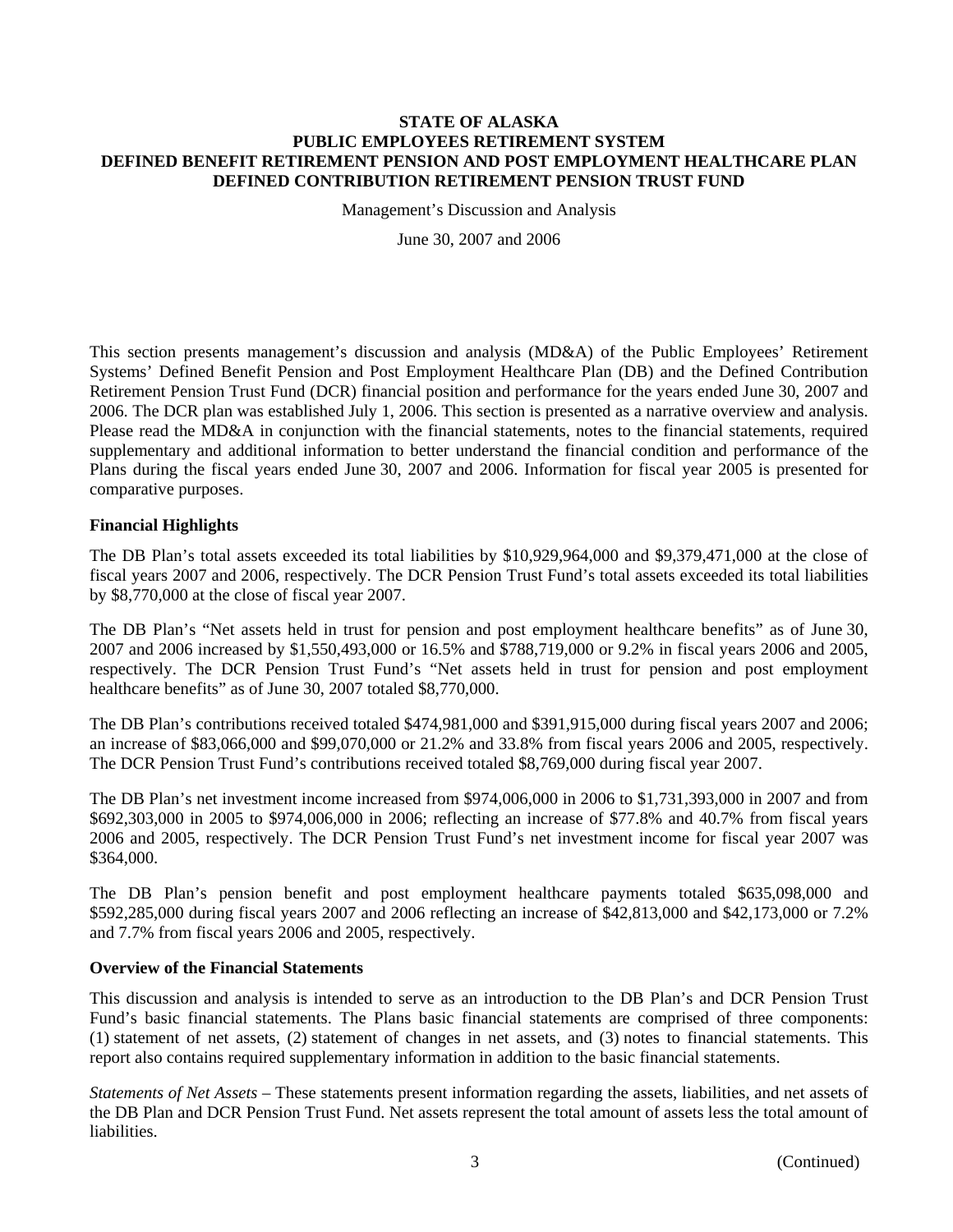# STATE OF ALASKA
## PUBLIC EMPLOYEES RETIREMENT SYSTEM
## DEFINED BENEFIT RETIREMENT PENSION AND POST EMPLOYMENT HEALTHCARE PLAN
## DEFINED CONTRIBUTION RETIREMENT PENSION TRUST FUND

Management's Discussion and Analysis

June 30, 2007 and 2006

This section presents management's discussion and analysis (MD&A) of the Public Employees' Retirement Systems' Defined Benefit Pension and Post Employment Healthcare Plan (DB) and the Defined Contribution Retirement Pension Trust Fund (DCR) financial position and performance for the years ended June 30, 2007 and 2006. The DCR plan was established July 1, 2006. This section is presented as a narrative overview and analysis. Please read the MD&A in conjunction with the financial statements, notes to the financial statements, required supplementary and additional information to better understand the financial condition and performance of the Plans during the fiscal years ended June 30, 2007 and 2006. Information for fiscal year 2005 is presented for comparative purposes.

**Financial Highlights**

The DB Plan's total assets exceeded its total liabilities by $10,929,964,000 and $9,379,471,000 at the close of fiscal years 2007 and 2006, respectively. The DCR Pension Trust Fund's total assets exceeded its total liabilities by $8,770,000 at the close of fiscal year 2007.

The DB Plan's "Net assets held in trust for pension and post employment healthcare benefits" as of June 30, 2007 and 2006 increased by $1,550,493,000 or 16.5% and $788,719,000 or 9.2% in fiscal years 2006 and 2005, respectively. The DCR Pension Trust Fund's "Net assets held in trust for pension and post employment healthcare benefits" as of June 30, 2007 totaled $8,770,000.

The DB Plan's contributions received totaled $474,981,000 and $391,915,000 during fiscal years 2007 and 2006; an increase of $83,066,000 and $99,070,000 or 21.2% and 33.8% from fiscal years 2006 and 2005, respectively. The DCR Pension Trust Fund's contributions received totaled $8,769,000 during fiscal year 2007.

The DB Plan's net investment income increased from $974,006,000 in 2006 to $1,731,393,000 in 2007 and from $692,303,000 in 2005 to $974,006,000 in 2006; reflecting an increase of 77.8% and 40.7% from fiscal years 2006 and 2005, respectively. The DCR Pension Trust Fund's net investment income for fiscal year 2007 was $364,000.

The DB Plan's pension benefit and post employment healthcare payments totaled $635,098,000 and $592,285,000 during fiscal years 2007 and 2006 reflecting an increase of $42,813,000 and $42,173,000 or 7.2% and 7.7% from fiscal years 2006 and 2005, respectively.

**Overview of the Financial Statements**

This discussion and analysis is intended to serve as an introduction to the DB Plan's and DCR Pension Trust Fund's basic financial statements. The Plans basic financial statements are comprised of three components: (1) statement of net assets, (2) statement of changes in net assets, and (3) notes to financial statements. This report also contains required supplementary information in addition to the basic financial statements.

*Statements of Net Assets* – These statements present information regarding the assets, liabilities, and net assets of the DB Plan and DCR Pension Trust Fund. Net assets represent the total amount of assets less the total amount of liabilities.

(Continued)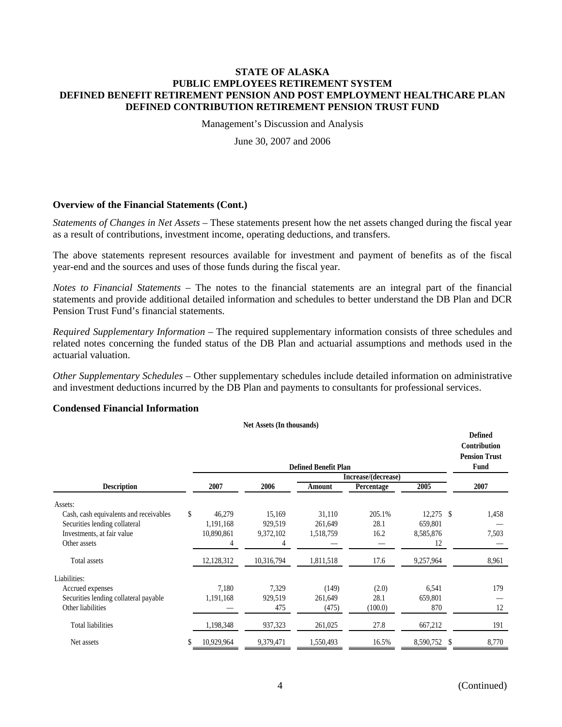# STATE OF ALASKA
# PUBLIC EMPLOYEES RETIREMENT SYSTEM
# DEFINED BENEFIT RETIREMENT PENSION AND POST EMPLOYMENT HEALTHCARE PLAN
# DEFINED CONTRIBUTION RETIREMENT PENSION TRUST FUND

Management's Discussion and Analysis

June 30, 2007 and 2006

### Overview of the Financial Statements (Cont.)

*Statements of Changes in Net Assets* – These statements present how the net assets changed during the fiscal year as a result of contributions, investment income, operating deductions, and transfers.

The above statements represent resources available for investment and payment of benefits as of the fiscal year-end and the sources and uses of those funds during the fiscal year.

*Notes to Financial Statements* – The notes to the financial statements are an integral part of the financial statements and provide additional detailed information and schedules to better understand the DB Plan and DCR Pension Trust Fund's financial statements.

*Required Supplementary Information* – The required supplementary information consists of three schedules and related notes concerning the funded status of the DB Plan and actuarial assumptions and methods used in the actuarial valuation.

*Other Supplementary Schedules* – Other supplementary schedules include detailed information on administrative and investment deductions incurred by the DB Plan and payments to consultants for professional services.

### Condensed Financial Information

**Net Assets (In thousands)**

| | Defined Benefit Plan | | | | | Defined Contribution Pension Trust Fund |
|---|---|---|---|---|---|---|
| | | | Increase/(decrease) | | | |
| **Description** | **2007** | **2006** | **Amount** | **Percentage** | **2005** | **2007** |
| Assets: | | | | | | |
| Cash, cash equivalents and receivables | $ 46,279 | 15,169 | 31,110 | 205.1% | 12,275 | $ 1,458 |
| Securities lending collateral | 1,191,168 | 929,519 | 261,649 | 28.1 | 659,801 | — |
| Investments, at fair value | 10,890,861 | 9,372,102 | 1,518,759 | 16.2 | 8,585,876 | 7,503 |
| Other assets | 4 | 4 | — | — | 12 | — |
| Total assets | 12,128,312 | 10,316,794 | 1,811,518 | 17.6 | 9,257,964 | 8,961 |
| Liabilities: | | | | | | |
| Accrued expenses | 7,180 | 7,329 | (149) | (2.0) | 6,541 | 179 |
| Securities lending collateral payable | 1,191,168 | 929,519 | 261,649 | 28.1 | 659,801 | — |
| Other liabilities | — | 475 | (475) | (100.0) | 870 | 12 |
| Total liabilities | 1,198,348 | 937,323 | 261,025 | 27.8 | 667,212 | 191 |
| Net assets | $ 10,929,964 | 9,379,471 | 1,550,493 | 16.5% | 8,590,752 | $ 8,770 |

(Continued)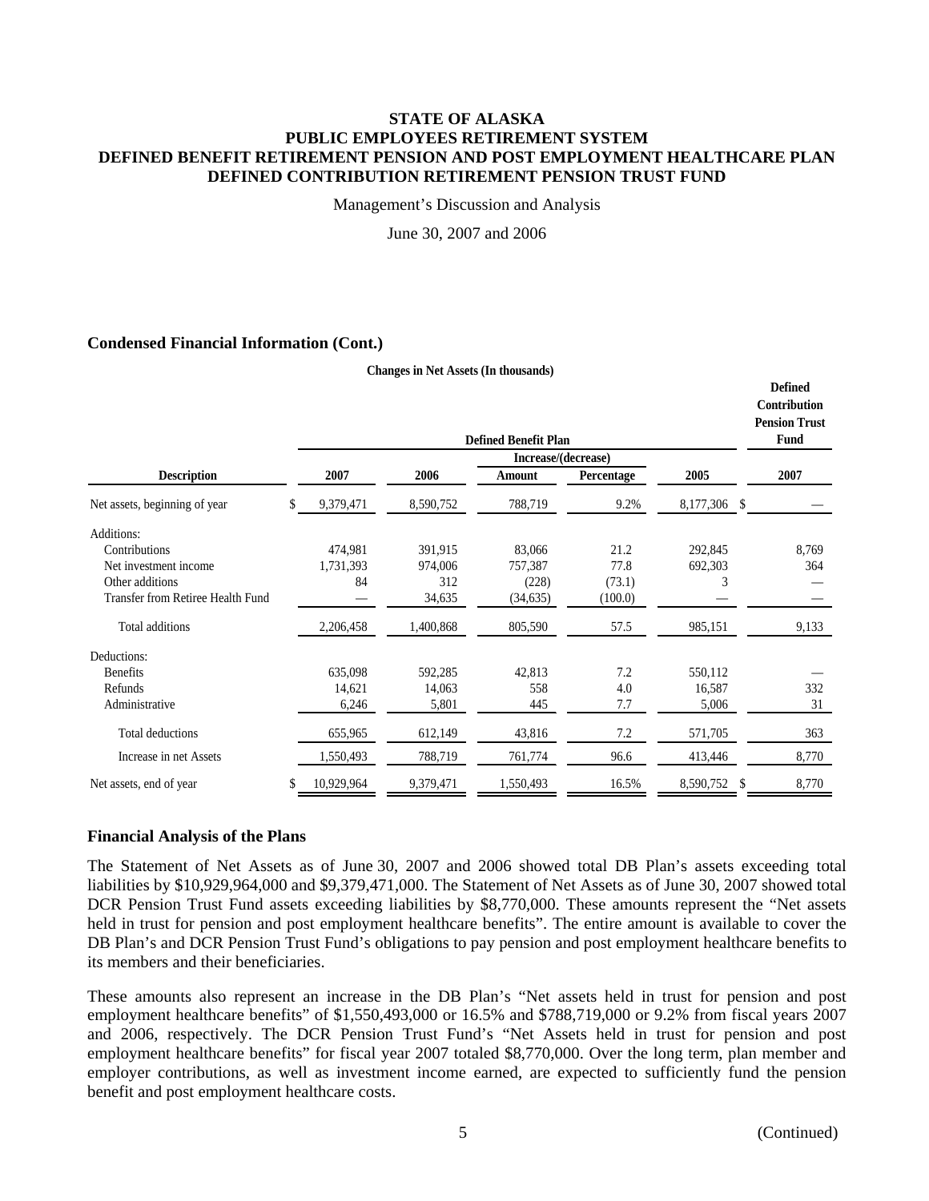# STATE OF ALASKA
# PUBLIC EMPLOYEES RETIREMENT SYSTEM
# DEFINED BENEFIT RETIREMENT PENSION AND POST EMPLOYMENT HEALTHCARE PLAN
# DEFINED CONTRIBUTION RETIREMENT PENSION TRUST FUND

Management's Discussion and Analysis

June 30, 2007 and 2006

### Condensed Financial Information (Cont.)

**Changes in Net Assets (In thousands)**

| | Defined Benefit Plan | | | | | Defined Contribution Pension Trust Fund |
|---|---|---|---|---|---|---|
| | | | Increase/(decrease) | | | |
| **Description** | **2007** | **2006** | **Amount** | **Percentage** | **2005** | **2007** |
| Net assets, beginning of year | $ 9,379,471 | 8,590,752 | 788,719 | 9.2% | 8,177,306 | $ — |
| Additions: | | | | | | |
| Contributions | 474,981 | 391,915 | 83,066 | 21.2 | 292,845 | 8,769 |
| Net investment income | 1,731,393 | 974,006 | 757,387 | 77.8 | 692,303 | 364 |
| Other additions | 84 | 312 | (228) | (73.1) | 3 | — |
| Transfer from Retiree Health Fund | — | 34,635 | (34,635) | (100.0) | — | — |
| Total additions | 2,206,458 | 1,400,868 | 805,590 | 57.5 | 985,151 | 9,133 |
| Deductions: | | | | | | |
| Benefits | 635,098 | 592,285 | 42,813 | 7.2 | 550,112 | — |
| Refunds | 14,621 | 14,063 | 558 | 4.0 | 16,587 | 332 |
| Administrative | 6,246 | 5,801 | 445 | 7.7 | 5,006 | 31 |
| Total deductions | 655,965 | 612,149 | 43,816 | 7.2 | 571,705 | 363 |
| Increase in net Assets | 1,550,493 | 788,719 | 761,774 | 96.6 | 413,446 | 8,770 |
| Net assets, end of year | $ 10,929,964 | 9,379,471 | 1,550,493 | 16.5% | 8,590,752 | $ 8,770 |

### Financial Analysis of the Plans

The Statement of Net Assets as of June 30, 2007 and 2006 showed total DB Plan's assets exceeding total liabilities by $10,929,964,000 and $9,379,471,000. The Statement of Net Assets as of June 30, 2007 showed total DCR Pension Trust Fund assets exceeding liabilities by $8,770,000. These amounts represent the "Net assets held in trust for pension and post employment healthcare benefits". The entire amount is available to cover the DB Plan's and DCR Pension Trust Fund's obligations to pay pension and post employment healthcare benefits to its members and their beneficiaries.

These amounts also represent an increase in the DB Plan's "Net assets held in trust for pension and post employment healthcare benefits" of $1,550,493,000 or 16.5% and $788,719,000 or 9.2% from fiscal years 2007 and 2006, respectively. The DCR Pension Trust Fund's "Net Assets held in trust for pension and post employment healthcare benefits" for fiscal year 2007 totaled $8,770,000. Over the long term, plan member and employer contributions, as well as investment income earned, are expected to sufficiently fund the pension benefit and post employment healthcare costs.

(Continued)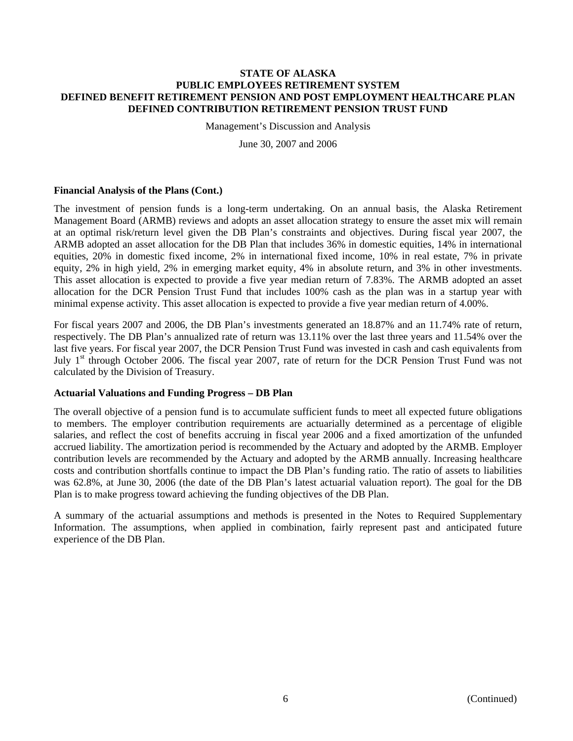**Financial Analysis of the Plans (Cont.)**

The investment of pension funds is a long-term undertaking. On an annual basis, the Alaska Retirement Management Board (ARMB) reviews and adopts an asset allocation strategy to ensure the asset mix will remain at an optimal risk/return level given the DB Plan's constraints and objectives. During fiscal year 2007, the ARMB adopted an asset allocation for the DB Plan that includes 36% in domestic equities, 14% in international equities, 20% in domestic fixed income, 2% in international fixed income, 10% in real estate, 7% in private equity, 2% in high yield, 2% in emerging market equity, 4% in absolute return, and 3% in other investments. This asset allocation is expected to provide a five year median return of 7.83%. The ARMB adopted an asset allocation for the DCR Pension Trust Fund that includes 100% cash as the plan was in a startup year with minimal expense activity. This asset allocation is expected to provide a five year median return of 4.00%.

For fiscal years 2007 and 2006, the DB Plan's investments generated an 18.87% and an 11.74% rate of return, respectively. The DB Plan's annualized rate of return was 13.11% over the last three years and 11.54% over the last five years. For fiscal year 2007, the DCR Pension Trust Fund was invested in cash and cash equivalents from July 1st through October 2006. The fiscal year 2007, rate of return for the DCR Pension Trust Fund was not calculated by the Division of Treasury.

**Actuarial Valuations and Funding Progress – DB Plan**

The overall objective of a pension fund is to accumulate sufficient funds to meet all expected future obligations to members. The employer contribution requirements are actuarially determined as a percentage of eligible salaries, and reflect the cost of benefits accruing in fiscal year 2006 and a fixed amortization of the unfunded accrued liability. The amortization period is recommended by the Actuary and adopted by the ARMB. Employer contribution levels are recommended by the Actuary and adopted by the ARMB annually. Increasing healthcare costs and contribution shortfalls continue to impact the DB Plan's funding ratio. The ratio of assets to liabilities was 62.8%, at June 30, 2006 (the date of the DB Plan's latest actuarial valuation report). The goal for the DB Plan is to make progress toward achieving the funding objectives of the DB Plan.

A summary of the actuarial assumptions and methods is presented in the Notes to Required Supplementary Information. The assumptions, when applied in combination, fairly represent past and anticipated future experience of the DB Plan.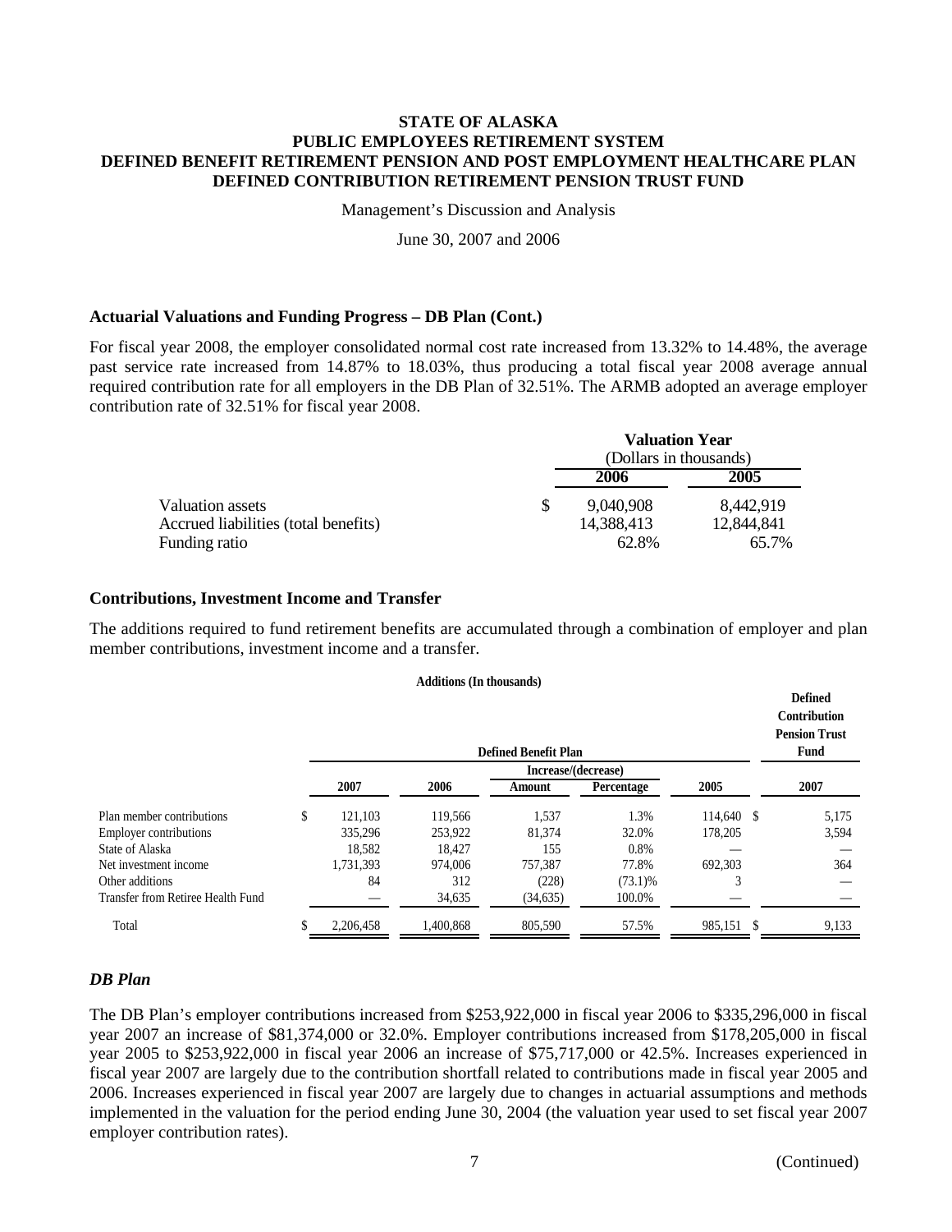**STATE OF ALASKA**
**PUBLIC EMPLOYEES RETIREMENT SYSTEM**
**DEFINED BENEFIT RETIREMENT PENSION AND POST EMPLOYMENT HEALTHCARE PLAN**
**DEFINED CONTRIBUTION RETIREMENT PENSION TRUST FUND**

Management's Discussion and Analysis

June 30, 2007 and 2006

### Actuarial Valuations and Funding Progress – DB Plan (Cont.)

For fiscal year 2008, the employer consolidated normal cost rate increased from 13.32% to 14.48%, the average past service rate increased from 14.87% to 18.03%, thus producing a total fiscal year 2008 average annual required contribution rate for all employers in the DB Plan of 32.51%. The ARMB adopted an average employer contribution rate of 32.51% for fiscal year 2008.

| | Valuation Year (Dollars in thousands) | |
|---|---|---|
| | **2006** | **2005** |
| Valuation assets | $ 9,040,908 | 8,442,919 |
| Accrued liabilities (total benefits) | 14,388,413 | 12,844,841 |
| Funding ratio | 62.8% | 65.7% |

### Contributions, Investment Income and Transfer

The additions required to fund retirement benefits are accumulated through a combination of employer and plan member contributions, investment income and a transfer.

**Additions (In thousands)**

| | Defined Benefit Plan | | | | | Defined Contribution Pension Trust Fund |
|---|---|---|---|---|---|---|
| | | | Increase/(decrease) | | | |
| | **2007** | **2006** | **Amount** | **Percentage** | **2005** | **2007** |
| Plan member contributions | $ 121,103 | 119,566 | 1,537 | 1.3% | 114,640 | $ 5,175 |
| Employer contributions | 335,296 | 253,922 | 81,374 | 32.0% | 178,205 | 3,594 |
| State of Alaska | 18,582 | 18,427 | 155 | 0.8% | — | — |
| Net investment income | 1,731,393 | 974,006 | 757,387 | 77.8% | 692,303 | 364 |
| Other additions | 84 | 312 | (228) | (73.1)% | 3 | — |
| Transfer from Retiree Health Fund | — | 34,635 | (34,635) | 100.0% | — | — |
| Total | $ 2,206,458 | 1,400,868 | 805,590 | 57.5% | 985,151 | $ 9,133 |

### *DB Plan*

The DB Plan's employer contributions increased from $253,922,000 in fiscal year 2006 to $335,296,000 in fiscal year 2007 an increase of $81,374,000 or 32.0%. Employer contributions increased from $178,205,000 in fiscal year 2005 to $253,922,000 in fiscal year 2006 an increase of $75,717,000 or 42.5%. Increases experienced in fiscal year 2007 are largely due to the contribution shortfall related to contributions made in fiscal year 2005 and 2006. Increases experienced in fiscal year 2007 are largely due to changes in actuarial assumptions and methods implemented in the valuation for the period ending June 30, 2004 (the valuation year used to set fiscal year 2007 employer contribution rates).

(Continued)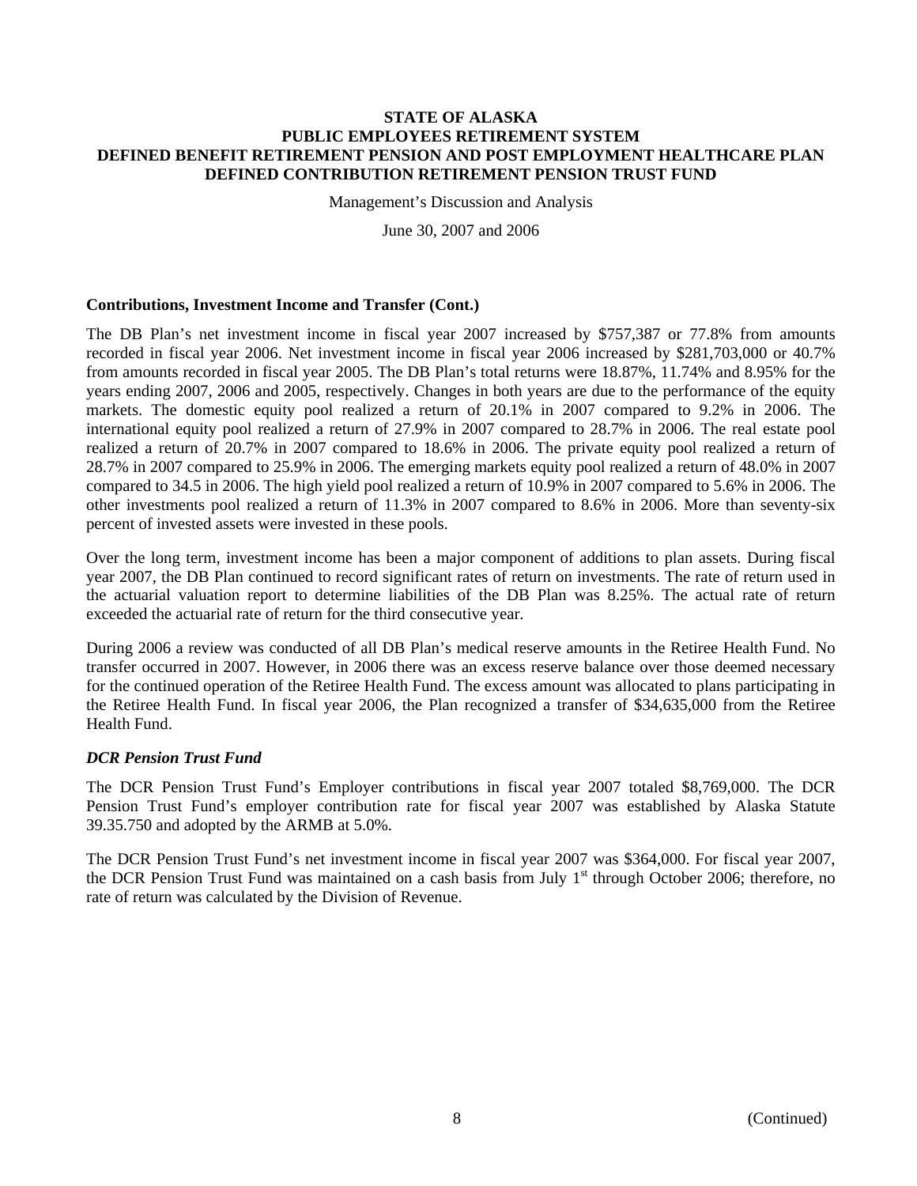**STATE OF ALASKA**
**PUBLIC EMPLOYEES RETIREMENT SYSTEM**
**DEFINED BENEFIT RETIREMENT PENSION AND POST EMPLOYMENT HEALTHCARE PLAN**
**DEFINED CONTRIBUTION RETIREMENT PENSION TRUST FUND**

Management's Discussion and Analysis

June 30, 2007 and 2006

### Contributions, Investment Income and Transfer (Cont.)

The DB Plan's net investment income in fiscal year 2007 increased by $757,387 or 77.8% from amounts recorded in fiscal year 2006. Net investment income in fiscal year 2006 increased by $281,703,000 or 40.7% from amounts recorded in fiscal year 2005. The DB Plan's total returns were 18.87%, 11.74% and 8.95% for the years ending 2007, 2006 and 2005, respectively. Changes in both years are due to the performance of the equity markets. The domestic equity pool realized a return of 20.1% in 2007 compared to 9.2% in 2006. The international equity pool realized a return of 27.9% in 2007 compared to 28.7% in 2006. The real estate pool realized a return of 20.7% in 2007 compared to 18.6% in 2006. The private equity pool realized a return of 28.7% in 2007 compared to 25.9% in 2006. The emerging markets equity pool realized a return of 48.0% in 2007 compared to 34.5 in 2006. The high yield pool realized a return of 10.9% in 2007 compared to 5.6% in 2006. The other investments pool realized a return of 11.3% in 2007 compared to 8.6% in 2006. More than seventy-six percent of invested assets were invested in these pools.

Over the long term, investment income has been a major component of additions to plan assets. During fiscal year 2007, the DB Plan continued to record significant rates of return on investments. The rate of return used in the actuarial valuation report to determine liabilities of the DB Plan was 8.25%. The actual rate of return exceeded the actuarial rate of return for the third consecutive year.

During 2006 a review was conducted of all DB Plan's medical reserve amounts in the Retiree Health Fund. No transfer occurred in 2007. However, in 2006 there was an excess reserve balance over those deemed necessary for the continued operation of the Retiree Health Fund. The excess amount was allocated to plans participating in the Retiree Health Fund. In fiscal year 2006, the Plan recognized a transfer of $34,635,000 from the Retiree Health Fund.

### *DCR Pension Trust Fund*

The DCR Pension Trust Fund's Employer contributions in fiscal year 2007 totaled $8,769,000. The DCR Pension Trust Fund's employer contribution rate for fiscal year 2007 was established by Alaska Statute 39.35.750 and adopted by the ARMB at 5.0%.

The DCR Pension Trust Fund's net investment income in fiscal year 2007 was $364,000. For fiscal year 2007, the DCR Pension Trust Fund was maintained on a cash basis from July 1st through October 2006; therefore, no rate of return was calculated by the Division of Revenue.

(Continued)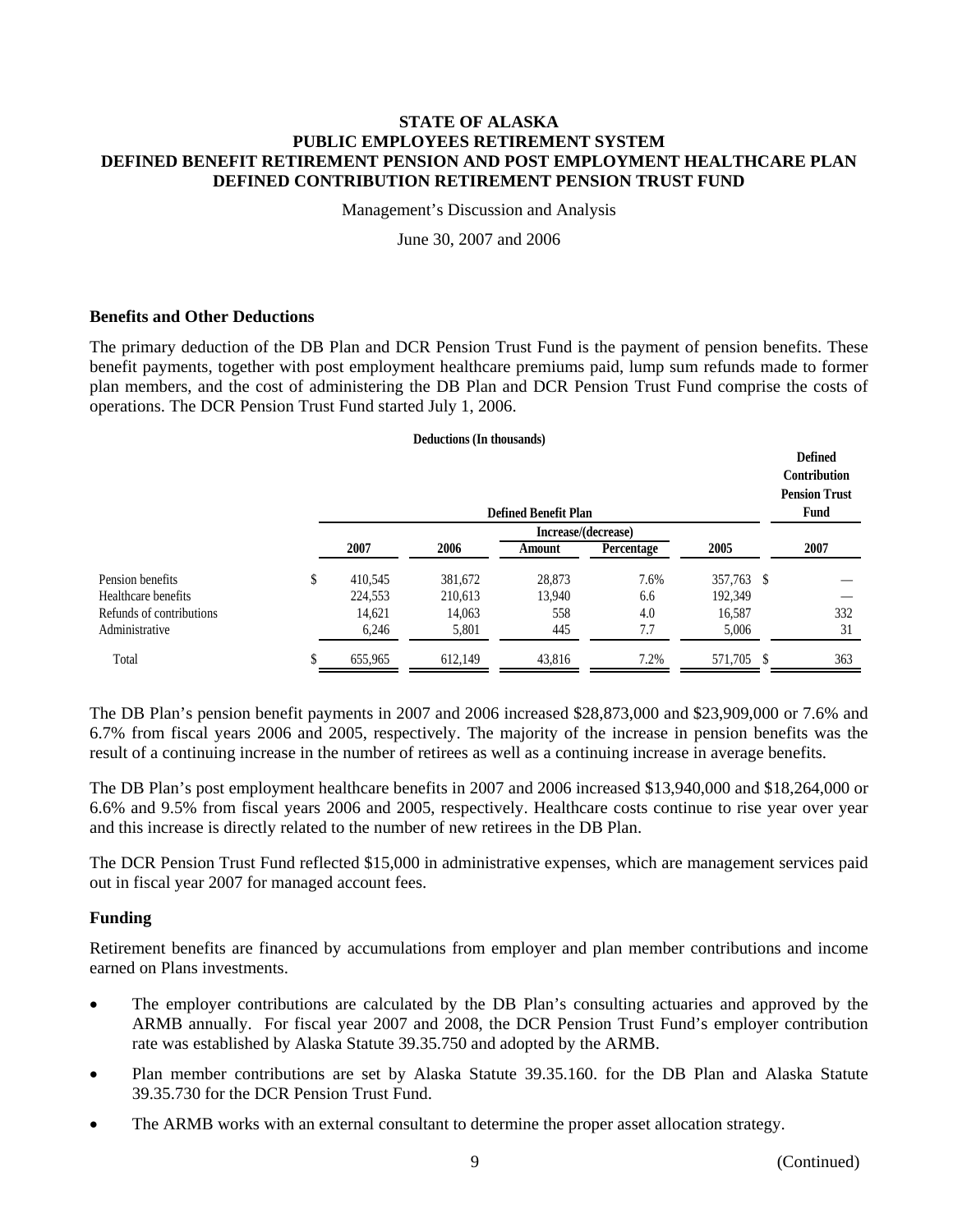# STATE OF ALASKA
# PUBLIC EMPLOYEES RETIREMENT SYSTEM
# DEFINED BENEFIT RETIREMENT PENSION AND POST EMPLOYMENT HEALTHCARE PLAN
# DEFINED CONTRIBUTION RETIREMENT PENSION TRUST FUND

Management's Discussion and Analysis

June 30, 2007 and 2006

### Benefits and Other Deductions

The primary deduction of the DB Plan and DCR Pension Trust Fund is the payment of pension benefits. These benefit payments, together with post employment healthcare premiums paid, lump sum refunds made to former plan members, and the cost of administering the DB Plan and DCR Pension Trust Fund comprise the costs of operations. The DCR Pension Trust Fund started July 1, 2006.

**Deductions (In thousands)**

| | Defined Benefit Plan | | | | | Defined Contribution Pension Trust Fund |
|---|---|---|---|---|---|---|
| | | | Increase/(decrease) | | | |
| | 2007 | 2006 | Amount | Percentage | 2005 | 2007 |
| Pension benefits | $ 410,545 | 381,672 | 28,873 | 7.6% | 357,763 | $ — |
| Healthcare benefits | 224,553 | 210,613 | 13,940 | 6.6 | 192,349 | — |
| Refunds of contributions | 14,621 | 14,063 | 558 | 4.0 | 16,587 | 332 |
| Administrative | 6,246 | 5,801 | 445 | 7.7 | 5,006 | 31 |
| Total | $ 655,965 | 612,149 | 43,816 | 7.2% | 571,705 | $ 363 |

The DB Plan's pension benefit payments in 2007 and 2006 increased $28,873,000 and $23,909,000 or 7.6% and 6.7% from fiscal years 2006 and 2005, respectively. The majority of the increase in pension benefits was the result of a continuing increase in the number of retirees as well as a continuing increase in average benefits.

The DB Plan's post employment healthcare benefits in 2007 and 2006 increased $13,940,000 and $18,264,000 or 6.6% and 9.5% from fiscal years 2006 and 2005, respectively. Healthcare costs continue to rise year over year and this increase is directly related to the number of new retirees in the DB Plan.

The DCR Pension Trust Fund reflected $15,000 in administrative expenses, which are management services paid out in fiscal year 2007 for managed account fees.

### Funding

Retirement benefits are financed by accumulations from employer and plan member contributions and income earned on Plans investments.

- The employer contributions are calculated by the DB Plan's consulting actuaries and approved by the ARMB annually. For fiscal year 2007 and 2008, the DCR Pension Trust Fund's employer contribution rate was established by Alaska Statute 39.35.750 and adopted by the ARMB.
- Plan member contributions are set by Alaska Statute 39.35.160. for the DB Plan and Alaska Statute 39.35.730 for the DCR Pension Trust Fund.
- The ARMB works with an external consultant to determine the proper asset allocation strategy.

(Continued)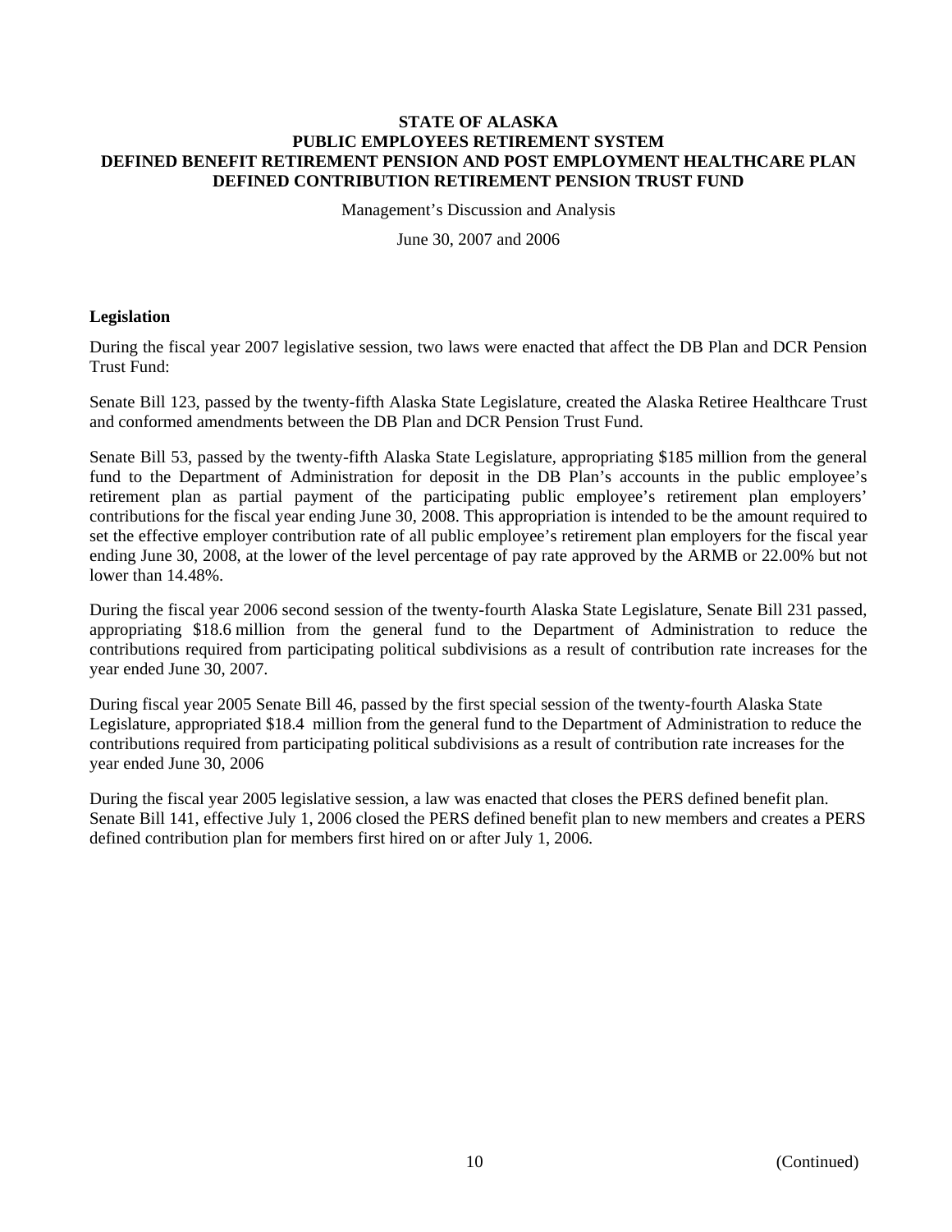**STATE OF ALASKA**
**PUBLIC EMPLOYEES RETIREMENT SYSTEM**
**DEFINED BENEFIT RETIREMENT PENSION AND POST EMPLOYMENT HEALTHCARE PLAN**
**DEFINED CONTRIBUTION RETIREMENT PENSION TRUST FUND**

Management's Discussion and Analysis

June 30, 2007 and 2006

**Legislation**

During the fiscal year 2007 legislative session, two laws were enacted that affect the DB Plan and DCR Pension Trust Fund:

Senate Bill 123, passed by the twenty-fifth Alaska State Legislature, created the Alaska Retiree Healthcare Trust and conformed amendments between the DB Plan and DCR Pension Trust Fund.

Senate Bill 53, passed by the twenty-fifth Alaska State Legislature, appropriating $185 million from the general fund to the Department of Administration for deposit in the DB Plan's accounts in the public employee's retirement plan as partial payment of the participating public employee's retirement plan employers' contributions for the fiscal year ending June 30, 2008. This appropriation is intended to be the amount required to set the effective employer contribution rate of all public employee's retirement plan employers for the fiscal year ending June 30, 2008, at the lower of the level percentage of pay rate approved by the ARMB or 22.00% but not lower than 14.48%.

During the fiscal year 2006 second session of the twenty-fourth Alaska State Legislature, Senate Bill 231 passed, appropriating $18.6 million from the general fund to the Department of Administration to reduce the contributions required from participating political subdivisions as a result of contribution rate increases for the year ended June 30, 2007.

During fiscal year 2005 Senate Bill 46, passed by the first special session of the twenty-fourth Alaska State Legislature, appropriated $18.4 million from the general fund to the Department of Administration to reduce the contributions required from participating political subdivisions as a result of contribution rate increases for the year ended June 30, 2006

During the fiscal year 2005 legislative session, a law was enacted that closes the PERS defined benefit plan. Senate Bill 141, effective July 1, 2006 closed the PERS defined benefit plan to new members and creates a PERS defined contribution plan for members first hired on or after July 1, 2006.

(Continued)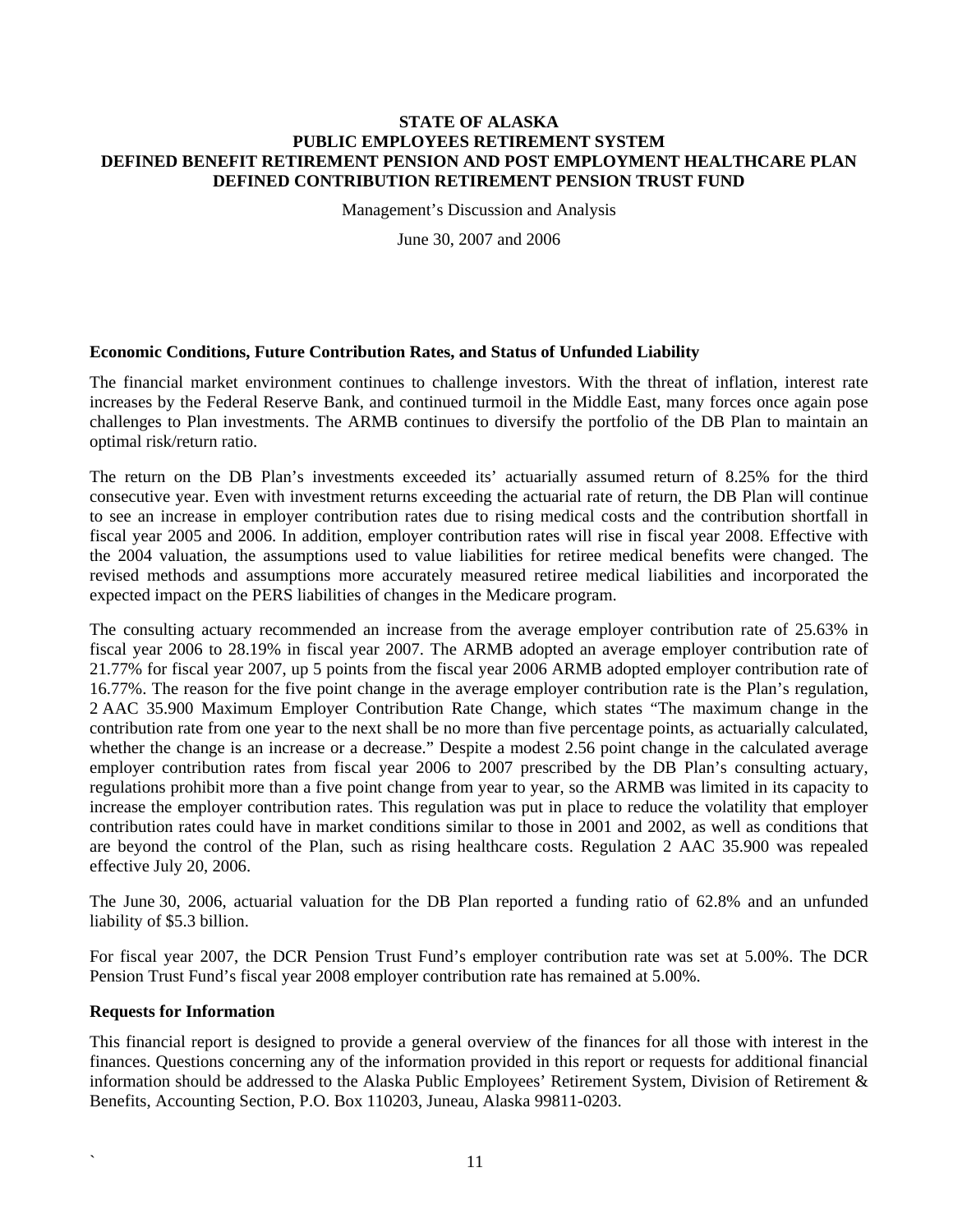**STATE OF ALASKA**
**PUBLIC EMPLOYEES RETIREMENT SYSTEM**
**DEFINED BENEFIT RETIREMENT PENSION AND POST EMPLOYMENT HEALTHCARE PLAN**
**DEFINED CONTRIBUTION RETIREMENT PENSION TRUST FUND**

Management's Discussion and Analysis

June 30, 2007 and 2006

### Economic Conditions, Future Contribution Rates, and Status of Unfunded Liability

The financial market environment continues to challenge investors. With the threat of inflation, interest rate increases by the Federal Reserve Bank, and continued turmoil in the Middle East, many forces once again pose challenges to Plan investments. The ARMB continues to diversify the portfolio of the DB Plan to maintain an optimal risk/return ratio.

The return on the DB Plan's investments exceeded its' actuarially assumed return of 8.25% for the third consecutive year. Even with investment returns exceeding the actuarial rate of return, the DB Plan will continue to see an increase in employer contribution rates due to rising medical costs and the contribution shortfall in fiscal year 2005 and 2006. In addition, employer contribution rates will rise in fiscal year 2008. Effective with the 2004 valuation, the assumptions used to value liabilities for retiree medical benefits were changed. The revised methods and assumptions more accurately measured retiree medical liabilities and incorporated the expected impact on the PERS liabilities of changes in the Medicare program.

The consulting actuary recommended an increase from the average employer contribution rate of 25.63% in fiscal year 2006 to 28.19% in fiscal year 2007. The ARMB adopted an average employer contribution rate of 21.77% for fiscal year 2007, up 5 points from the fiscal year 2006 ARMB adopted employer contribution rate of 16.77%. The reason for the five point change in the average employer contribution rate is the Plan's regulation, 2 AAC 35.900 Maximum Employer Contribution Rate Change, which states "The maximum change in the contribution rate from one year to the next shall be no more than five percentage points, as actuarially calculated, whether the change is an increase or a decrease." Despite a modest 2.56 point change in the calculated average employer contribution rates from fiscal year 2006 to 2007 prescribed by the DB Plan's consulting actuary, regulations prohibit more than a five point change from year to year, so the ARMB was limited in its capacity to increase the employer contribution rates. This regulation was put in place to reduce the volatility that employer contribution rates could have in market conditions similar to those in 2001 and 2002, as well as conditions that are beyond the control of the Plan, such as rising healthcare costs. Regulation 2 AAC 35.900 was repealed effective July 20, 2006.

The June 30, 2006, actuarial valuation for the DB Plan reported a funding ratio of 62.8% and an unfunded liability of $5.3 billion.

For fiscal year 2007, the DCR Pension Trust Fund's employer contribution rate was set at 5.00%. The DCR Pension Trust Fund's fiscal year 2008 employer contribution rate has remained at 5.00%.

### Requests for Information

This financial report is designed to provide a general overview of the finances for all those with interest in the finances. Questions concerning any of the information provided in this report or requests for additional financial information should be addressed to the Alaska Public Employees' Retirement System, Division of Retirement & Benefits, Accounting Section, P.O. Box 110203, Juneau, Alaska 99811-0203.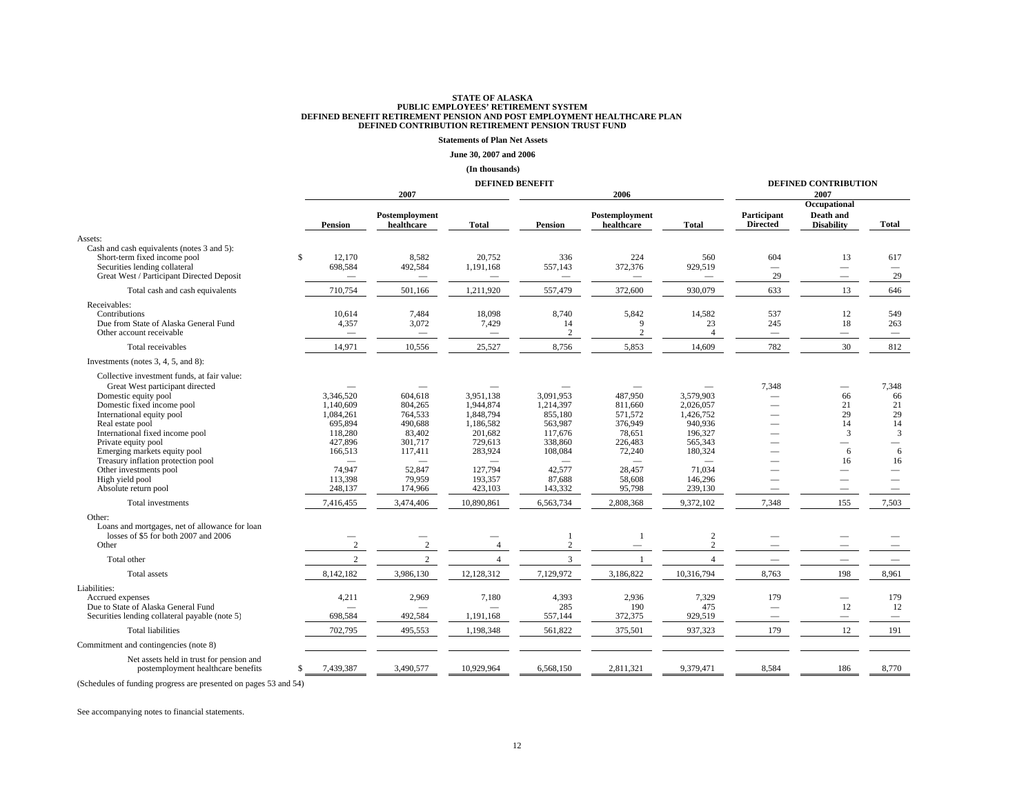**STATE OF ALASKA**
**PUBLIC EMPLOYEES' RETIREMENT SYSTEM**
**DEFINED BENEFIT RETIREMENT PENSION AND POST EMPLOYMENT HEALTHCARE PLAN**
**DEFINED CONTRIBUTION RETIREMENT PENSION TRUST FUND**

**Statements of Plan Net Assets**

**June 30, 2007 and 2006**

**(In thousands)**

| | DEFINED BENEFIT | | | | | | DEFINED CONTRIBUTION | | |
|---|---|---|---|---|---|---|---|---|---|
| | 2007 | | | 2006 | | | 2007 | | |
| | Pension | Postemployment healthcare | Total | Pension | Postemployment healthcare | Total | Participant Directed | Occupational Death and Disability | Total |
| **Assets:** | | | | | | | | | |
| Cash and cash equivalents (notes 3 and 5): | | | | | | | | | |
| Short-term fixed income pool | $ 12,170 | 8,582 | 20,752 | 336 | 224 | 560 | 604 | 13 | 617 |
| Securities lending collateral | 698,584 | 492,584 | 1,191,168 | 557,143 | 372,376 | 929,519 | — | — | — |
| Great West / Participant Directed Deposit | — | — | — | — | — | — | 29 | — | 29 |
| Total cash and cash equivalents | 710,754 | 501,166 | 1,211,920 | 557,479 | 372,600 | 930,079 | 633 | 13 | 646 |
| Receivables: | | | | | | | | | |
| Contributions | 10,614 | 7,484 | 18,098 | 8,740 | 5,842 | 14,582 | 537 | 12 | 549 |
| Due from State of Alaska General Fund | 4,357 | 3,072 | 7,429 | 14 | 9 | 23 | 245 | 18 | 263 |
| Other account receivable | — | — | — | 2 | 2 | 4 | — | — | — |
| Total receivables | 14,971 | 10,556 | 25,527 | 8,756 | 5,853 | 14,609 | 782 | 30 | 812 |
| Investments (notes 3, 4, 5, and 8): | | | | | | | | | |
| Collective investment funds, at fair value: | | | | | | | | | |
| Great West participant directed | — | — | — | — | — | — | 7,348 | — | 7,348 |
| Domestic equity pool | 3,346,520 | 604,618 | 3,951,138 | 3,091,953 | 487,950 | 3,579,903 | — | 66 | 66 |
| Domestic fixed income pool | 1,140,609 | 804,265 | 1,944,874 | 1,214,397 | 811,660 | 2,026,057 | — | 21 | 21 |
| International equity pool | 1,084,261 | 764,533 | 1,848,794 | 855,180 | 571,572 | 1,426,752 | — | 29 | 29 |
| Real estate pool | 695,894 | 490,688 | 1,186,582 | 563,987 | 376,949 | 940,936 | — | 14 | 14 |
| International fixed income pool | 118,280 | 83,402 | 201,682 | 117,676 | 78,651 | 196,327 | — | 3 | 3 |
| Private equity pool | 427,896 | 301,717 | 729,613 | 338,860 | 226,483 | 565,343 | — | — | — |
| Emerging markets equity pool | 166,513 | 117,411 | 283,924 | 108,084 | 72,240 | 180,324 | — | 6 | 6 |
| Treasury inflation protection pool | — | — | — | — | — | — | — | 16 | 16 |
| Other investments pool | 74,947 | 52,847 | 127,794 | 42,577 | 28,457 | 71,034 | — | — | — |
| High yield pool | 113,398 | 79,959 | 193,357 | 87,688 | 58,608 | 146,296 | — | — | — |
| Absolute return pool | 248,137 | 174,966 | 423,103 | 143,332 | 95,798 | 239,130 | — | — | — |
| Total investments | 7,416,455 | 3,474,406 | 10,890,861 | 6,563,734 | 2,808,368 | 9,372,102 | 7,348 | 155 | 7,503 |
| Other: | | | | | | | | | |
| Loans and mortgages, net of allowance for loan losses of $5 for both 2007 and 2006 | — | — | — | 1 | 1 | 2 | — | — | — |
| Other | 2 | 2 | 4 | 2 | — | 2 | — | — | — |
| Total other | 2 | 2 | 4 | 3 | 1 | 4 | — | — | — |
| Total assets | 8,142,182 | 3,986,130 | 12,128,312 | 7,129,972 | 3,186,822 | 10,316,794 | 8,763 | 198 | 8,961 |
| **Liabilities:** | | | | | | | | | |
| Accrued expenses | 4,211 | 2,969 | 7,180 | 4,393 | 2,936 | 7,329 | 179 | — | 179 |
| Due to State of Alaska General Fund | — | — | — | 285 | 190 | 475 | — | 12 | 12 |
| Securities lending collateral payable (note 5) | 698,584 | 492,584 | 1,191,168 | 557,144 | 372,375 | 929,519 | — | — | — |
| Total liabilities | 702,795 | 495,553 | 1,198,348 | 561,822 | 375,501 | 937,323 | 179 | 12 | 191 |
| Commitment and contingencies (note 8) | | | | | | | | | |
| Net assets held in trust for pension and postemployment healthcare benefits | $ 7,439,387 | 3,490,577 | 10,929,964 | 6,568,150 | 2,811,321 | 9,379,471 | 8,584 | 186 | 8,770 |

(Schedules of funding progress are presented on pages 53 and 54)

See accompanying notes to financial statements.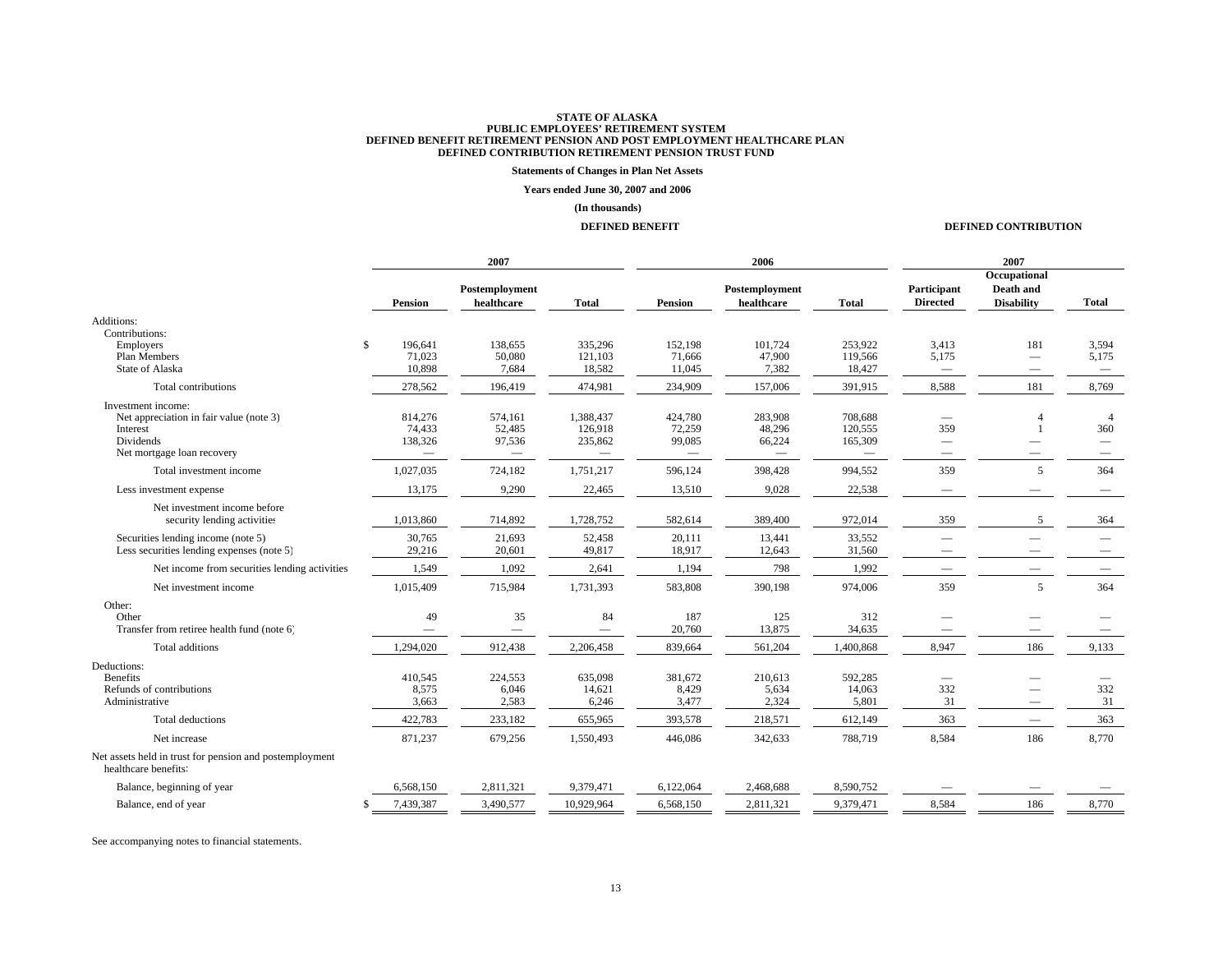# STATE OF ALASKA
## PUBLIC EMPLOYEES' RETIREMENT SYSTEM
## DEFINED BENEFIT RETIREMENT PENSION AND POST EMPLOYMENT HEALTHCARE PLAN
## DEFINED CONTRIBUTION RETIREMENT PENSION TRUST FUND

**Statements of Changes in Plan Net Assets**

**Years ended June 30, 2007 and 2006**

**(In thousands)**

| | DEFINED BENEFIT | | | | | | DEFINED CONTRIBUTION | | |
|---|---|---|---|---|---|---|---|---|---|
| | 2007 | | | 2006 | | | 2007 | | |
| | Pension | Postemployment healthcare | Total | Pension | Postemployment healthcare | Total | Participant Directed | Occupational Death and Disability | Total |
| Additions: | | | | | | | | | |
| Contributions: | | | | | | | | | |
| Employers | $ 196,641 | 138,655 | 335,296 | 152,198 | 101,724 | 253,922 | 3,413 | 181 | 3,594 |
| Plan Members | 71,023 | 50,080 | 121,103 | 71,666 | 47,900 | 119,566 | 5,175 | — | 5,175 |
| State of Alaska | 10,898 | 7,684 | 18,582 | 11,045 | 7,382 | 18,427 | — | — | — |
| Total contributions | 278,562 | 196,419 | 474,981 | 234,909 | 157,006 | 391,915 | 8,588 | 181 | 8,769 |
| Investment income: | | | | | | | | | |
| Net appreciation in fair value (note 3) | 814,276 | 574,161 | 1,388,437 | 424,780 | 283,908 | 708,688 | — | 4 | 4 |
| Interest | 74,433 | 52,485 | 126,918 | 72,259 | 48,296 | 120,555 | 359 | 1 | 360 |
| Dividends | 138,326 | 97,536 | 235,862 | 99,085 | 66,224 | 165,309 | — | — | — |
| Net mortgage loan recovery | — | — | — | — | — | — | — | — | — |
| Total investment income | 1,027,035 | 724,182 | 1,751,217 | 596,124 | 398,428 | 994,552 | 359 | 5 | 364 |
| Less investment expense | 13,175 | 9,290 | 22,465 | 13,510 | 9,028 | 22,538 | — | — | — |
| Net investment income before security lending activities | 1,013,860 | 714,892 | 1,728,752 | 582,614 | 389,400 | 972,014 | 359 | 5 | 364 |
| Securities lending income (note 5) | 30,765 | 21,693 | 52,458 | 20,111 | 13,441 | 33,552 | — | — | — |
| Less securities lending expenses (note 5) | 29,216 | 20,601 | 49,817 | 18,917 | 12,643 | 31,560 | — | — | — |
| Net income from securities lending activities | 1,549 | 1,092 | 2,641 | 1,194 | 798 | 1,992 | — | — | — |
| Net investment income | 1,015,409 | 715,984 | 1,731,393 | 583,808 | 390,198 | 974,006 | 359 | 5 | 364 |
| Other: | | | | | | | | | |
| Other | 49 | 35 | 84 | 187 | 125 | 312 | — | — | — |
| Transfer from retiree health fund (note 6) | — | — | — | 20,760 | 13,875 | 34,635 | — | — | — |
| Total additions | 1,294,020 | 912,438 | 2,206,458 | 839,664 | 561,204 | 1,400,868 | 8,947 | 186 | 9,133 |
| Deductions: | | | | | | | | | |
| Benefits | 410,545 | 224,553 | 635,098 | 381,672 | 210,613 | 592,285 | — | — | — |
| Refunds of contributions | 8,575 | 6,046 | 14,621 | 8,429 | 5,634 | 14,063 | 332 | — | 332 |
| Administrative | 3,663 | 2,583 | 6,246 | 3,477 | 2,324 | 5,801 | 31 | — | 31 |
| Total deductions | 422,783 | 233,182 | 655,965 | 393,578 | 218,571 | 612,149 | 363 | — | 363 |
| Net increase | 871,237 | 679,256 | 1,550,493 | 446,086 | 342,633 | 788,719 | 8,584 | 186 | 8,770 |
| Net assets held in trust for pension and postemployment healthcare benefits: | | | | | | | | | |
| Balance, beginning of year | 6,568,150 | 2,811,321 | 9,379,471 | 6,122,064 | 2,468,688 | 8,590,752 | — | — | — |
| Balance, end of year | $ 7,439,387 | 3,490,577 | 10,929,964 | 6,568,150 | 2,811,321 | 9,379,471 | 8,584 | 186 | 8,770 |

See accompanying notes to financial statements.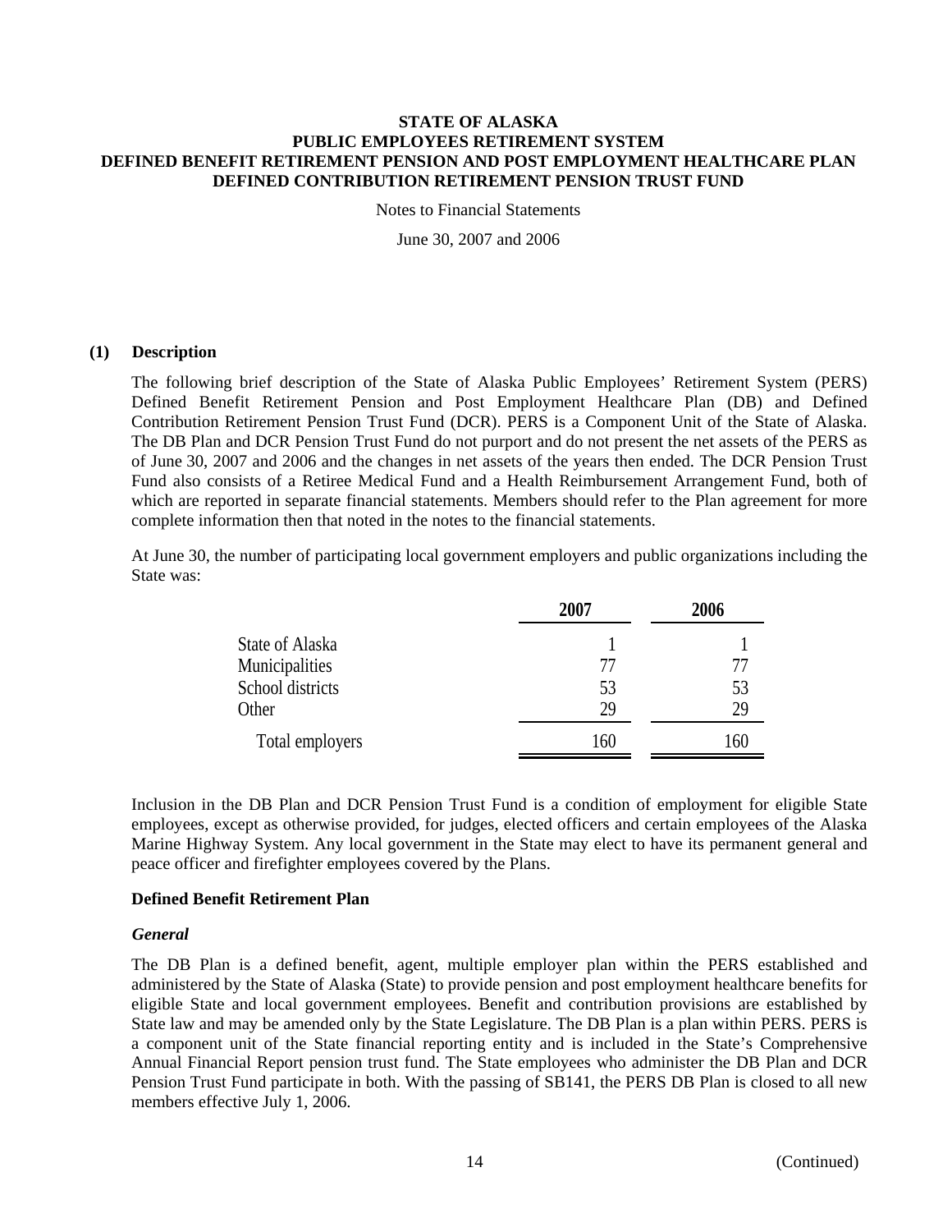# STATE OF ALASKA
# PUBLIC EMPLOYEES RETIREMENT SYSTEM
# DEFINED BENEFIT RETIREMENT PENSION AND POST EMPLOYMENT HEALTHCARE PLAN
# DEFINED CONTRIBUTION RETIREMENT PENSION TRUST FUND

Notes to Financial Statements

June 30, 2007 and 2006

## (1) Description

The following brief description of the State of Alaska Public Employees' Retirement System (PERS) Defined Benefit Retirement Pension and Post Employment Healthcare Plan (DB) and Defined Contribution Retirement Pension Trust Fund (DCR). PERS is a Component Unit of the State of Alaska. The DB Plan and DCR Pension Trust Fund do not purport and do not present the net assets of the PERS as of June 30, 2007 and 2006 and the changes in net assets of the years then ended. The DCR Pension Trust Fund also consists of a Retiree Medical Fund and a Health Reimbursement Arrangement Fund, both of which are reported in separate financial statements. Members should refer to the Plan agreement for more complete information then that noted in the notes to the financial statements.

At June 30, the number of participating local government employers and public organizations including the State was:

| | 2007 | 2006 |
|---|---|---|
| State of Alaska | 1 | 1 |
| Municipalities | 77 | 77 |
| School districts | 53 | 53 |
| Other | 29 | 29 |
| Total employers | 160 | 160 |

Inclusion in the DB Plan and DCR Pension Trust Fund is a condition of employment for eligible State employees, except as otherwise provided, for judges, elected officers and certain employees of the Alaska Marine Highway System. Any local government in the State may elect to have its permanent general and peace officer and firefighter employees covered by the Plans.

### Defined Benefit Retirement Plan

#### *General*

The DB Plan is a defined benefit, agent, multiple employer plan within the PERS established and administered by the State of Alaska (State) to provide pension and post employment healthcare benefits for eligible State and local government employees. Benefit and contribution provisions are established by State law and may be amended only by the State Legislature. The DB Plan is a plan within PERS. PERS is a component unit of the State financial reporting entity and is included in the State's Comprehensive Annual Financial Report pension trust fund. The State employees who administer the DB Plan and DCR Pension Trust Fund participate in both. With the passing of SB141, the PERS DB Plan is closed to all new members effective July 1, 2006.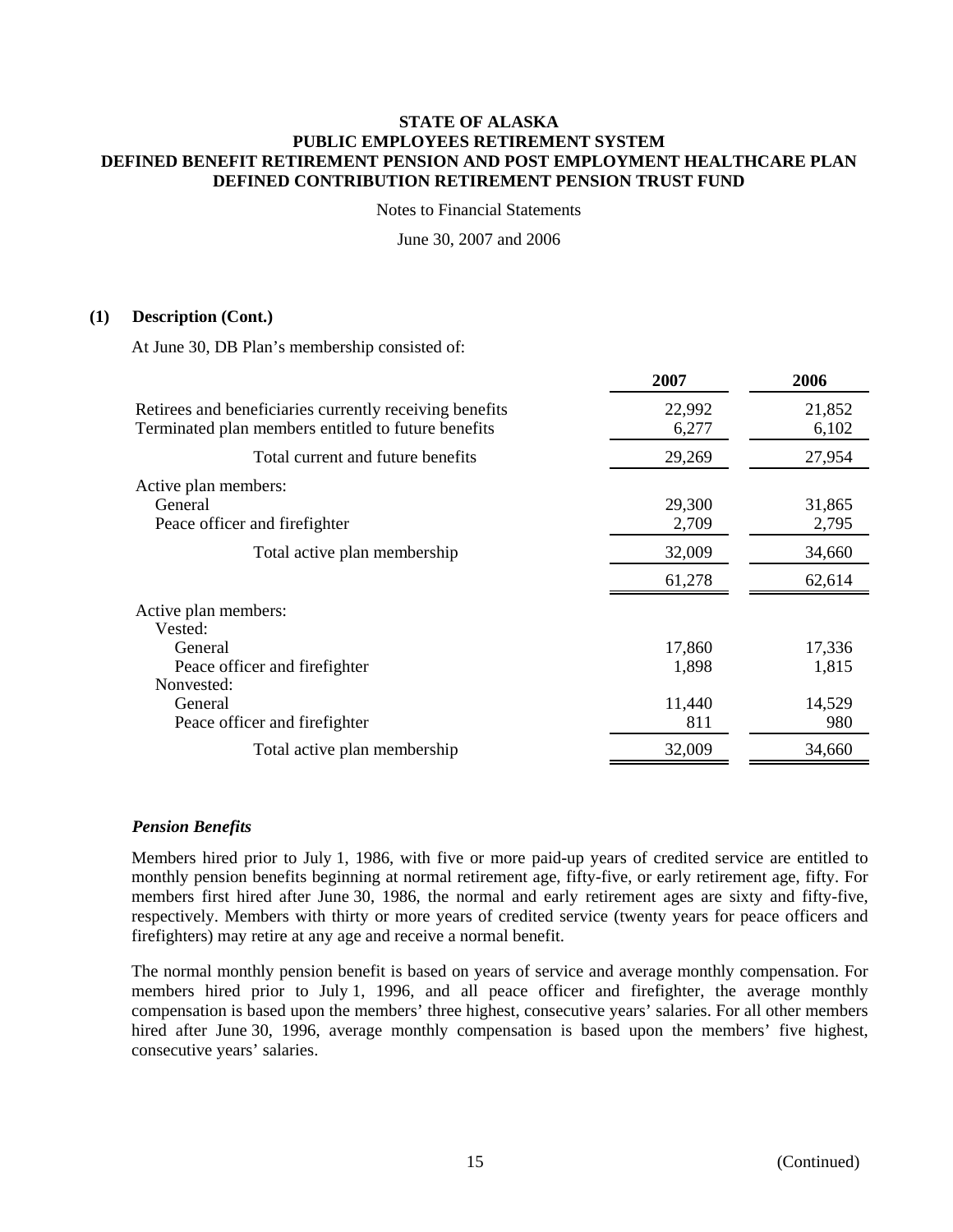# STATE OF ALASKA
## PUBLIC EMPLOYEES RETIREMENT SYSTEM
## DEFINED BENEFIT RETIREMENT PENSION AND POST EMPLOYMENT HEALTHCARE PLAN
## DEFINED CONTRIBUTION RETIREMENT PENSION TRUST FUND

Notes to Financial Statements

June 30, 2007 and 2006

**(1) Description (Cont.)**

At June 30, DB Plan's membership consisted of:

| | 2007 | 2006 |
|---|---|---|
| Retirees and beneficiaries currently receiving benefits | 22,992 | 21,852 |
| Terminated plan members entitled to future benefits | 6,277 | 6,102 |
| Total current and future benefits | 29,269 | 27,954 |
| Active plan members: | | |
| General | 29,300 | 31,865 |
| Peace officer and firefighter | 2,709 | 2,795 |
| Total active plan membership | 32,009 | 34,660 |
| | 61,278 | 62,614 |
| Active plan members: | | |
| Vested: | | |
| General | 17,860 | 17,336 |
| Peace officer and firefighter | 1,898 | 1,815 |
| Nonvested: | | |
| General | 11,440 | 14,529 |
| Peace officer and firefighter | 811 | 980 |
| Total active plan membership | 32,009 | 34,660 |

***Pension Benefits***

Members hired prior to July 1, 1986, with five or more paid-up years of credited service are entitled to monthly pension benefits beginning at normal retirement age, fifty-five, or early retirement age, fifty. For members first hired after June 30, 1986, the normal and early retirement ages are sixty and fifty-five, respectively. Members with thirty or more years of credited service (twenty years for peace officers and firefighters) may retire at any age and receive a normal benefit.

The normal monthly pension benefit is based on years of service and average monthly compensation. For members hired prior to July 1, 1996, and all peace officer and firefighter, the average monthly compensation is based upon the members' three highest, consecutive years' salaries. For all other members hired after June 30, 1996, average monthly compensation is based upon the members' five highest, consecutive years' salaries.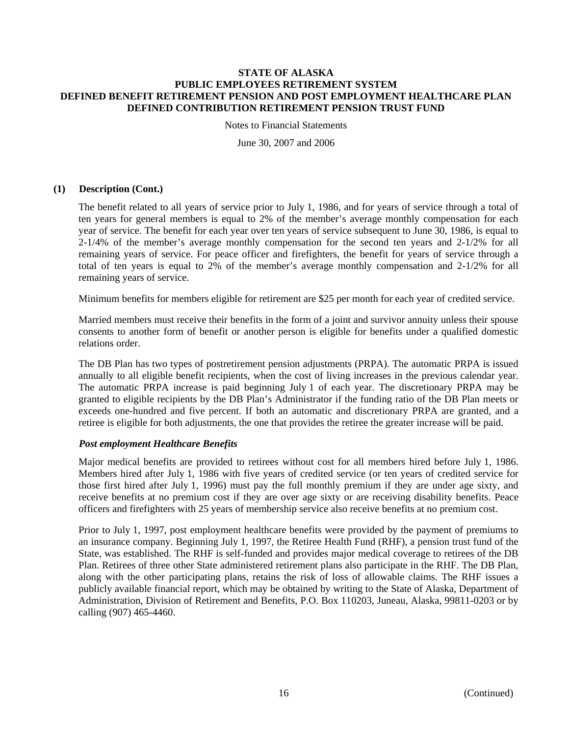### (1) Description (Cont.)

The benefit related to all years of service prior to July 1, 1986, and for years of service through a total of ten years for general members is equal to 2% of the member's average monthly compensation for each year of service. The benefit for each year over ten years of service subsequent to June 30, 1986, is equal to 2-1/4% of the member's average monthly compensation for the second ten years and 2-1/2% for all remaining years of service. For peace officer and firefighters, the benefit for years of service through a total of ten years is equal to 2% of the member's average monthly compensation and 2-1/2% for all remaining years of service.

Minimum benefits for members eligible for retirement are $25 per month for each year of credited service.

Married members must receive their benefits in the form of a joint and survivor annuity unless their spouse consents to another form of benefit or another person is eligible for benefits under a qualified domestic relations order.

The DB Plan has two types of postretirement pension adjustments (PRPA). The automatic PRPA is issued annually to all eligible benefit recipients, when the cost of living increases in the previous calendar year. The automatic PRPA increase is paid beginning July 1 of each year. The discretionary PRPA may be granted to eligible recipients by the DB Plan's Administrator if the funding ratio of the DB Plan meets or exceeds one-hundred and five percent. If both an automatic and discretionary PRPA are granted, and a retiree is eligible for both adjustments, the one that provides the retiree the greater increase will be paid.

***Post employment Healthcare Benefits***

Major medical benefits are provided to retirees without cost for all members hired before July 1, 1986. Members hired after July 1, 1986 with five years of credited service (or ten years of credited service for those first hired after July 1, 1996) must pay the full monthly premium if they are under age sixty, and receive benefits at no premium cost if they are over age sixty or are receiving disability benefits. Peace officers and firefighters with 25 years of membership service also receive benefits at no premium cost.

Prior to July 1, 1997, post employment healthcare benefits were provided by the payment of premiums to an insurance company. Beginning July 1, 1997, the Retiree Health Fund (RHF), a pension trust fund of the State, was established. The RHF is self-funded and provides major medical coverage to retirees of the DB Plan. Retirees of three other State administered retirement plans also participate in the RHF. The DB Plan, along with the other participating plans, retains the risk of loss of allowable claims. The RHF issues a publicly available financial report, which may be obtained by writing to the State of Alaska, Department of Administration, Division of Retirement and Benefits, P.O. Box 110203, Juneau, Alaska, 99811-0203 or by calling (907) 465-4460.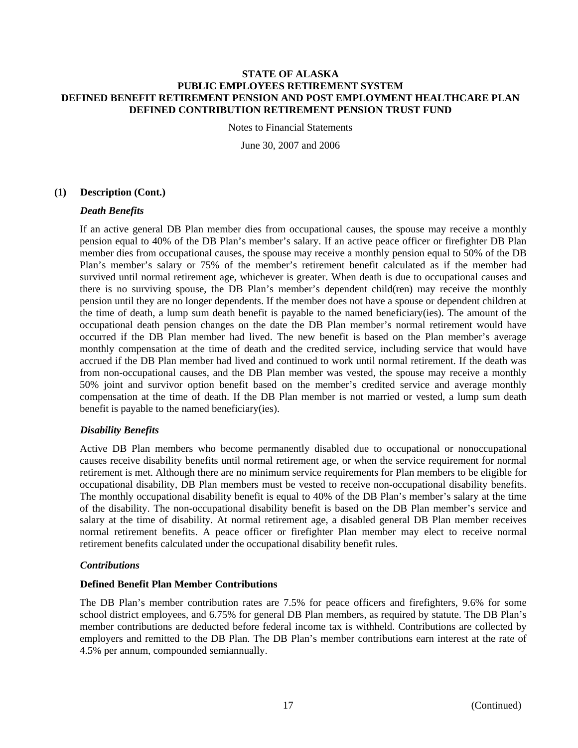## (1) Description (Cont.)

### *Death Benefits*

If an active general DB Plan member dies from occupational causes, the spouse may receive a monthly pension equal to 40% of the DB Plan's member's salary. If an active peace officer or firefighter DB Plan member dies from occupational causes, the spouse may receive a monthly pension equal to 50% of the DB Plan's member's salary or 75% of the member's retirement benefit calculated as if the member had survived until normal retirement age, whichever is greater. When death is due to occupational causes and there is no surviving spouse, the DB Plan's member's dependent child(ren) may receive the monthly pension until they are no longer dependents. If the member does not have a spouse or dependent children at the time of death, a lump sum death benefit is payable to the named beneficiary(ies). The amount of the occupational death pension changes on the date the DB Plan member's normal retirement would have occurred if the DB Plan member had lived. The new benefit is based on the Plan member's average monthly compensation at the time of death and the credited service, including service that would have accrued if the DB Plan member had lived and continued to work until normal retirement. If the death was from non-occupational causes, and the DB Plan member was vested, the spouse may receive a monthly 50% joint and survivor option benefit based on the member's credited service and average monthly compensation at the time of death. If the DB Plan member is not married or vested, a lump sum death benefit is payable to the named beneficiary(ies).

### *Disability Benefits*

Active DB Plan members who become permanently disabled due to occupational or nonoccupational causes receive disability benefits until normal retirement age, or when the service requirement for normal retirement is met. Although there are no minimum service requirements for Plan members to be eligible for occupational disability, DB Plan members must be vested to receive non-occupational disability benefits. The monthly occupational disability benefit is equal to 40% of the DB Plan's member's salary at the time of the disability. The non-occupational disability benefit is based on the DB Plan member's service and salary at the time of disability. At normal retirement age, a disabled general DB Plan member receives normal retirement benefits. A peace officer or firefighter Plan member may elect to receive normal retirement benefits calculated under the occupational disability benefit rules.

### *Contributions*

#### Defined Benefit Plan Member Contributions

The DB Plan's member contribution rates are 7.5% for peace officers and firefighters, 9.6% for some school district employees, and 6.75% for general DB Plan members, as required by statute. The DB Plan's member contributions are deducted before federal income tax is withheld. Contributions are collected by employers and remitted to the DB Plan. The DB Plan's member contributions earn interest at the rate of 4.5% per annum, compounded semiannually.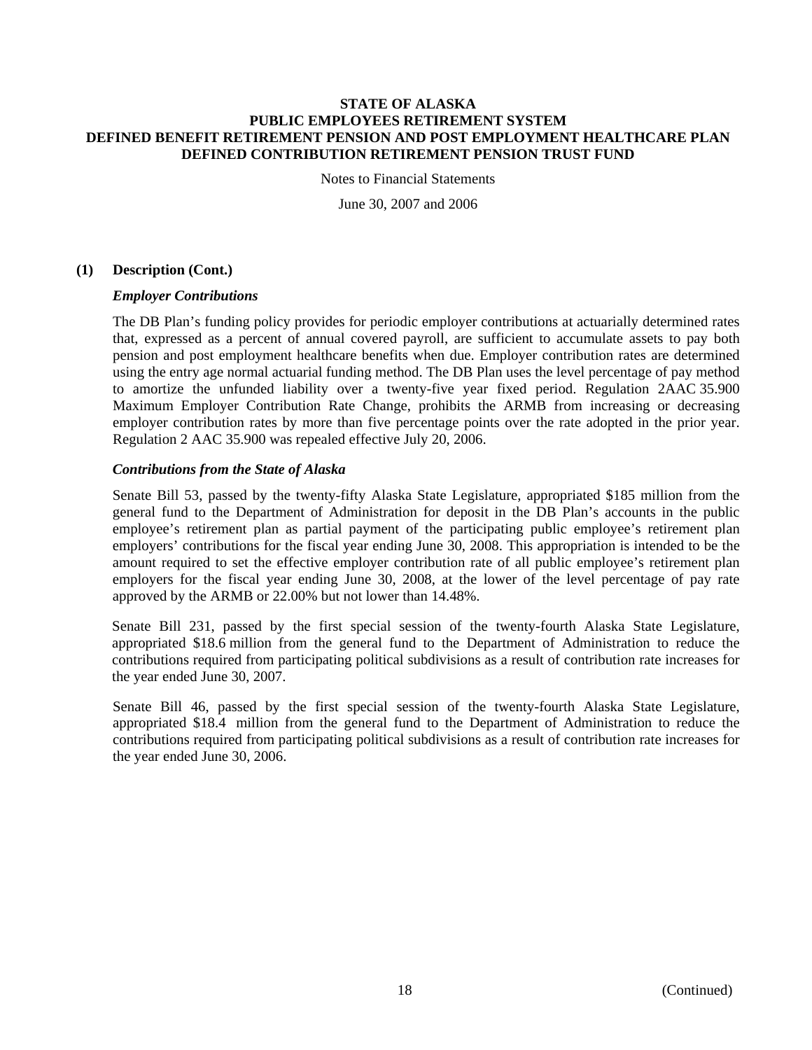#### (1) Description (Cont.)

***Employer Contributions***

The DB Plan's funding policy provides for periodic employer contributions at actuarially determined rates that, expressed as a percent of annual covered payroll, are sufficient to accumulate assets to pay both pension and post employment healthcare benefits when due. Employer contribution rates are determined using the entry age normal actuarial funding method. The DB Plan uses the level percentage of pay method to amortize the unfunded liability over a twenty-five year fixed period. Regulation 2AAC 35.900 Maximum Employer Contribution Rate Change, prohibits the ARMB from increasing or decreasing employer contribution rates by more than five percentage points over the rate adopted in the prior year. Regulation 2 AAC 35.900 was repealed effective July 20, 2006.

***Contributions from the State of Alaska***

Senate Bill 53, passed by the twenty-fifty Alaska State Legislature, appropriated $185 million from the general fund to the Department of Administration for deposit in the DB Plan's accounts in the public employee's retirement plan as partial payment of the participating public employee's retirement plan employers' contributions for the fiscal year ending June 30, 2008. This appropriation is intended to be the amount required to set the effective employer contribution rate of all public employee's retirement plan employers for the fiscal year ending June 30, 2008, at the lower of the level percentage of pay rate approved by the ARMB or 22.00% but not lower than 14.48%.

Senate Bill 231, passed by the first special session of the twenty-fourth Alaska State Legislature, appropriated $18.6 million from the general fund to the Department of Administration to reduce the contributions required from participating political subdivisions as a result of contribution rate increases for the year ended June 30, 2007.

Senate Bill 46, passed by the first special session of the twenty-fourth Alaska State Legislature, appropriated $18.4 million from the general fund to the Department of Administration to reduce the contributions required from participating political subdivisions as a result of contribution rate increases for the year ended June 30, 2006.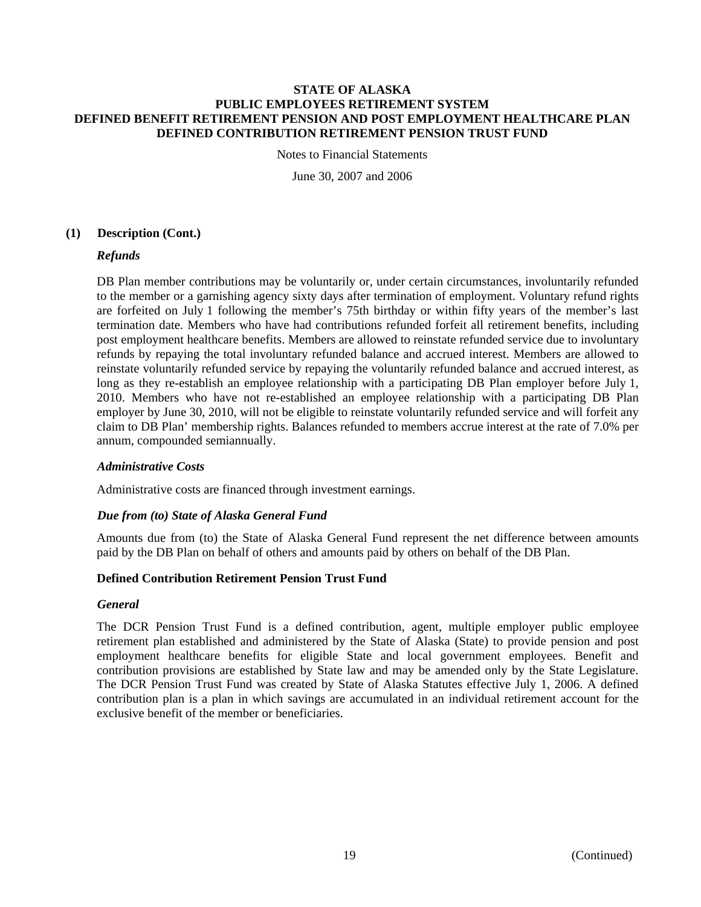## (1) Description (Cont.)

### *Refunds*

DB Plan member contributions may be voluntarily or, under certain circumstances, involuntarily refunded to the member or a garnishing agency sixty days after termination of employment. Voluntary refund rights are forfeited on July 1 following the member's 75th birthday or within fifty years of the member's last termination date. Members who have had contributions refunded forfeit all retirement benefits, including post employment healthcare benefits. Members are allowed to reinstate refunded service due to involuntary refunds by repaying the total involuntary refunded balance and accrued interest. Members are allowed to reinstate voluntarily refunded service by repaying the voluntarily refunded balance and accrued interest, as long as they re-establish an employee relationship with a participating DB Plan employer before July 1, 2010. Members who have not re-established an employee relationship with a participating DB Plan employer by June 30, 2010, will not be eligible to reinstate voluntarily refunded service and will forfeit any claim to DB Plan' membership rights. Balances refunded to members accrue interest at the rate of 7.0% per annum, compounded semiannually.

### *Administrative Costs*

Administrative costs are financed through investment earnings.

### *Due from (to) State of Alaska General Fund*

Amounts due from (to) the State of Alaska General Fund represent the net difference between amounts paid by the DB Plan on behalf of others and amounts paid by others on behalf of the DB Plan.

## Defined Contribution Retirement Pension Trust Fund

### *General*

The DCR Pension Trust Fund is a defined contribution, agent, multiple employer public employee retirement plan established and administered by the State of Alaska (State) to provide pension and post employment healthcare benefits for eligible State and local government employees. Benefit and contribution provisions are established by State law and may be amended only by the State Legislature. The DCR Pension Trust Fund was created by State of Alaska Statutes effective July 1, 2006. A defined contribution plan is a plan in which savings are accumulated in an individual retirement account for the exclusive benefit of the member or beneficiaries.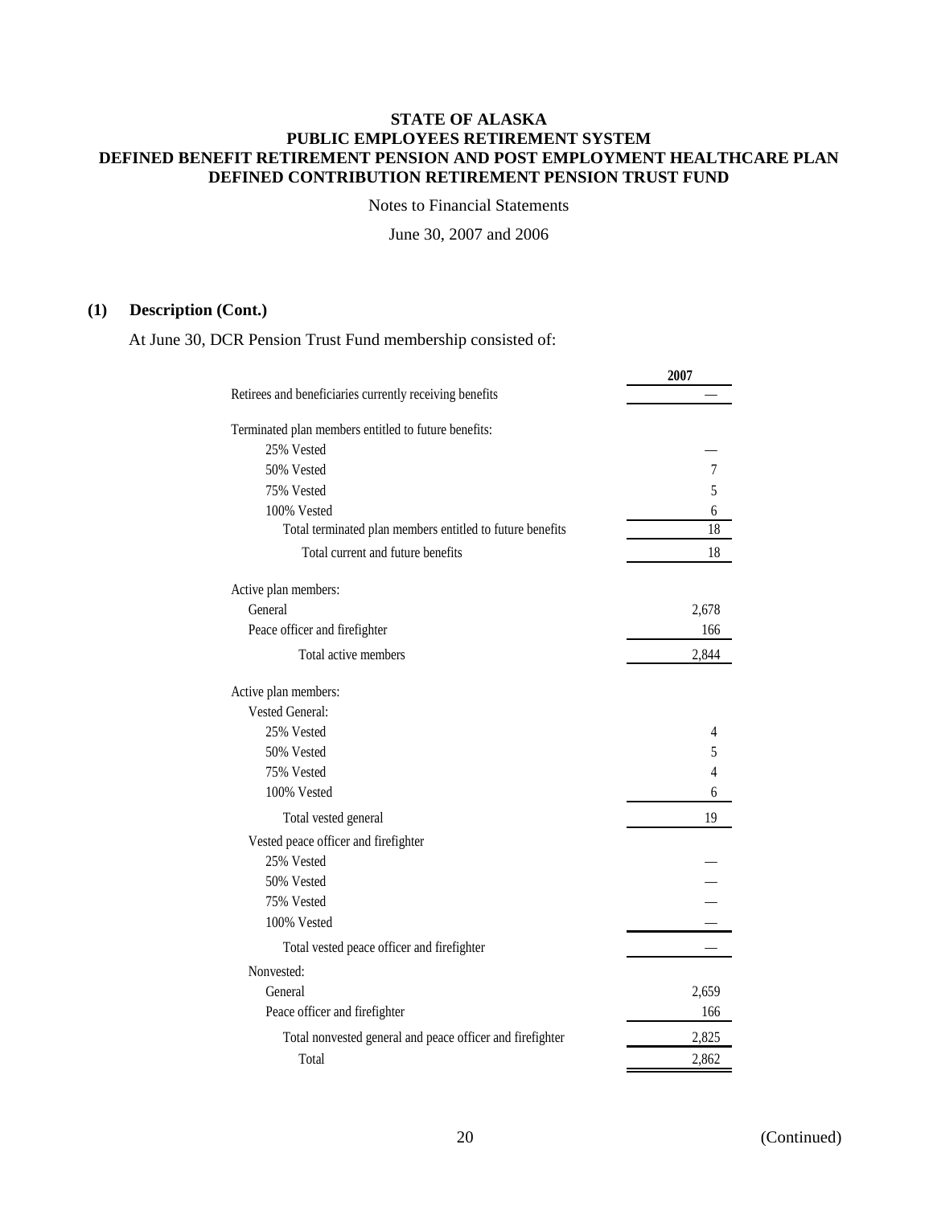## (1) Description (Cont.)

At June 30, DCR Pension Trust Fund membership consisted of:

| | 2007 |
|---|---|
| Retirees and beneficiaries currently receiving benefits | — |
| Terminated plan members entitled to future benefits: | |
| 25% Vested | — |
| 50% Vested | 7 |
| 75% Vested | 5 |
| 100% Vested | 6 |
| Total terminated plan members entitled to future benefits | 18 |
| Total current and future benefits | 18 |
| Active plan members: | |
| General | 2,678 |
| Peace officer and firefighter | 166 |
| Total active members | 2,844 |
| Active plan members: | |
| Vested General: | |
| 25% Vested | 4 |
| 50% Vested | 5 |
| 75% Vested | 4 |
| 100% Vested | 6 |
| Total vested general | 19 |
| Vested peace officer and firefighter | |
| 25% Vested | — |
| 50% Vested | — |
| 75% Vested | — |
| 100% Vested | — |
| Total vested peace officer and firefighter | — |
| Nonvested: | |
| General | 2,659 |
| Peace officer and firefighter | 166 |
| Total nonvested general and peace officer and firefighter | 2,825 |
| Total | 2,862 |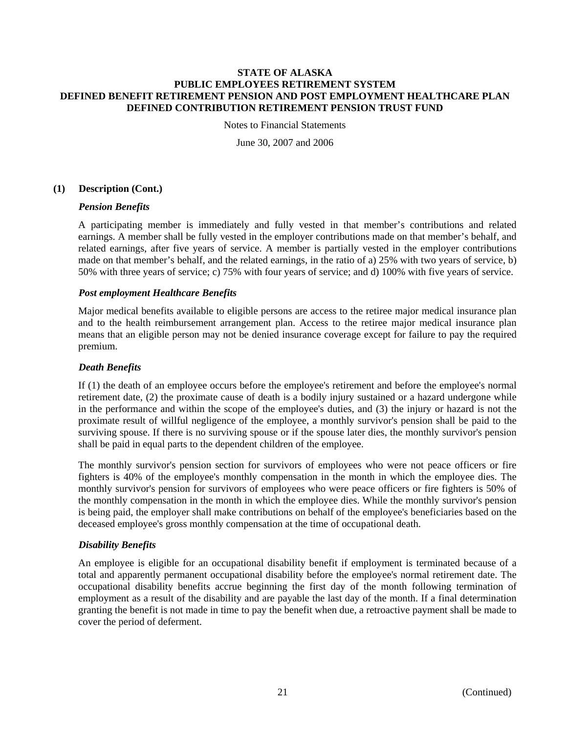## (1) Description (Cont.)

### *Pension Benefits*

A participating member is immediately and fully vested in that member's contributions and related earnings. A member shall be fully vested in the employer contributions made on that member's behalf, and related earnings, after five years of service. A member is partially vested in the employer contributions made on that member's behalf, and the related earnings, in the ratio of a) 25% with two years of service, b) 50% with three years of service; c) 75% with four years of service; and d) 100% with five years of service.

### *Post employment Healthcare Benefits*

Major medical benefits available to eligible persons are access to the retiree major medical insurance plan and to the health reimbursement arrangement plan. Access to the retiree major medical insurance plan means that an eligible person may not be denied insurance coverage except for failure to pay the required premium.

### *Death Benefits*

If (1) the death of an employee occurs before the employee's retirement and before the employee's normal retirement date, (2) the proximate cause of death is a bodily injury sustained or a hazard undergone while in the performance and within the scope of the employee's duties, and (3) the injury or hazard is not the proximate result of willful negligence of the employee, a monthly survivor's pension shall be paid to the surviving spouse. If there is no surviving spouse or if the spouse later dies, the monthly survivor's pension shall be paid in equal parts to the dependent children of the employee.

The monthly survivor's pension section for survivors of employees who were not peace officers or fire fighters is 40% of the employee's monthly compensation in the month in which the employee dies. The monthly survivor's pension for survivors of employees who were peace officers or fire fighters is 50% of the monthly compensation in the month in which the employee dies. While the monthly survivor's pension is being paid, the employer shall make contributions on behalf of the employee's beneficiaries based on the deceased employee's gross monthly compensation at the time of occupational death.

### *Disability Benefits*

An employee is eligible for an occupational disability benefit if employment is terminated because of a total and apparently permanent occupational disability before the employee's normal retirement date. The occupational disability benefits accrue beginning the first day of the month following termination of employment as a result of the disability and are payable the last day of the month. If a final determination granting the benefit is not made in time to pay the benefit when due, a retroactive payment shall be made to cover the period of deferment.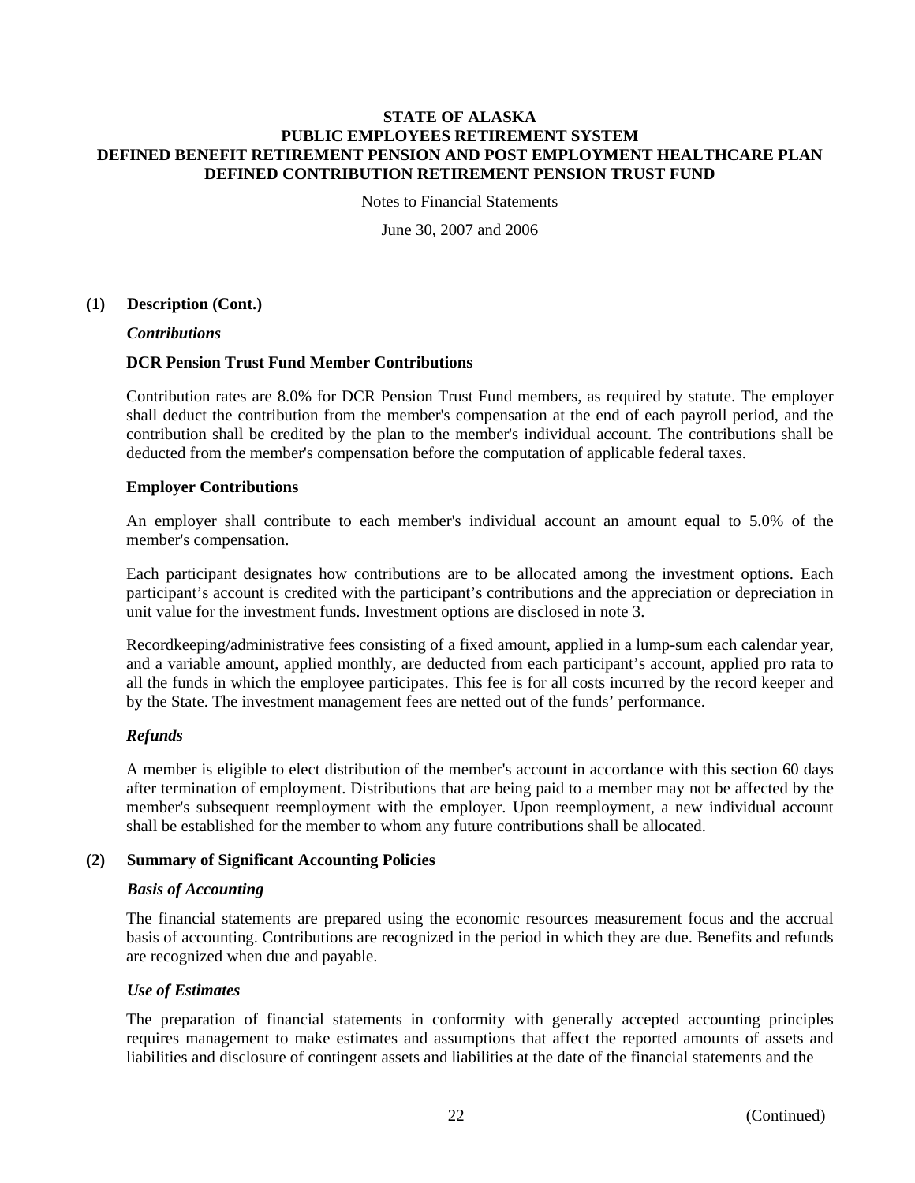**STATE OF ALASKA**
**PUBLIC EMPLOYEES RETIREMENT SYSTEM**
**DEFINED BENEFIT RETIREMENT PENSION AND POST EMPLOYMENT HEALTHCARE PLAN**
**DEFINED CONTRIBUTION RETIREMENT PENSION TRUST FUND**

Notes to Financial Statements

June 30, 2007 and 2006

## (1) Description (Cont.)

### *Contributions*

#### DCR Pension Trust Fund Member Contributions

Contribution rates are 8.0% for DCR Pension Trust Fund members, as required by statute. The employer shall deduct the contribution from the member's compensation at the end of each payroll period, and the contribution shall be credited by the plan to the member's individual account. The contributions shall be deducted from the member's compensation before the computation of applicable federal taxes.

#### Employer Contributions

An employer shall contribute to each member's individual account an amount equal to 5.0% of the member's compensation.

Each participant designates how contributions are to be allocated among the investment options. Each participant's account is credited with the participant's contributions and the appreciation or depreciation in unit value for the investment funds. Investment options are disclosed in note 3.

Recordkeeping/administrative fees consisting of a fixed amount, applied in a lump-sum each calendar year, and a variable amount, applied monthly, are deducted from each participant's account, applied pro rata to all the funds in which the employee participates. This fee is for all costs incurred by the record keeper and by the State. The investment management fees are netted out of the funds' performance.

### *Refunds*

A member is eligible to elect distribution of the member's account in accordance with this section 60 days after termination of employment. Distributions that are being paid to a member may not be affected by the member's subsequent reemployment with the employer. Upon reemployment, a new individual account shall be established for the member to whom any future contributions shall be allocated.

## (2) Summary of Significant Accounting Policies

### *Basis of Accounting*

The financial statements are prepared using the economic resources measurement focus and the accrual basis of accounting. Contributions are recognized in the period in which they are due. Benefits and refunds are recognized when due and payable.

### *Use of Estimates*

The preparation of financial statements in conformity with generally accepted accounting principles requires management to make estimates and assumptions that affect the reported amounts of assets and liabilities and disclosure of contingent assets and liabilities at the date of the financial statements and the

(Continued)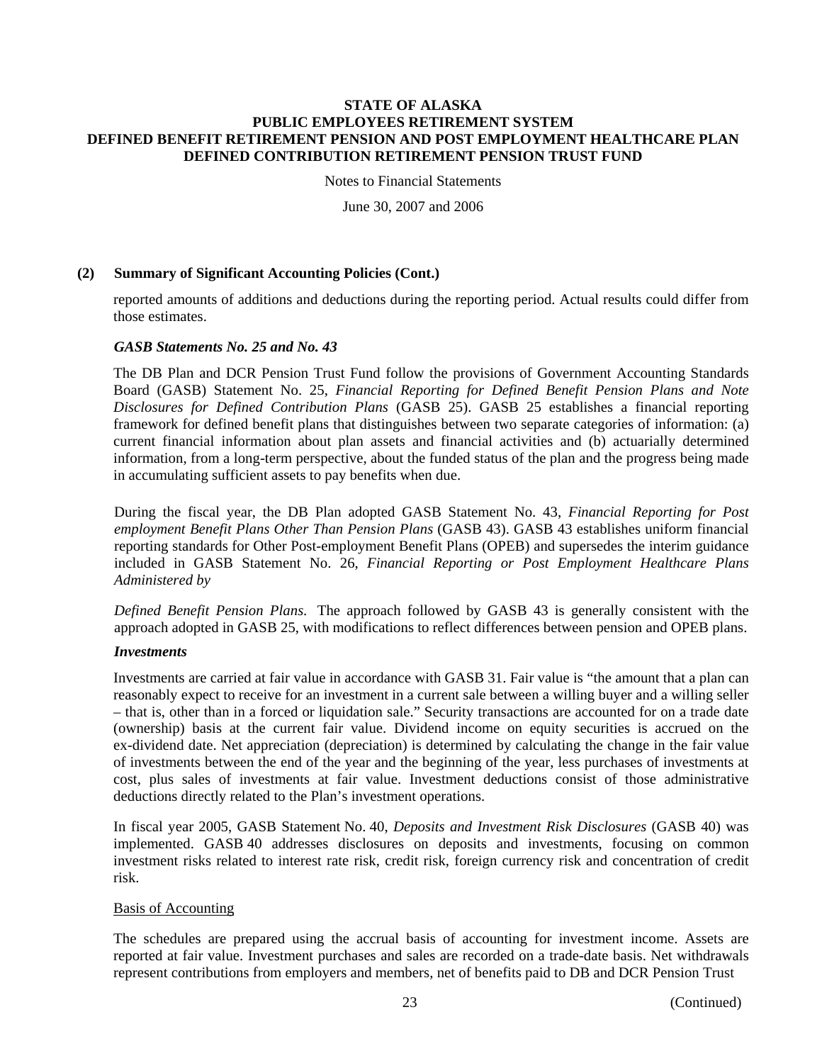### (2) Summary of Significant Accounting Policies (Cont.)

reported amounts of additions and deductions during the reporting period. Actual results could differ from those estimates.

***GASB Statements No. 25 and No. 43***

The DB Plan and DCR Pension Trust Fund follow the provisions of Government Accounting Standards Board (GASB) Statement No. 25, *Financial Reporting for Defined Benefit Pension Plans and Note Disclosures for Defined Contribution Plans* (GASB 25). GASB 25 establishes a financial reporting framework for defined benefit plans that distinguishes between two separate categories of information: (a) current financial information about plan assets and financial activities and (b) actuarially determined information, from a long-term perspective, about the funded status of the plan and the progress being made in accumulating sufficient assets to pay benefits when due.

During the fiscal year, the DB Plan adopted GASB Statement No. 43, *Financial Reporting for Post employment Benefit Plans Other Than Pension Plans* (GASB 43). GASB 43 establishes uniform financial reporting standards for Other Post-employment Benefit Plans (OPEB) and supersedes the interim guidance included in GASB Statement No. 26, *Financial Reporting or Post Employment Healthcare Plans Administered by*

*Defined Benefit Pension Plans*. The approach followed by GASB 43 is generally consistent with the approach adopted in GASB 25, with modifications to reflect differences between pension and OPEB plans.

***Investments***

Investments are carried at fair value in accordance with GASB 31. Fair value is "the amount that a plan can reasonably expect to receive for an investment in a current sale between a willing buyer and a willing seller – that is, other than in a forced or liquidation sale." Security transactions are accounted for on a trade date (ownership) basis at the current fair value. Dividend income on equity securities is accrued on the ex-dividend date. Net appreciation (depreciation) is determined by calculating the change in the fair value of investments between the end of the year and the beginning of the year, less purchases of investments at cost, plus sales of investments at fair value. Investment deductions consist of those administrative deductions directly related to the Plan's investment operations.

In fiscal year 2005, GASB Statement No. 40, *Deposits and Investment Risk Disclosures* (GASB 40) was implemented. GASB 40 addresses disclosures on deposits and investments, focusing on common investment risks related to interest rate risk, credit risk, foreign currency risk and concentration of credit risk.

<u>Basis of Accounting</u>

The schedules are prepared using the accrual basis of accounting for investment income. Assets are reported at fair value. Investment purchases and sales are recorded on a trade-date basis. Net withdrawals represent contributions from employers and members, net of benefits paid to DB and DCR Pension Trust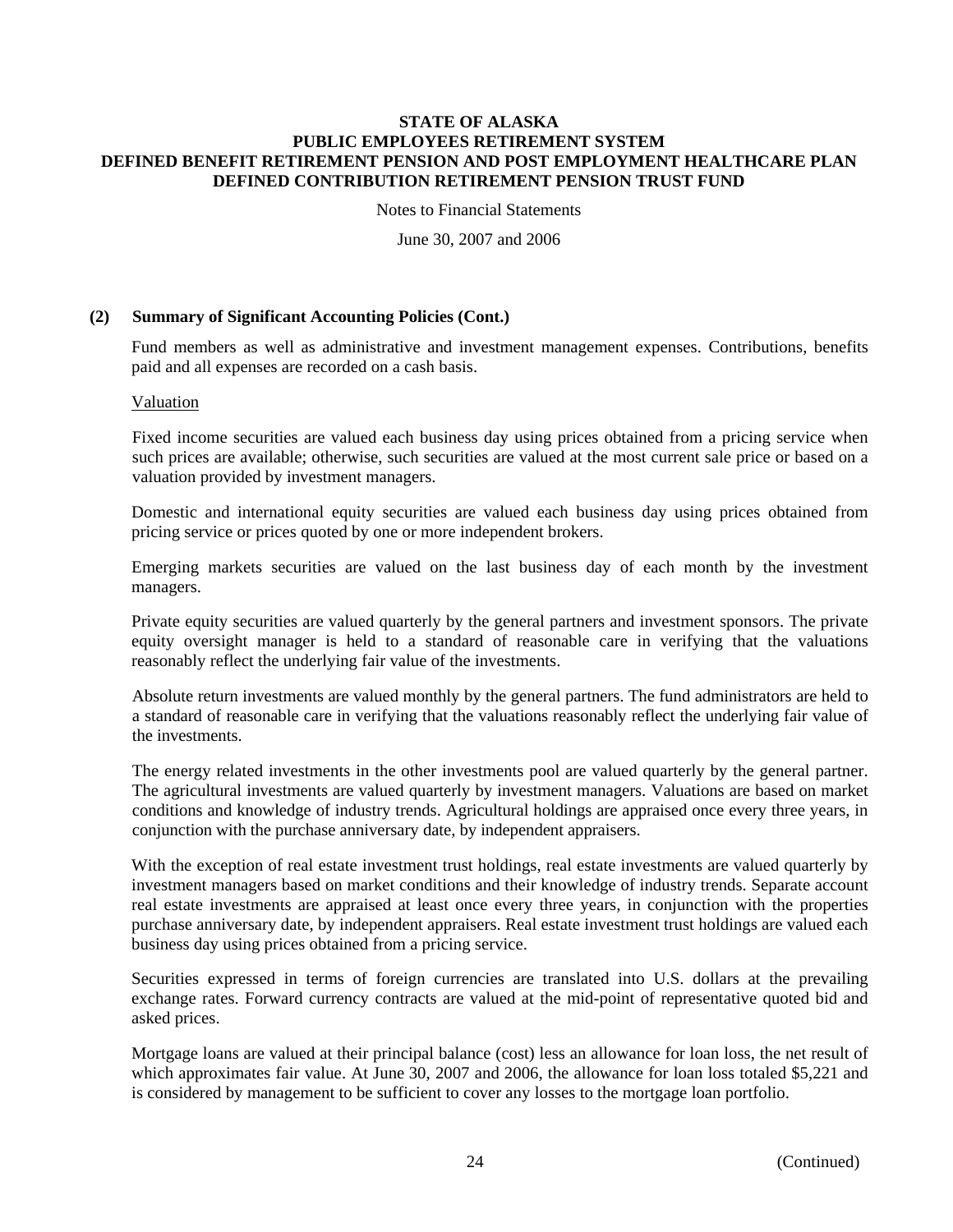### (2) Summary of Significant Accounting Policies (Cont.)

Fund members as well as administrative and investment management expenses. Contributions, benefits paid and all expenses are recorded on a cash basis.

Valuation

Fixed income securities are valued each business day using prices obtained from a pricing service when such prices are available; otherwise, such securities are valued at the most current sale price or based on a valuation provided by investment managers.

Domestic and international equity securities are valued each business day using prices obtained from pricing service or prices quoted by one or more independent brokers.

Emerging markets securities are valued on the last business day of each month by the investment managers.

Private equity securities are valued quarterly by the general partners and investment sponsors. The private equity oversight manager is held to a standard of reasonable care in verifying that the valuations reasonably reflect the underlying fair value of the investments.

Absolute return investments are valued monthly by the general partners. The fund administrators are held to a standard of reasonable care in verifying that the valuations reasonably reflect the underlying fair value of the investments.

The energy related investments in the other investments pool are valued quarterly by the general partner. The agricultural investments are valued quarterly by investment managers. Valuations are based on market conditions and knowledge of industry trends. Agricultural holdings are appraised once every three years, in conjunction with the purchase anniversary date, by independent appraisers.

With the exception of real estate investment trust holdings, real estate investments are valued quarterly by investment managers based on market conditions and their knowledge of industry trends. Separate account real estate investments are appraised at least once every three years, in conjunction with the properties purchase anniversary date, by independent appraisers. Real estate investment trust holdings are valued each business day using prices obtained from a pricing service.

Securities expressed in terms of foreign currencies are translated into U.S. dollars at the prevailing exchange rates. Forward currency contracts are valued at the mid-point of representative quoted bid and asked prices.

Mortgage loans are valued at their principal balance (cost) less an allowance for loan loss, the net result of which approximates fair value. At June 30, 2007 and 2006, the allowance for loan loss totaled $5,221 and is considered by management to be sufficient to cover any losses to the mortgage loan portfolio.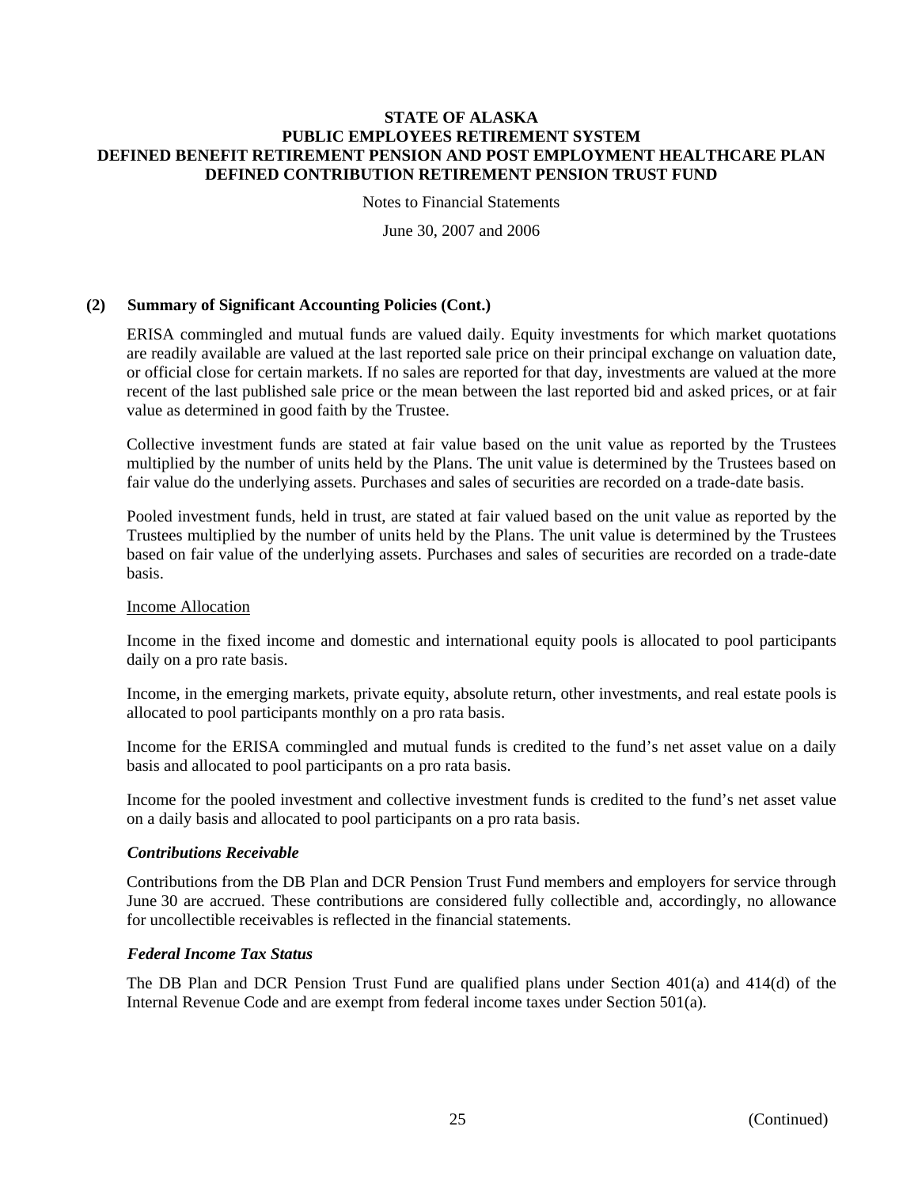### (2) Summary of Significant Accounting Policies (Cont.)

ERISA commingled and mutual funds are valued daily. Equity investments for which market quotations are readily available are valued at the last reported sale price on their principal exchange on valuation date, or official close for certain markets. If no sales are reported for that day, investments are valued at the more recent of the last published sale price or the mean between the last reported bid and asked prices, or at fair value as determined in good faith by the Trustee.

Collective investment funds are stated at fair value based on the unit value as reported by the Trustees multiplied by the number of units held by the Plans. The unit value is determined by the Trustees based on fair value do the underlying assets. Purchases and sales of securities are recorded on a trade-date basis.

Pooled investment funds, held in trust, are stated at fair valued based on the unit value as reported by the Trustees multiplied by the number of units held by the Plans. The unit value is determined by the Trustees based on fair value of the underlying assets. Purchases and sales of securities are recorded on a trade-date basis.

Income Allocation

Income in the fixed income and domestic and international equity pools is allocated to pool participants daily on a pro rate basis.

Income, in the emerging markets, private equity, absolute return, other investments, and real estate pools is allocated to pool participants monthly on a pro rata basis.

Income for the ERISA commingled and mutual funds is credited to the fund's net asset value on a daily basis and allocated to pool participants on a pro rata basis.

Income for the pooled investment and collective investment funds is credited to the fund's net asset value on a daily basis and allocated to pool participants on a pro rata basis.

#### *Contributions Receivable*

Contributions from the DB Plan and DCR Pension Trust Fund members and employers for service through June 30 are accrued. These contributions are considered fully collectible and, accordingly, no allowance for uncollectible receivables is reflected in the financial statements.

#### *Federal Income Tax Status*

The DB Plan and DCR Pension Trust Fund are qualified plans under Section 401(a) and 414(d) of the Internal Revenue Code and are exempt from federal income taxes under Section 501(a).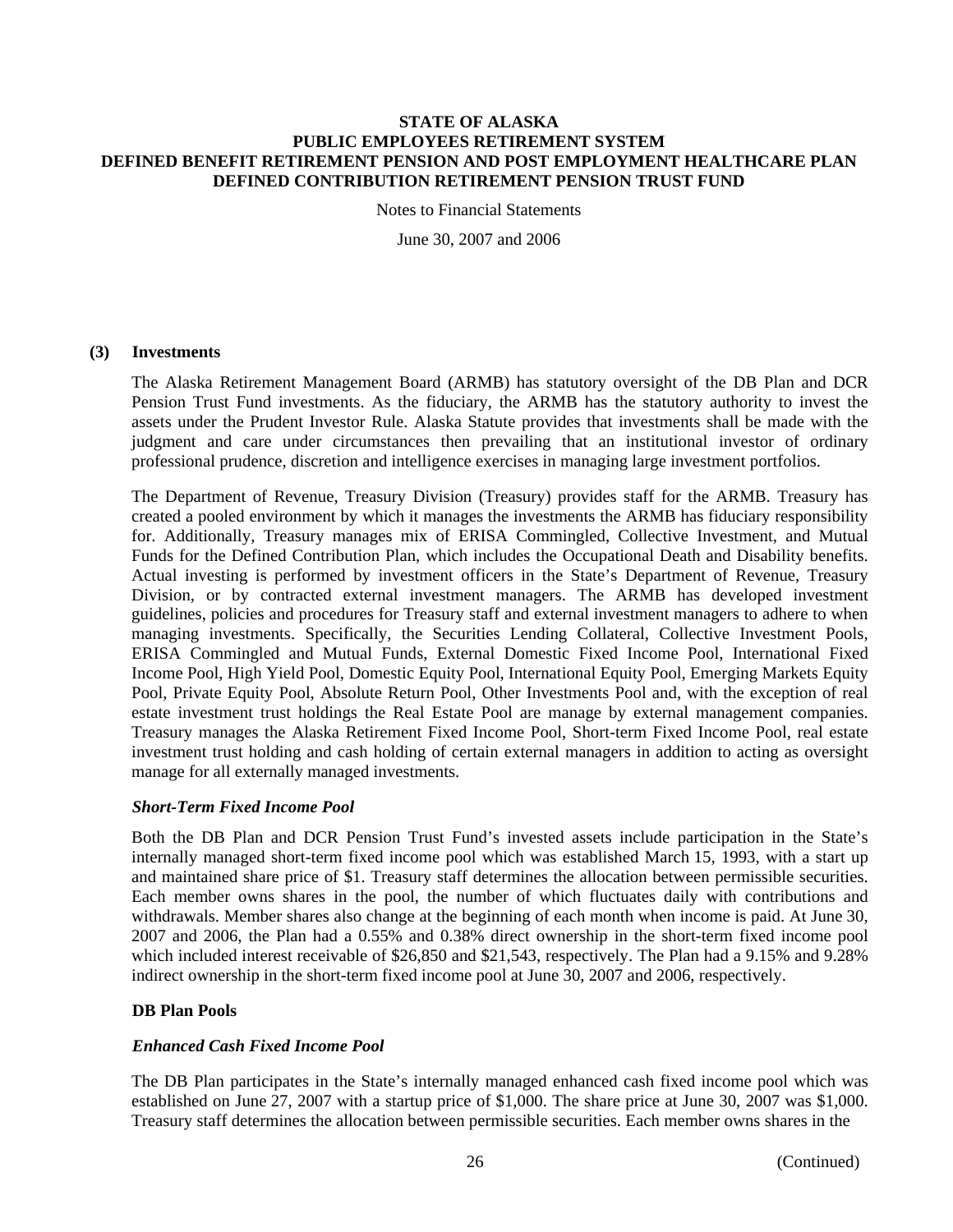**STATE OF ALASKA**
**PUBLIC EMPLOYEES RETIREMENT SYSTEM**
**DEFINED BENEFIT RETIREMENT PENSION AND POST EMPLOYMENT HEALTHCARE PLAN**
**DEFINED CONTRIBUTION RETIREMENT PENSION TRUST FUND**

Notes to Financial Statements

June 30, 2007 and 2006

## (3) Investments

The Alaska Retirement Management Board (ARMB) has statutory oversight of the DB Plan and DCR Pension Trust Fund investments. As the fiduciary, the ARMB has the statutory authority to invest the assets under the Prudent Investor Rule. Alaska Statute provides that investments shall be made with the judgment and care under circumstances then prevailing that an institutional investor of ordinary professional prudence, discretion and intelligence exercises in managing large investment portfolios.

The Department of Revenue, Treasury Division (Treasury) provides staff for the ARMB. Treasury has created a pooled environment by which it manages the investments the ARMB has fiduciary responsibility for. Additionally, Treasury manages mix of ERISA Commingled, Collective Investment, and Mutual Funds for the Defined Contribution Plan, which includes the Occupational Death and Disability benefits. Actual investing is performed by investment officers in the State's Department of Revenue, Treasury Division, or by contracted external investment managers. The ARMB has developed investment guidelines, policies and procedures for Treasury staff and external investment managers to adhere to when managing investments. Specifically, the Securities Lending Collateral, Collective Investment Pools, ERISA Commingled and Mutual Funds, External Domestic Fixed Income Pool, International Fixed Income Pool, High Yield Pool, Domestic Equity Pool, International Equity Pool, Emerging Markets Equity Pool, Private Equity Pool, Absolute Return Pool, Other Investments Pool and, with the exception of real estate investment trust holdings the Real Estate Pool are manage by external management companies. Treasury manages the Alaska Retirement Fixed Income Pool, Short-term Fixed Income Pool, real estate investment trust holding and cash holding of certain external managers in addition to acting as oversight manage for all externally managed investments.

### *Short-Term Fixed Income Pool*

Both the DB Plan and DCR Pension Trust Fund's invested assets include participation in the State's internally managed short-term fixed income pool which was established March 15, 1993, with a start up and maintained share price of $1. Treasury staff determines the allocation between permissible securities. Each member owns shares in the pool, the number of which fluctuates daily with contributions and withdrawals. Member shares also change at the beginning of each month when income is paid. At June 30, 2007 and 2006, the Plan had a 0.55% and 0.38% direct ownership in the short-term fixed income pool which included interest receivable of $26,850 and $21,543, respectively. The Plan had a 9.15% and 9.28% indirect ownership in the short-term fixed income pool at June 30, 2007 and 2006, respectively.

### DB Plan Pools

### *Enhanced Cash Fixed Income Pool*

The DB Plan participates in the State's internally managed enhanced cash fixed income pool which was established on June 27, 2007 with a startup price of $1,000. The share price at June 30, 2007 was $1,000. Treasury staff determines the allocation between permissible securities. Each member owns shares in the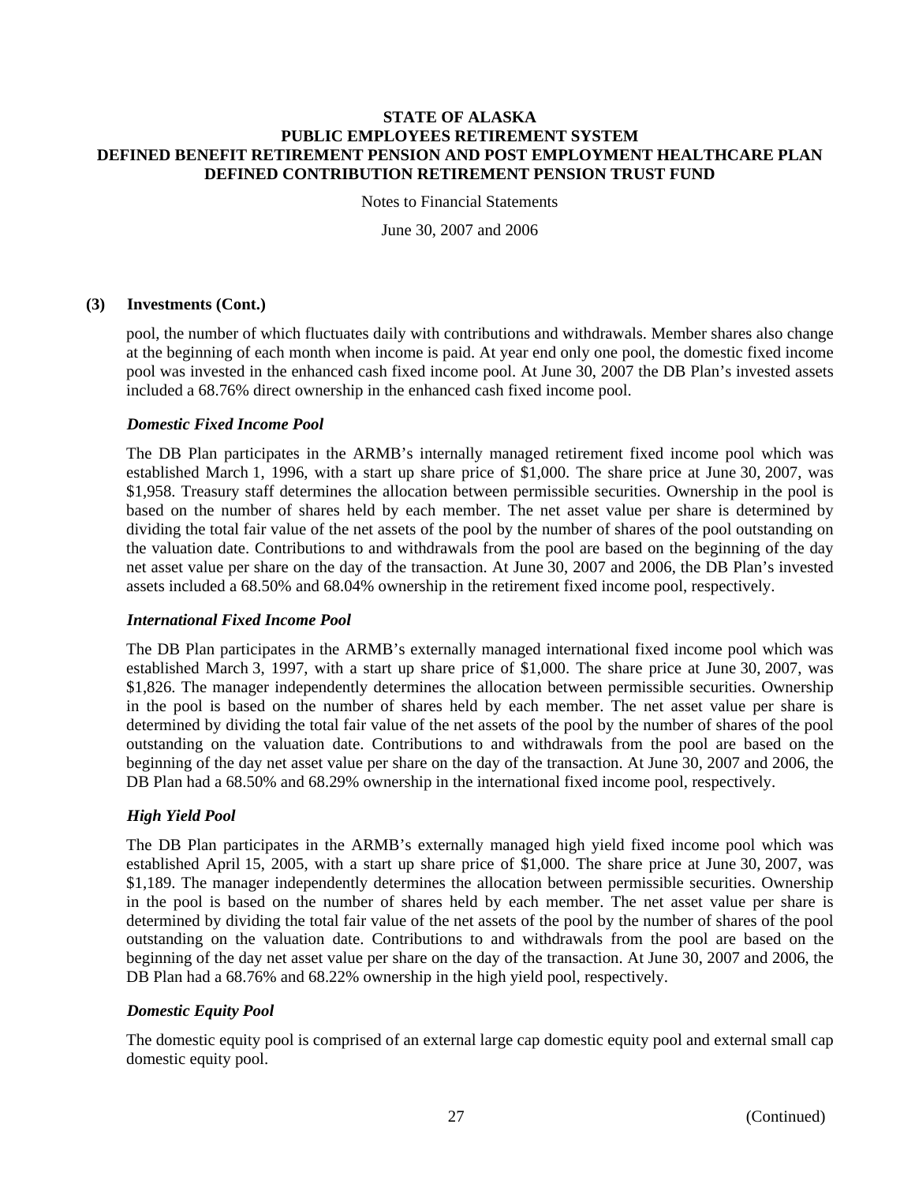## (3) Investments (Cont.)

pool, the number of which fluctuates daily with contributions and withdrawals. Member shares also change at the beginning of each month when income is paid. At year end only one pool, the domestic fixed income pool was invested in the enhanced cash fixed income pool. At June 30, 2007 the DB Plan's invested assets included a 68.76% direct ownership in the enhanced cash fixed income pool.

### *Domestic Fixed Income Pool*

The DB Plan participates in the ARMB's internally managed retirement fixed income pool which was established March 1, 1996, with a start up share price of $1,000. The share price at June 30, 2007, was $1,958. Treasury staff determines the allocation between permissible securities. Ownership in the pool is based on the number of shares held by each member. The net asset value per share is determined by dividing the total fair value of the net assets of the pool by the number of shares of the pool outstanding on the valuation date. Contributions to and withdrawals from the pool are based on the beginning of the day net asset value per share on the day of the transaction. At June 30, 2007 and 2006, the DB Plan's invested assets included a 68.50% and 68.04% ownership in the retirement fixed income pool, respectively.

### *International Fixed Income Pool*

The DB Plan participates in the ARMB's externally managed international fixed income pool which was established March 3, 1997, with a start up share price of $1,000. The share price at June 30, 2007, was $1,826. The manager independently determines the allocation between permissible securities. Ownership in the pool is based on the number of shares held by each member. The net asset value per share is determined by dividing the total fair value of the net assets of the pool by the number of shares of the pool outstanding on the valuation date. Contributions to and withdrawals from the pool are based on the beginning of the day net asset value per share on the day of the transaction. At June 30, 2007 and 2006, the DB Plan had a 68.50% and 68.29% ownership in the international fixed income pool, respectively.

### *High Yield Pool*

The DB Plan participates in the ARMB's externally managed high yield fixed income pool which was established April 15, 2005, with a start up share price of $1,000. The share price at June 30, 2007, was $1,189. The manager independently determines the allocation between permissible securities. Ownership in the pool is based on the number of shares held by each member. The net asset value per share is determined by dividing the total fair value of the net assets of the pool by the number of shares of the pool outstanding on the valuation date. Contributions to and withdrawals from the pool are based on the beginning of the day net asset value per share on the day of the transaction. At June 30, 2007 and 2006, the DB Plan had a 68.76% and 68.22% ownership in the high yield pool, respectively.

### *Domestic Equity Pool*

The domestic equity pool is comprised of an external large cap domestic equity pool and external small cap domestic equity pool.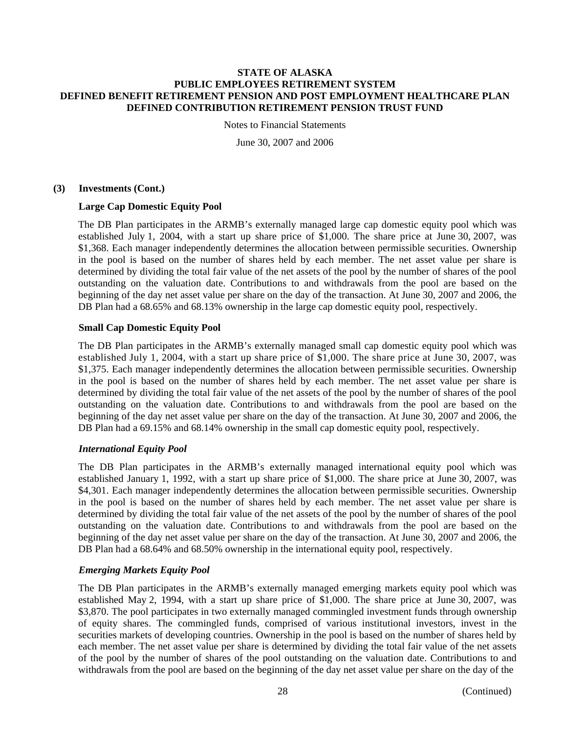### (3) Investments (Cont.)

**Large Cap Domestic Equity Pool**

The DB Plan participates in the ARMB's externally managed large cap domestic equity pool which was established July 1, 2004, with a start up share price of $1,000. The share price at June 30, 2007, was $1,368. Each manager independently determines the allocation between permissible securities. Ownership in the pool is based on the number of shares held by each member. The net asset value per share is determined by dividing the total fair value of the net assets of the pool by the number of shares of the pool outstanding on the valuation date. Contributions to and withdrawals from the pool are based on the beginning of the day net asset value per share on the day of the transaction. At June 30, 2007 and 2006, the DB Plan had a 68.65% and 68.13% ownership in the large cap domestic equity pool, respectively.

**Small Cap Domestic Equity Pool**

The DB Plan participates in the ARMB's externally managed small cap domestic equity pool which was established July 1, 2004, with a start up share price of $1,000. The share price at June 30, 2007, was $1,375. Each manager independently determines the allocation between permissible securities. Ownership in the pool is based on the number of shares held by each member. The net asset value per share is determined by dividing the total fair value of the net assets of the pool by the number of shares of the pool outstanding on the valuation date. Contributions to and withdrawals from the pool are based on the beginning of the day net asset value per share on the day of the transaction. At June 30, 2007 and 2006, the DB Plan had a 69.15% and 68.14% ownership in the small cap domestic equity pool, respectively.

***International Equity Pool***

The DB Plan participates in the ARMB's externally managed international equity pool which was established January 1, 1992, with a start up share price of $1,000. The share price at June 30, 2007, was $4,301. Each manager independently determines the allocation between permissible securities. Ownership in the pool is based on the number of shares held by each member. The net asset value per share is determined by dividing the total fair value of the net assets of the pool by the number of shares of the pool outstanding on the valuation date. Contributions to and withdrawals from the pool are based on the beginning of the day net asset value per share on the day of the transaction. At June 30, 2007 and 2006, the DB Plan had a 68.64% and 68.50% ownership in the international equity pool, respectively.

***Emerging Markets Equity Pool***

The DB Plan participates in the ARMB's externally managed emerging markets equity pool which was established May 2, 1994, with a start up share price of $1,000. The share price at June 30, 2007, was $3,870. The pool participates in two externally managed commingled investment funds through ownership of equity shares. The commingled funds, comprised of various institutional investors, invest in the securities markets of developing countries. Ownership in the pool is based on the number of shares held by each member. The net asset value per share is determined by dividing the total fair value of the net assets of the pool by the number of shares of the pool outstanding on the valuation date. Contributions to and withdrawals from the pool are based on the beginning of the day net asset value per share on the day of the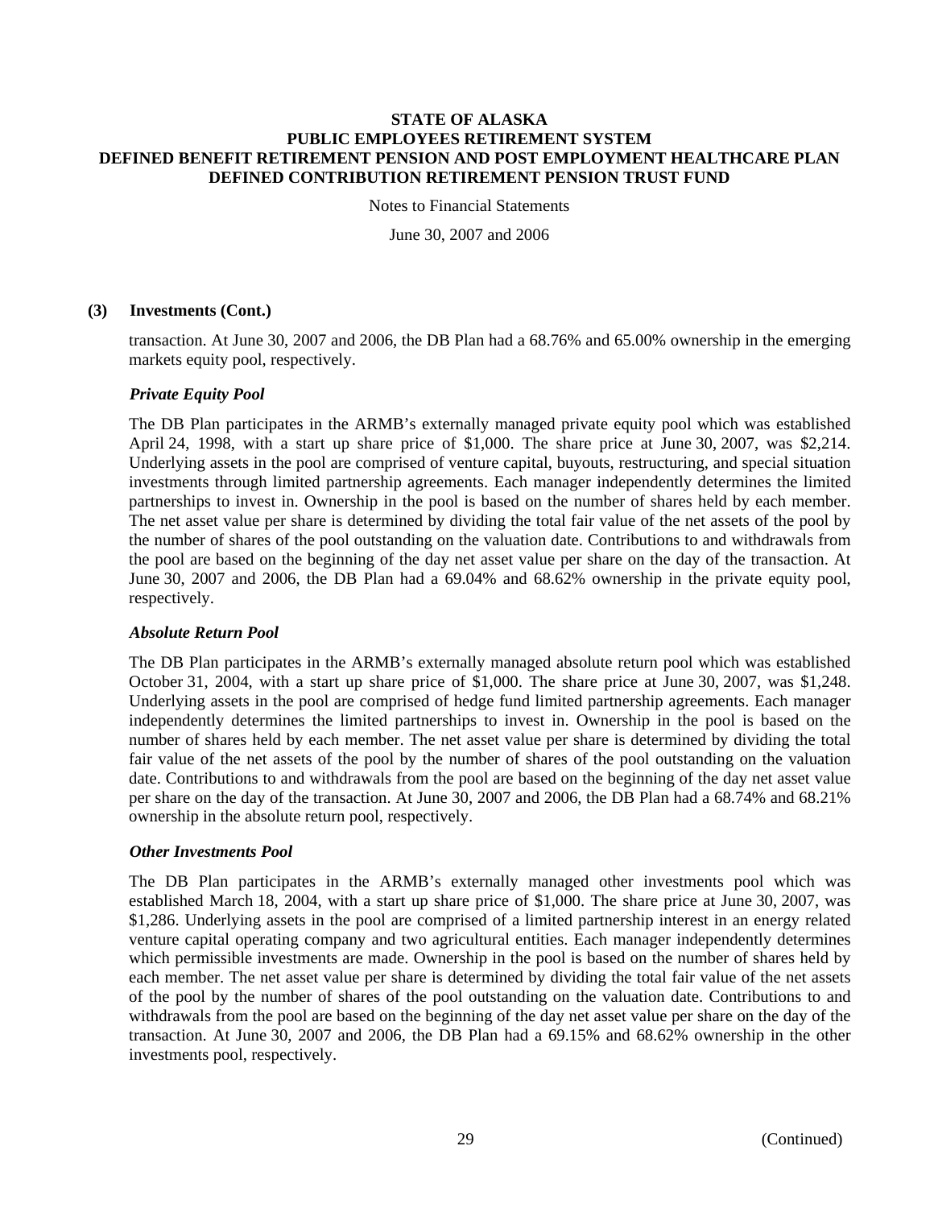### (3) Investments (Cont.)

transaction. At June 30, 2007 and 2006, the DB Plan had a 68.76% and 65.00% ownership in the emerging markets equity pool, respectively.

#### *Private Equity Pool*

The DB Plan participates in the ARMB's externally managed private equity pool which was established April 24, 1998, with a start up share price of $1,000. The share price at June 30, 2007, was $2,214. Underlying assets in the pool are comprised of venture capital, buyouts, restructuring, and special situation investments through limited partnership agreements. Each manager independently determines the limited partnerships to invest in. Ownership in the pool is based on the number of shares held by each member. The net asset value per share is determined by dividing the total fair value of the net assets of the pool by the number of shares of the pool outstanding on the valuation date. Contributions to and withdrawals from the pool are based on the beginning of the day net asset value per share on the day of the transaction. At June 30, 2007 and 2006, the DB Plan had a 69.04% and 68.62% ownership in the private equity pool, respectively.

#### *Absolute Return Pool*

The DB Plan participates in the ARMB's externally managed absolute return pool which was established October 31, 2004, with a start up share price of $1,000. The share price at June 30, 2007, was $1,248. Underlying assets in the pool are comprised of hedge fund limited partnership agreements. Each manager independently determines the limited partnerships to invest in. Ownership in the pool is based on the number of shares held by each member. The net asset value per share is determined by dividing the total fair value of the net assets of the pool by the number of shares of the pool outstanding on the valuation date. Contributions to and withdrawals from the pool are based on the beginning of the day net asset value per share on the day of the transaction. At June 30, 2007 and 2006, the DB Plan had a 68.74% and 68.21% ownership in the absolute return pool, respectively.

#### *Other Investments Pool*

The DB Plan participates in the ARMB's externally managed other investments pool which was established March 18, 2004, with a start up share price of $1,000. The share price at June 30, 2007, was $1,286. Underlying assets in the pool are comprised of a limited partnership interest in an energy related venture capital operating company and two agricultural entities. Each manager independently determines which permissible investments are made. Ownership in the pool is based on the number of shares held by each member. The net asset value per share is determined by dividing the total fair value of the net assets of the pool by the number of shares of the pool outstanding on the valuation date. Contributions to and withdrawals from the pool are based on the beginning of the day net asset value per share on the day of the transaction. At June 30, 2007 and 2006, the DB Plan had a 69.15% and 68.62% ownership in the other investments pool, respectively.

(Continued)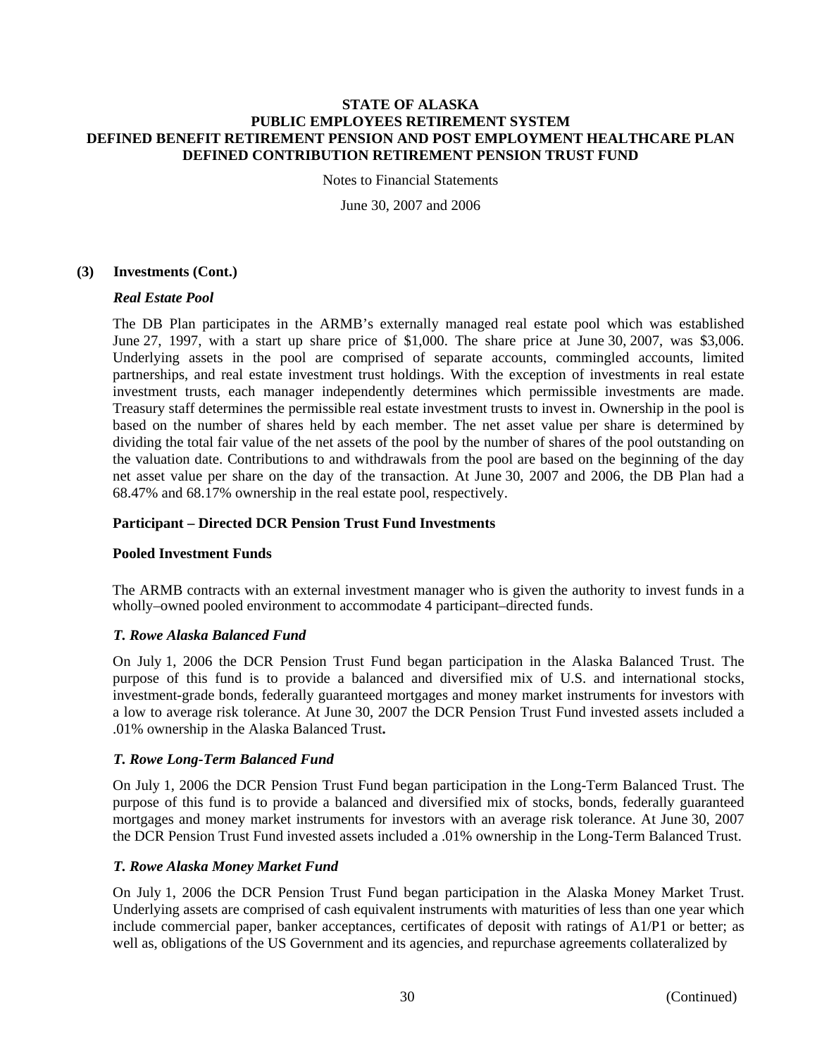### (3) Investments (Cont.)

***Real Estate Pool***

The DB Plan participates in the ARMB's externally managed real estate pool which was established June 27, 1997, with a start up share price of $1,000. The share price at June 30, 2007, was $3,006. Underlying assets in the pool are comprised of separate accounts, commingled accounts, limited partnerships, and real estate investment trust holdings. With the exception of investments in real estate investment trusts, each manager independently determines which permissible investments are made. Treasury staff determines the permissible real estate investment trusts to invest in. Ownership in the pool is based on the number of shares held by each member. The net asset value per share is determined by dividing the total fair value of the net assets of the pool by the number of shares of the pool outstanding on the valuation date. Contributions to and withdrawals from the pool are based on the beginning of the day net asset value per share on the day of the transaction. At June 30, 2007 and 2006, the DB Plan had a 68.47% and 68.17% ownership in the real estate pool, respectively.

**Participant – Directed DCR Pension Trust Fund Investments**

**Pooled Investment Funds**

The ARMB contracts with an external investment manager who is given the authority to invest funds in a wholly–owned pooled environment to accommodate 4 participant–directed funds.

***T. Rowe Alaska Balanced Fund***

On July 1, 2006 the DCR Pension Trust Fund began participation in the Alaska Balanced Trust. The purpose of this fund is to provide a balanced and diversified mix of U.S. and international stocks, investment-grade bonds, federally guaranteed mortgages and money market instruments for investors with a low to average risk tolerance. At June 30, 2007 the DCR Pension Trust Fund invested assets included a .01% ownership in the Alaska Balanced Trust**.**

***T. Rowe Long-Term Balanced Fund***

On July 1, 2006 the DCR Pension Trust Fund began participation in the Long-Term Balanced Trust. The purpose of this fund is to provide a balanced and diversified mix of stocks, bonds, federally guaranteed mortgages and money market instruments for investors with an average risk tolerance. At June 30, 2007 the DCR Pension Trust Fund invested assets included a .01% ownership in the Long-Term Balanced Trust.

***T. Rowe Alaska Money Market Fund***

On July 1, 2006 the DCR Pension Trust Fund began participation in the Alaska Money Market Trust. Underlying assets are comprised of cash equivalent instruments with maturities of less than one year which include commercial paper, banker acceptances, certificates of deposit with ratings of A1/P1 or better; as well as, obligations of the US Government and its agencies, and repurchase agreements collateralized by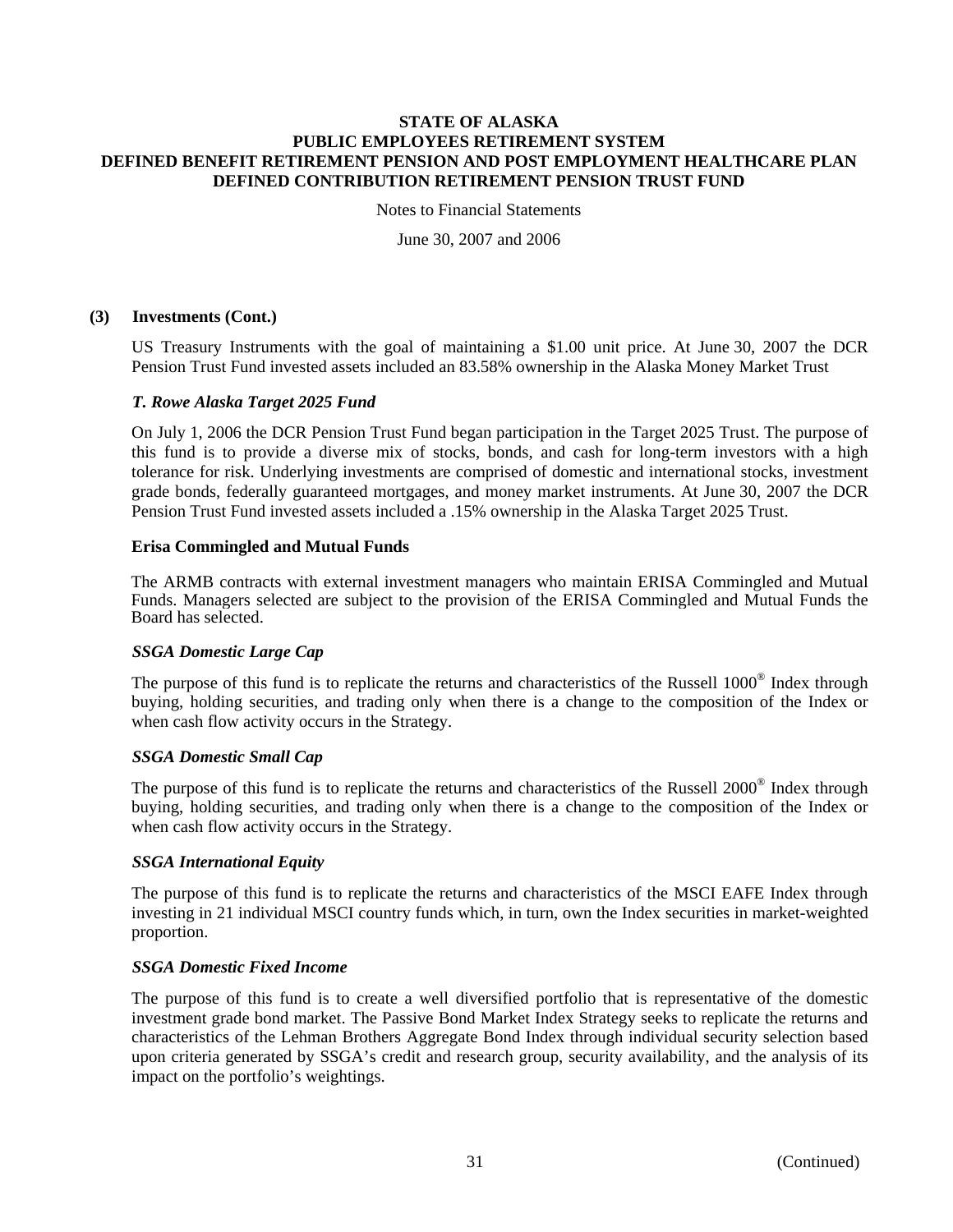## (3) Investments (Cont.)

US Treasury Instruments with the goal of maintaining a $1.00 unit price. At June 30, 2007 the DCR Pension Trust Fund invested assets included an 83.58% ownership in the Alaska Money Market Trust

### *T. Rowe Alaska Target 2025 Fund*

On July 1, 2006 the DCR Pension Trust Fund began participation in the Target 2025 Trust. The purpose of this fund is to provide a diverse mix of stocks, bonds, and cash for long-term investors with a high tolerance for risk. Underlying investments are comprised of domestic and international stocks, investment grade bonds, federally guaranteed mortgages, and money market instruments. At June 30, 2007 the DCR Pension Trust Fund invested assets included a .15% ownership in the Alaska Target 2025 Trust.

### Erisa Commingled and Mutual Funds

The ARMB contracts with external investment managers who maintain ERISA Commingled and Mutual Funds. Managers selected are subject to the provision of the ERISA Commingled and Mutual Funds the Board has selected.

### *SSGA Domestic Large Cap*

The purpose of this fund is to replicate the returns and characteristics of the Russell 1000® Index through buying, holding securities, and trading only when there is a change to the composition of the Index or when cash flow activity occurs in the Strategy.

### *SSGA Domestic Small Cap*

The purpose of this fund is to replicate the returns and characteristics of the Russell 2000® Index through buying, holding securities, and trading only when there is a change to the composition of the Index or when cash flow activity occurs in the Strategy.

### *SSGA International Equity*

The purpose of this fund is to replicate the returns and characteristics of the MSCI EAFE Index through investing in 21 individual MSCI country funds which, in turn, own the Index securities in market-weighted proportion.

### *SSGA Domestic Fixed Income*

The purpose of this fund is to create a well diversified portfolio that is representative of the domestic investment grade bond market. The Passive Bond Market Index Strategy seeks to replicate the returns and characteristics of the Lehman Brothers Aggregate Bond Index through individual security selection based upon criteria generated by SSGA's credit and research group, security availability, and the analysis of its impact on the portfolio's weightings.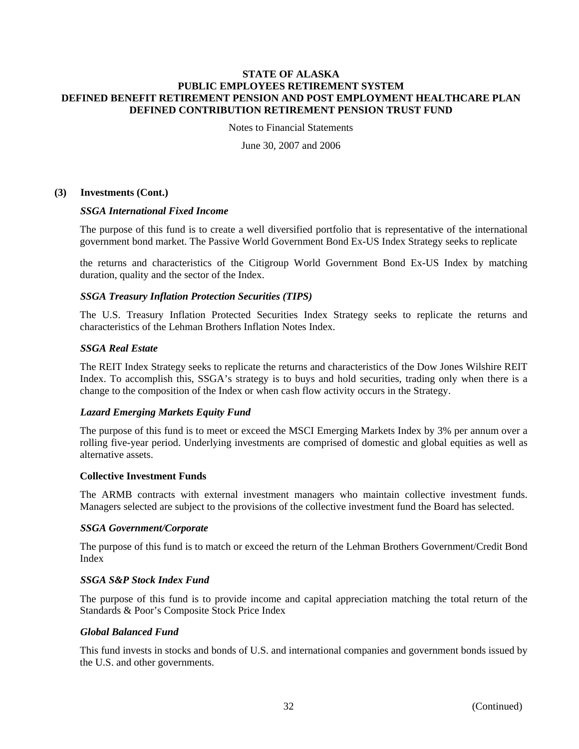### (3) Investments (Cont.)

***SSGA International Fixed Income***

The purpose of this fund is to create a well diversified portfolio that is representative of the international government bond market. The Passive World Government Bond Ex-US Index Strategy seeks to replicate

the returns and characteristics of the Citigroup World Government Bond Ex-US Index by matching duration, quality and the sector of the Index.

***SSGA Treasury Inflation Protection Securities (TIPS)***

The U.S. Treasury Inflation Protected Securities Index Strategy seeks to replicate the returns and characteristics of the Lehman Brothers Inflation Notes Index.

***SSGA Real Estate***

The REIT Index Strategy seeks to replicate the returns and characteristics of the Dow Jones Wilshire REIT Index. To accomplish this, SSGA's strategy is to buys and hold securities, trading only when there is a change to the composition of the Index or when cash flow activity occurs in the Strategy.

***Lazard Emerging Markets Equity Fund***

The purpose of this fund is to meet or exceed the MSCI Emerging Markets Index by 3% per annum over a rolling five-year period. Underlying investments are comprised of domestic and global equities as well as alternative assets.

**Collective Investment Funds**

The ARMB contracts with external investment managers who maintain collective investment funds. Managers selected are subject to the provisions of the collective investment fund the Board has selected.

***SSGA Government/Corporate***

The purpose of this fund is to match or exceed the return of the Lehman Brothers Government/Credit Bond Index

***SSGA S&P Stock Index Fund***

The purpose of this fund is to provide income and capital appreciation matching the total return of the Standards & Poor's Composite Stock Price Index

***Global Balanced Fund***

This fund invests in stocks and bonds of U.S. and international companies and government bonds issued by the U.S. and other governments.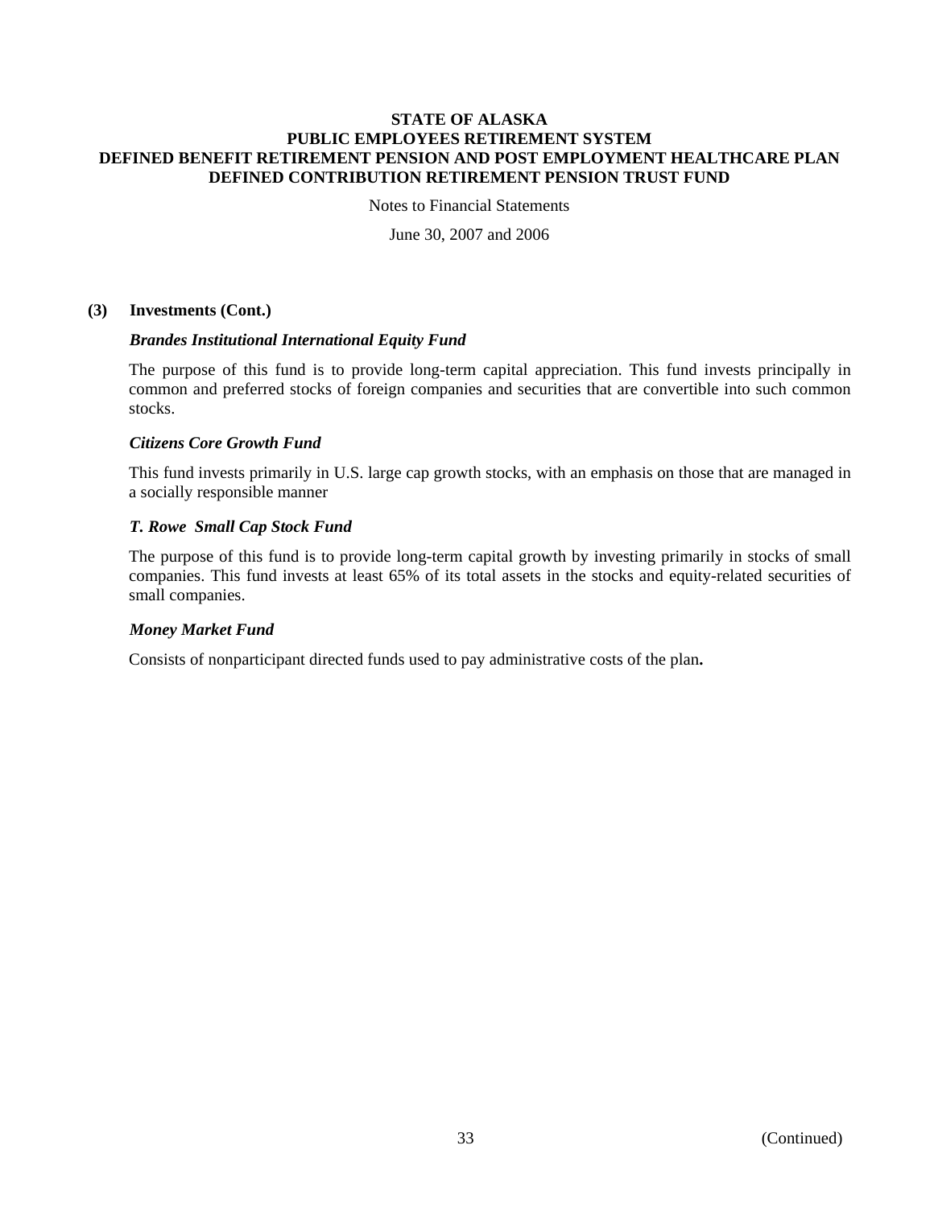### (3) Investments (Cont.)

***Brandes Institutional International Equity Fund***

The purpose of this fund is to provide long-term capital appreciation. This fund invests principally in common and preferred stocks of foreign companies and securities that are convertible into such common stocks.

***Citizens Core Growth Fund***

This fund invests primarily in U.S. large cap growth stocks, with an emphasis on those that are managed in a socially responsible manner

***T. Rowe Small Cap Stock Fund***

The purpose of this fund is to provide long-term capital growth by investing primarily in stocks of small companies. This fund invests at least 65% of its total assets in the stocks and equity-related securities of small companies.

***Money Market Fund***

Consists of nonparticipant directed funds used to pay administrative costs of the plan**.**

(Continued)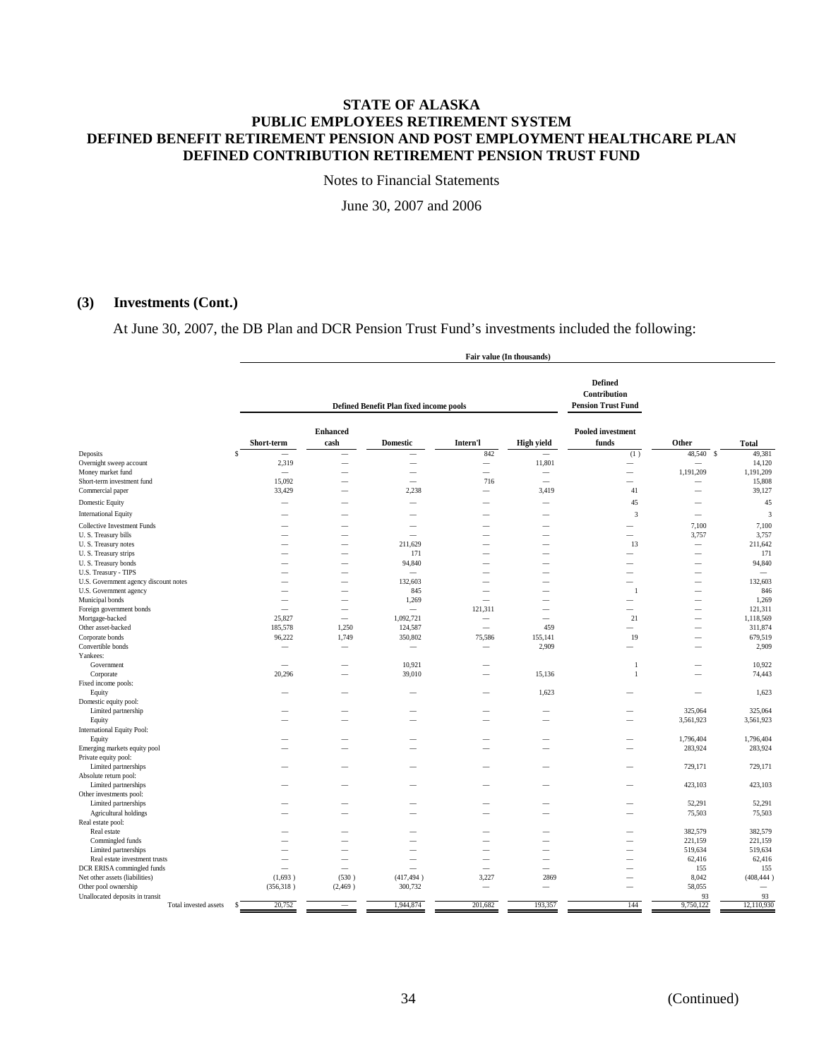# STATE OF ALASKA
# PUBLIC EMPLOYEES RETIREMENT SYSTEM
# DEFINED BENEFIT RETIREMENT PENSION AND POST EMPLOYMENT HEALTHCARE PLAN
# DEFINED CONTRIBUTION RETIREMENT PENSION TRUST FUND

Notes to Financial Statements

June 30, 2007 and 2006

## (3) Investments (Cont.)

At June 30, 2007, the DB Plan and DCR Pension Trust Fund's investments included the following:

| | Fair value (In thousands) | | | | | | | |
|---|---|---|---|---|---|---|---|---|
| | Defined Benefit Plan fixed income pools | | | | | Defined Contribution Pension Trust Fund | | |
| | Short-term | Enhanced cash | Domestic | Intern'l | High yield | Pooled investment funds | Other | Total |
| Deposits | $ — | — | — | 842 | — | (1) | 48,540 | $ 49,381 |
| Overnight sweep account | 2,319 | — | — | — | 11,801 | — | — | 14,120 |
| Money market fund | — | — | — | — | — | — | 1,191,209 | 1,191,209 |
| Short-term investment fund | 15,092 | — | — | 716 | — | — | — | 15,808 |
| Commercial paper | 33,429 | — | 2,238 | — | 3,419 | 41 | — | 39,127 |
| Domestic Equity | — | — | — | — | — | 45 | — | 45 |
| International Equity | — | — | — | — | — | 3 | — | 3 |
| Collective Investment Funds | — | — | — | — | — | — | 7,100 | 7,100 |
| U. S. Treasury bills | — | — | — | — | — | — | 3,757 | 3,757 |
| U. S. Treasury notes | — | — | 211,629 | — | — | 13 | — | 211,642 |
| U. S. Treasury strips | — | — | 171 | — | — | — | — | 171 |
| U. S. Treasury bonds | — | — | 94,840 | — | — | — | — | 94,840 |
| U.S. Treasury - TIPS | — | — | — | — | — | — | — | — |
| U.S. Government agency discount notes | — | — | 132,603 | — | — | — | — | 132,603 |
| U.S. Government agency | — | — | 845 | — | — | 1 | — | 846 |
| Municipal bonds | — | — | 1,269 | — | — | — | — | 1,269 |
| Foreign government bonds | — | — | — | 121,311 | — | — | — | 121,311 |
| Mortgage-backed | 25,827 | — | 1,092,721 | — | — | 21 | — | 1,118,569 |
| Other asset-backed | 185,578 | 1,250 | 124,587 | — | 459 | — | — | 311,874 |
| Corporate bonds | 96,222 | 1,749 | 350,802 | 75,586 | 155,141 | 19 | — | 679,519 |
| Convertible bonds | — | — | — | — | 2,909 | — | — | 2,909 |
| Yankees: | | | | | | | | |
| Government | — | — | 10,921 | — | | 1 | — | 10,922 |
| Corporate | 20,296 | — | 39,010 | — | 15,136 | 1 | — | 74,443 |
| Fixed income pools: | | | | | | | | |
| Equity | — | — | — | — | 1,623 | — | — | 1,623 |
| Domestic equity pool: | | | | | | | | |
| Limited partnership | — | — | — | — | — | — | 325,064 | 325,064 |
| Equity | — | — | — | — | — | — | 3,561,923 | 3,561,923 |
| International Equity Pool: | | | | | | | | |
| Equity | — | — | — | — | — | — | 1,796,404 | 1,796,404 |
| Emerging markets equity pool | — | — | — | — | — | — | 283,924 | 283,924 |
| Private equity pool: | | | | | | | | |
| Limited partnerships | — | — | — | — | — | — | 729,171 | 729,171 |
| Absolute return pool: | | | | | | | | |
| Limited partnerships | — | — | — | — | — | — | 423,103 | 423,103 |
| Other investments pool: | | | | | | | | |
| Limited partnerships | — | — | — | — | — | — | 52,291 | 52,291 |
| Agricultural holdings | — | — | — | — | — | — | 75,503 | 75,503 |
| Real estate pool: | | | | | | | | |
| Real estate | — | — | — | — | — | — | 382,579 | 382,579 |
| Commingled funds | — | — | — | — | — | — | 221,159 | 221,159 |
| Limited partnerships | — | — | — | — | — | — | 519,634 | 519,634 |
| Real estate investment trusts | — | — | — | — | — | — | 62,416 | 62,416 |
| DCR ERISA commingled funds | — | — | — | — | — | — | 155 | 155 |
| Net other assets (liabilities) | (1,693) | (530) | (417,494) | 3,227 | 2869 | — | 8,042 | (408,444) |
| Other pool ownership | (356,318) | (2,469) | 300,732 | — | — | — | 58,055 | — |
| Unallocated deposits in transit | | | | | | | 93 | 93 |
| Total invested assets | $ 20,752 | — | 1,944,874 | 201,682 | 193,357 | 144 | 9,750,122 | 12,110,930 |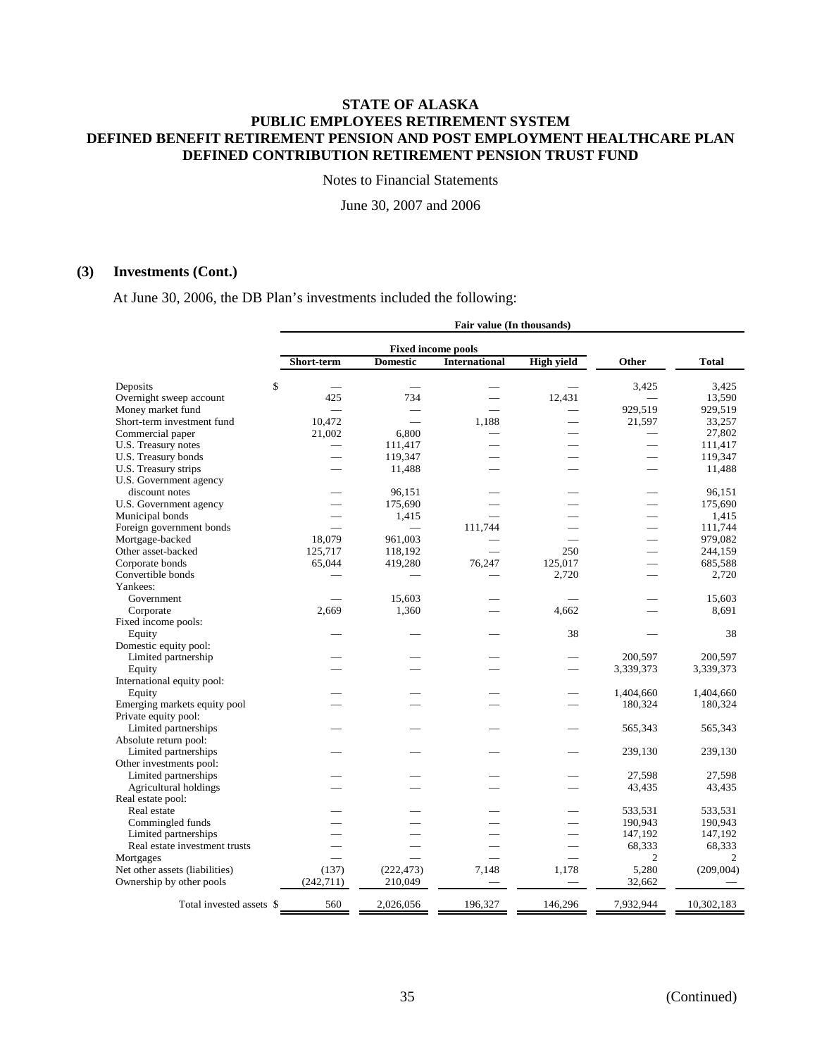**STATE OF ALASKA**
**PUBLIC EMPLOYEES RETIREMENT SYSTEM**
**DEFINED BENEFIT RETIREMENT PENSION AND POST EMPLOYMENT HEALTHCARE PLAN**
**DEFINED CONTRIBUTION RETIREMENT PENSION TRUST FUND**

Notes to Financial Statements

June 30, 2007 and 2006

## (3) Investments (Cont.)

At June 30, 2006, the DB Plan's investments included the following:

| | Fair value (In thousands) | | | | | |
|---|---|---|---|---|---|---|
| | Fixed income pools | | | | | |
| | Short-term | Domestic | International | High yield | Other | Total |
| Deposits | $ — | — | — | — | 3,425 | 3,425 |
| Overnight sweep account | 425 | 734 | — | 12,431 | — | 13,590 |
| Money market fund | — | — | — | — | 929,519 | 929,519 |
| Short-term investment fund | 10,472 | — | 1,188 | — | 21,597 | 33,257 |
| Commercial paper | 21,002 | 6,800 | — | — | — | 27,802 |
| U.S. Treasury notes | — | 111,417 | — | — | — | 111,417 |
| U.S. Treasury bonds | — | 119,347 | — | — | — | 119,347 |
| U.S. Treasury strips | — | 11,488 | — | — | — | 11,488 |
| U.S. Government agency discount notes | — | 96,151 | — | — | — | 96,151 |
| U.S. Government agency | — | 175,690 | — | — | — | 175,690 |
| Municipal bonds | — | 1,415 | — | — | — | 1,415 |
| Foreign government bonds | — | — | 111,744 | — | — | 111,744 |
| Mortgage-backed | 18,079 | 961,003 | — | — | — | 979,082 |
| Other asset-backed | 125,717 | 118,192 | — | 250 | — | 244,159 |
| Corporate bonds | 65,044 | 419,280 | 76,247 | 125,017 | — | 685,588 |
| Convertible bonds | — | — | — | 2,720 | — | 2,720 |
| Yankees: | | | | | | |
| Government | — | 15,603 | — | — | — | 15,603 |
| Corporate | 2,669 | 1,360 | — | 4,662 | — | 8,691 |
| Fixed income pools: | | | | | | |
| Equity | — | — | — | 38 | — | 38 |
| Domestic equity pool: | | | | | | |
| Limited partnership | — | — | — | — | 200,597 | 200,597 |
| Equity | — | — | — | — | 3,339,373 | 3,339,373 |
| International equity pool: | | | | | | |
| Equity | — | — | — | — | 1,404,660 | 1,404,660 |
| Emerging markets equity pool | — | — | — | — | 180,324 | 180,324 |
| Private equity pool: | | | | | | |
| Limited partnerships | — | — | — | — | 565,343 | 565,343 |
| Absolute return pool: | | | | | | |
| Limited partnerships | — | — | — | — | 239,130 | 239,130 |
| Other investments pool: | | | | | | |
| Limited partnerships | — | — | — | — | 27,598 | 27,598 |
| Agricultural holdings | — | — | — | — | 43,435 | 43,435 |
| Real estate pool: | | | | | | |
| Real estate | — | — | — | — | 533,531 | 533,531 |
| Commingled funds | — | — | — | — | 190,943 | 190,943 |
| Limited partnerships | — | — | — | — | 147,192 | 147,192 |
| Real estate investment trusts | — | — | — | — | 68,333 | 68,333 |
| Mortgages | — | — | — | — | 2 | 2 |
| Net other assets (liabilities) | (137) | (222,473) | 7,148 | 1,178 | 5,280 | (209,004) |
| Ownership by other pools | (242,711) | 210,049 | — | — | 32,662 | — |
| Total invested assets | $ 560 | 2,026,056 | 196,327 | 146,296 | 7,932,944 | 10,302,183 |

(Continued)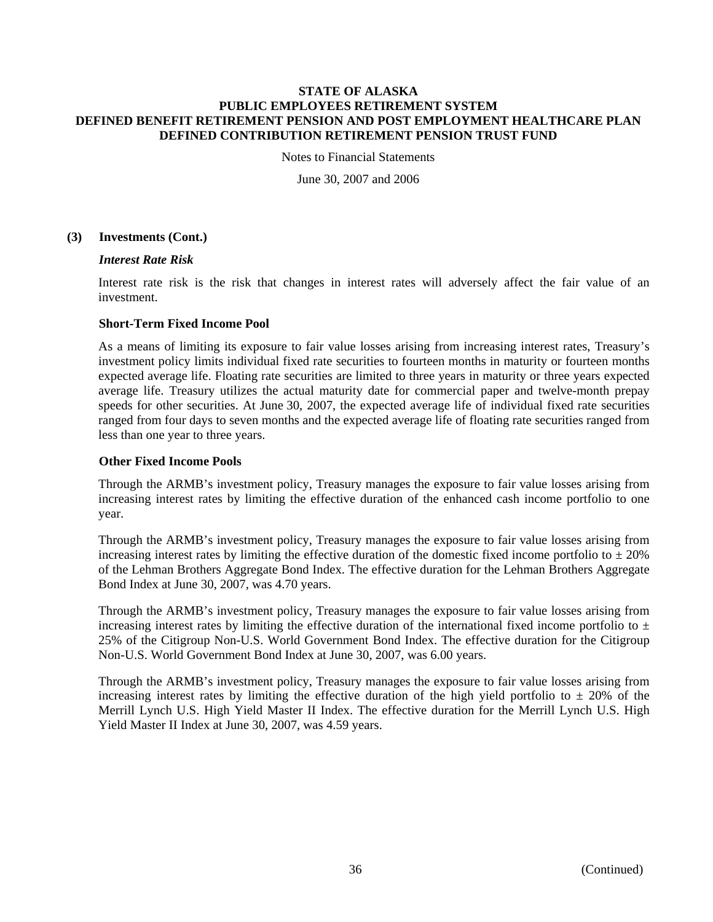### (3) Investments (Cont.)

***Interest Rate Risk***

Interest rate risk is the risk that changes in interest rates will adversely affect the fair value of an investment.

**Short-Term Fixed Income Pool**

As a means of limiting its exposure to fair value losses arising from increasing interest rates, Treasury's investment policy limits individual fixed rate securities to fourteen months in maturity or fourteen months expected average life. Floating rate securities are limited to three years in maturity or three years expected average life. Treasury utilizes the actual maturity date for commercial paper and twelve-month prepay speeds for other securities. At June 30, 2007, the expected average life of individual fixed rate securities ranged from four days to seven months and the expected average life of floating rate securities ranged from less than one year to three years.

**Other Fixed Income Pools**

Through the ARMB's investment policy, Treasury manages the exposure to fair value losses arising from increasing interest rates by limiting the effective duration of the enhanced cash income portfolio to one year.

Through the ARMB's investment policy, Treasury manages the exposure to fair value losses arising from increasing interest rates by limiting the effective duration of the domestic fixed income portfolio to ± 20% of the Lehman Brothers Aggregate Bond Index. The effective duration for the Lehman Brothers Aggregate Bond Index at June 30, 2007, was 4.70 years.

Through the ARMB's investment policy, Treasury manages the exposure to fair value losses arising from increasing interest rates by limiting the effective duration of the international fixed income portfolio to ± 25% of the Citigroup Non-U.S. World Government Bond Index. The effective duration for the Citigroup Non-U.S. World Government Bond Index at June 30, 2007, was 6.00 years.

Through the ARMB's investment policy, Treasury manages the exposure to fair value losses arising from increasing interest rates by limiting the effective duration of the high yield portfolio to ± 20% of the Merrill Lynch U.S. High Yield Master II Index. The effective duration for the Merrill Lynch U.S. High Yield Master II Index at June 30, 2007, was 4.59 years.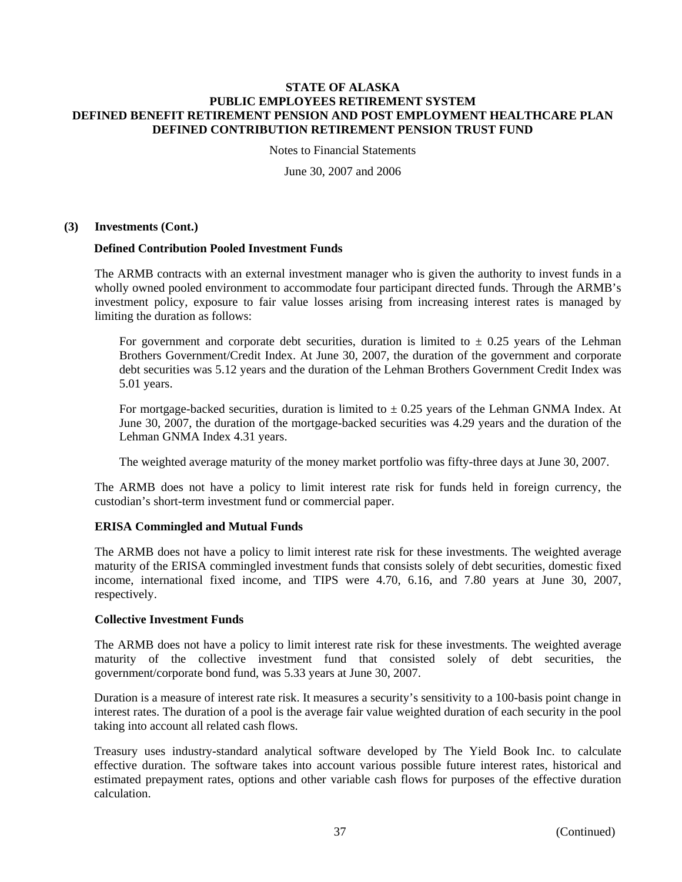### (3) Investments (Cont.)

**Defined Contribution Pooled Investment Funds**

The ARMB contracts with an external investment manager who is given the authority to invest funds in a wholly owned pooled environment to accommodate four participant directed funds. Through the ARMB's investment policy, exposure to fair value losses arising from increasing interest rates is managed by limiting the duration as follows:

For government and corporate debt securities, duration is limited to ± 0.25 years of the Lehman Brothers Government/Credit Index. At June 30, 2007, the duration of the government and corporate debt securities was 5.12 years and the duration of the Lehman Brothers Government Credit Index was 5.01 years.

For mortgage-backed securities, duration is limited to ± 0.25 years of the Lehman GNMA Index. At June 30, 2007, the duration of the mortgage-backed securities was 4.29 years and the duration of the Lehman GNMA Index 4.31 years.

The weighted average maturity of the money market portfolio was fifty-three days at June 30, 2007.

The ARMB does not have a policy to limit interest rate risk for funds held in foreign currency, the custodian's short-term investment fund or commercial paper.

**ERISA Commingled and Mutual Funds**

The ARMB does not have a policy to limit interest rate risk for these investments. The weighted average maturity of the ERISA commingled investment funds that consists solely of debt securities, domestic fixed income, international fixed income, and TIPS were 4.70, 6.16, and 7.80 years at June 30, 2007, respectively.

**Collective Investment Funds**

The ARMB does not have a policy to limit interest rate risk for these investments. The weighted average maturity of the collective investment fund that consisted solely of debt securities, the government/corporate bond fund, was 5.33 years at June 30, 2007.

Duration is a measure of interest rate risk. It measures a security's sensitivity to a 100-basis point change in interest rates. The duration of a pool is the average fair value weighted duration of each security in the pool taking into account all related cash flows.

Treasury uses industry-standard analytical software developed by The Yield Book Inc. to calculate effective duration. The software takes into account various possible future interest rates, historical and estimated prepayment rates, options and other variable cash flows for purposes of the effective duration calculation.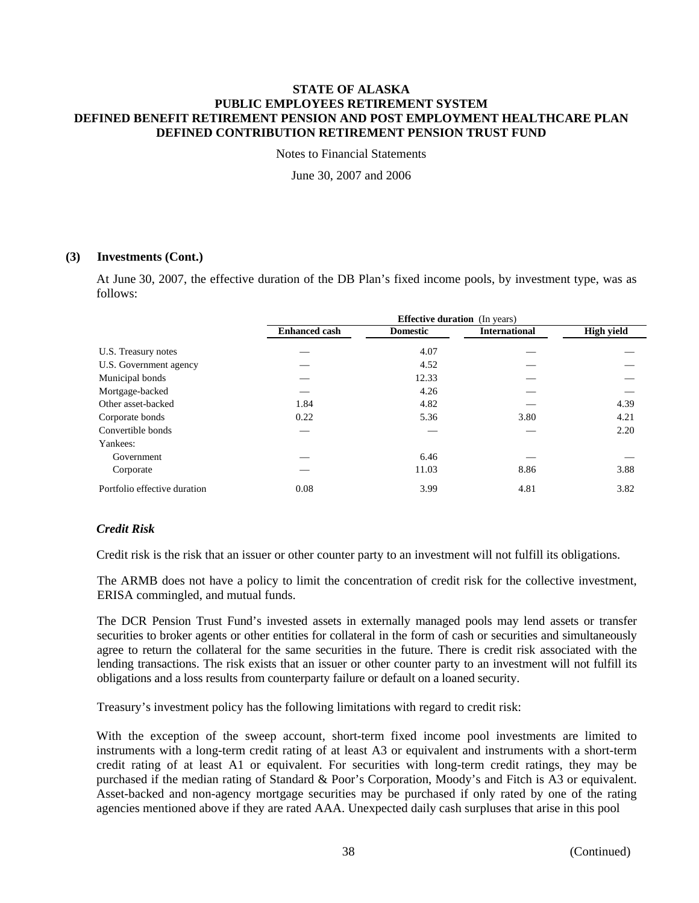### (3) Investments (Cont.)

At June 30, 2007, the effective duration of the DB Plan's fixed income pools, by investment type, was as follows:

| | Effective duration (In years) | | | |
|---|---|---|---|---|
| | Enhanced cash | Domestic | International | High yield |
| U.S. Treasury notes | — | 4.07 | — | — |
| U.S. Government agency | — | 4.52 | — | — |
| Municipal bonds | — | 12.33 | — | — |
| Mortgage-backed | — | 4.26 | — | — |
| Other asset-backed | 1.84 | 4.82 | — | 4.39 |
| Corporate bonds | 0.22 | 5.36 | 3.80 | 4.21 |
| Convertible bonds | — | — | — | 2.20 |
| Yankees: | | | | |
| Government | — | 6.46 | — | — |
| Corporate | — | 11.03 | 8.86 | 3.88 |
| Portfolio effective duration | 0.08 | 3.99 | 4.81 | 3.82 |

#### *Credit Risk*

Credit risk is the risk that an issuer or other counter party to an investment will not fulfill its obligations.

The ARMB does not have a policy to limit the concentration of credit risk for the collective investment, ERISA commingled, and mutual funds.

The DCR Pension Trust Fund's invested assets in externally managed pools may lend assets or transfer securities to broker agents or other entities for collateral in the form of cash or securities and simultaneously agree to return the collateral for the same securities in the future. There is credit risk associated with the lending transactions. The risk exists that an issuer or other counter party to an investment will not fulfill its obligations and a loss results from counterparty failure or default on a loaned security.

Treasury's investment policy has the following limitations with regard to credit risk:

With the exception of the sweep account, short-term fixed income pool investments are limited to instruments with a long-term credit rating of at least A3 or equivalent and instruments with a short-term credit rating of at least A1 or equivalent. For securities with long-term credit ratings, they may be purchased if the median rating of Standard & Poor's Corporation, Moody's and Fitch is A3 or equivalent. Asset-backed and non-agency mortgage securities may be purchased if only rated by one of the rating agencies mentioned above if they are rated AAA. Unexpected daily cash surpluses that arise in this pool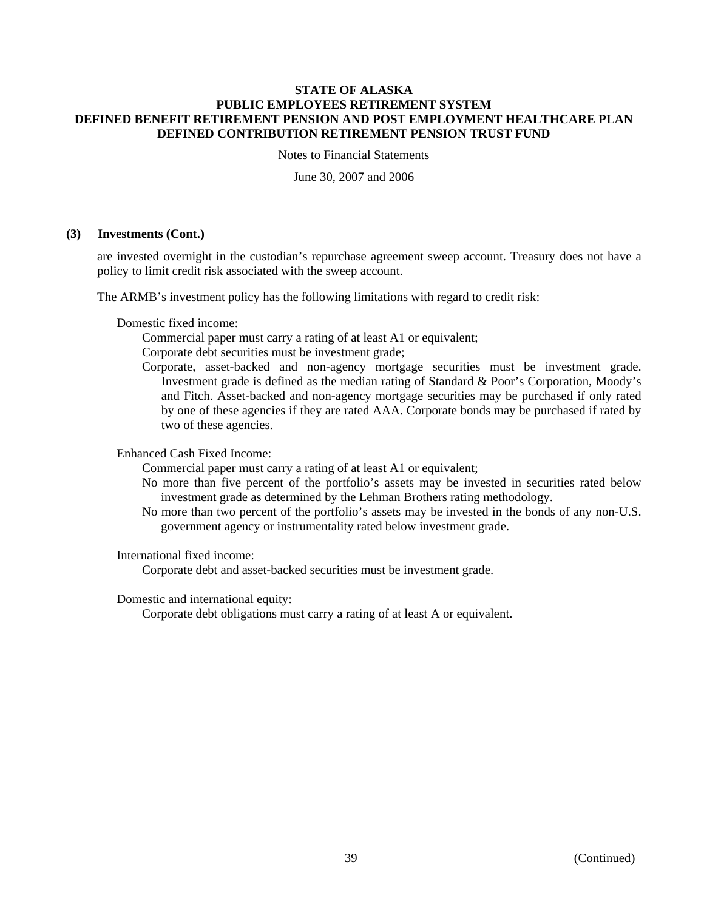### (3) Investments (Cont.)

are invested overnight in the custodian's repurchase agreement sweep account. Treasury does not have a policy to limit credit risk associated with the sweep account.

The ARMB's investment policy has the following limitations with regard to credit risk:

Domestic fixed income:

- Commercial paper must carry a rating of at least A1 or equivalent;
- Corporate debt securities must be investment grade;
- Corporate, asset-backed and non-agency mortgage securities must be investment grade. Investment grade is defined as the median rating of Standard & Poor's Corporation, Moody's and Fitch. Asset-backed and non-agency mortgage securities may be purchased if only rated by one of these agencies if they are rated AAA. Corporate bonds may be purchased if rated by two of these agencies.

Enhanced Cash Fixed Income:

- Commercial paper must carry a rating of at least A1 or equivalent;
- No more than five percent of the portfolio's assets may be invested in securities rated below investment grade as determined by the Lehman Brothers rating methodology.
- No more than two percent of the portfolio's assets may be invested in the bonds of any non-U.S. government agency or instrumentality rated below investment grade.

International fixed income:

- Corporate debt and asset-backed securities must be investment grade.

Domestic and international equity:

- Corporate debt obligations must carry a rating of at least A or equivalent.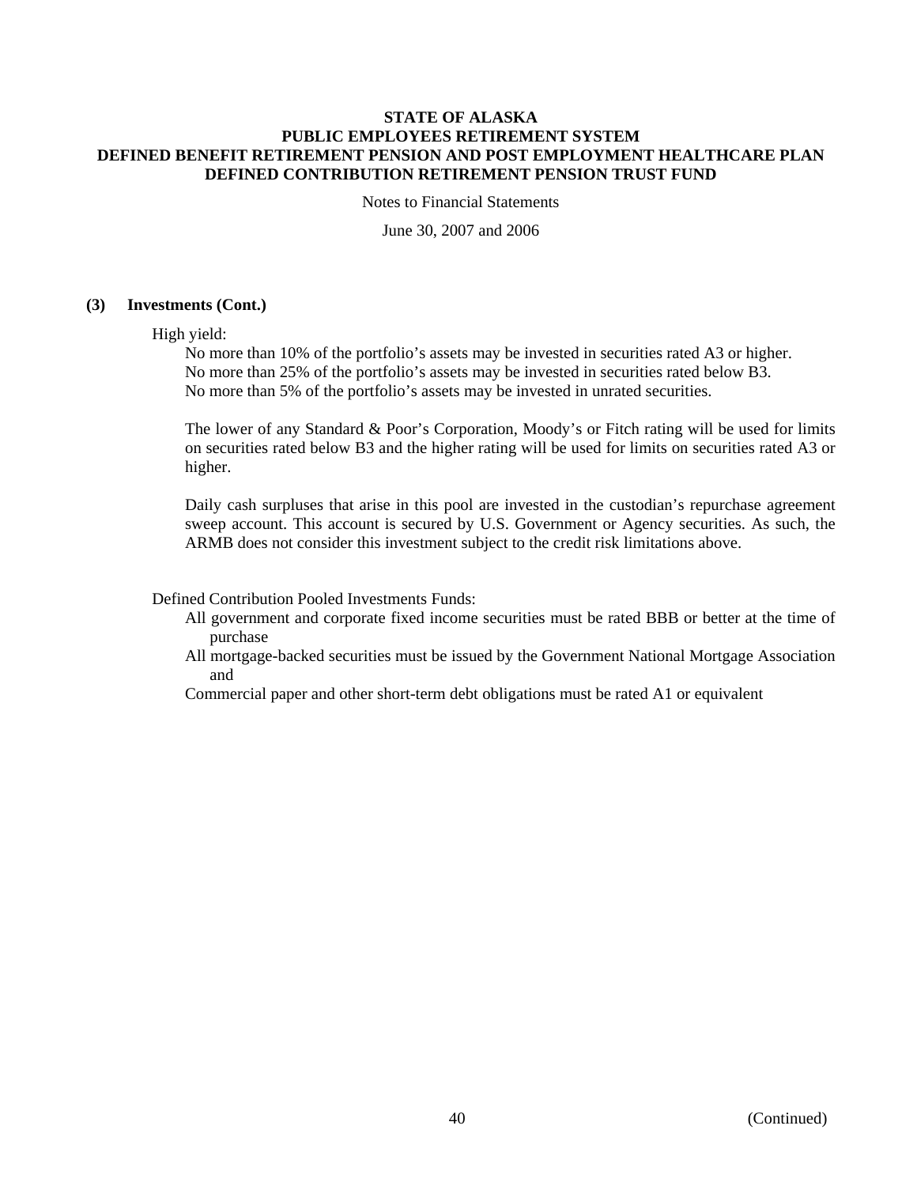#### (3) Investments (Cont.)

High yield:

No more than 10% of the portfolio's assets may be invested in securities rated A3 or higher.
No more than 25% of the portfolio's assets may be invested in securities rated below B3.
No more than 5% of the portfolio's assets may be invested in unrated securities.

The lower of any Standard & Poor's Corporation, Moody's or Fitch rating will be used for limits on securities rated below B3 and the higher rating will be used for limits on securities rated A3 or higher.

Daily cash surpluses that arise in this pool are invested in the custodian's repurchase agreement sweep account. This account is secured by U.S. Government or Agency securities. As such, the ARMB does not consider this investment subject to the credit risk limitations above.

Defined Contribution Pooled Investments Funds:

All government and corporate fixed income securities must be rated BBB or better at the time of purchase
All mortgage-backed securities must be issued by the Government National Mortgage Association and
Commercial paper and other short-term debt obligations must be rated A1 or equivalent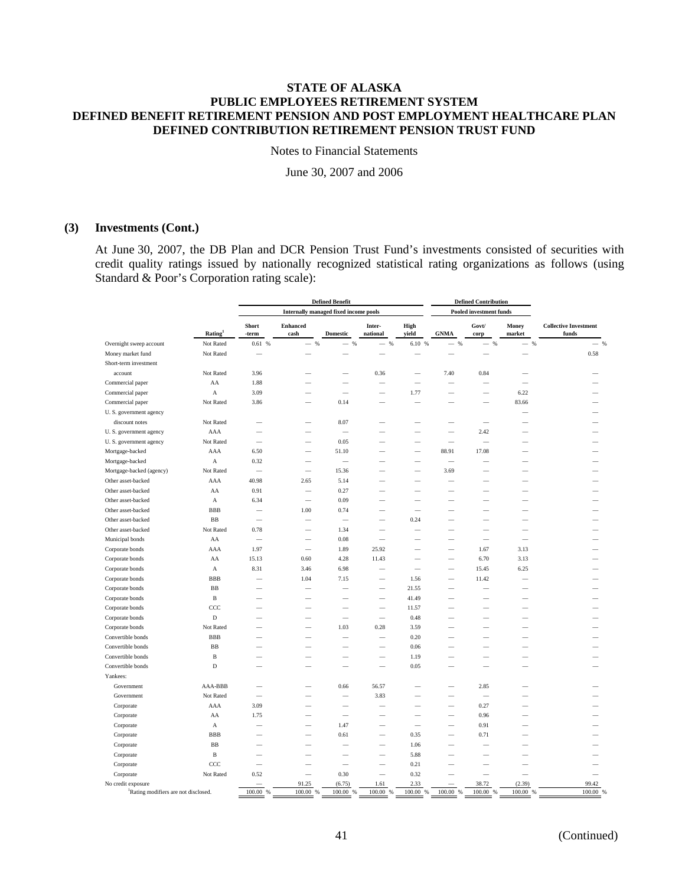# STATE OF ALASKA
# PUBLIC EMPLOYEES RETIREMENT SYSTEM
# DEFINED BENEFIT RETIREMENT PENSION AND POST EMPLOYMENT HEALTHCARE PLAN
# DEFINED CONTRIBUTION RETIREMENT PENSION TRUST FUND

Notes to Financial Statements

June 30, 2007 and 2006

## (3) Investments (Cont.)

At June 30, 2007, the DB Plan and DCR Pension Trust Fund's investments consisted of securities with credit quality ratings issued by nationally recognized statistical rating organizations as follows (using Standard & Poor's Corporation rating scale):

| | | Defined Benefit | | | | | Defined Contribution | | | |
|---|---|---|---|---|---|---|---|---|---|---|
| | | Internally managed fixed income pools | | | | | Pooled investment funds | | | |
| | Rating[1] | Short -term | Enhanced cash | Domestic | Inter-national | High yield | GNMA | Govt/ corp | Money market | Collective Investment funds |
| Overnight sweep account | Not Rated | 0.61 % | — % | — % | — % | 6.10 % | — % | — % | — % | — % |
| Money market fund | Not Rated | — | — | — | — | — | — | — | — | 0.58 |
| Short-term investment account | Not Rated | 3.96 | — | — | 0.36 | — | 7.40 | 0.84 | — | — |
| Commercial paper | AA | 1.88 | — | — | — | — | — | — | — | — |
| Commercial paper | A | 3.09 | — | — | — | 1.77 | — | — | 6.22 | — |
| Commercial paper | Not Rated | 3.86 | — | 0.14 | — | — | — | — | 83.66 | — |
| U. S. government agency discount notes | Not Rated | — | — | 8.07 | — | — | — | — | — | — |
| U. S. government agency | AAA | — | — | — | — | — | — | 2.42 | — | — |
| U. S. government agency | Not Rated | — | — | 0.05 | — | — | — | — | — | — |
| Mortgage-backed | AAA | 6.50 | — | 51.10 | — | — | 88.91 | 17.08 | — | — |
| Mortgage-backed | A | 0.32 | — | — | — | — | — | — | — | — |
| Mortgage-backed (agency) | Not Rated | — | — | 15.36 | — | — | 3.69 | — | — | — |
| Other asset-backed | AAA | 40.98 | 2.65 | 5.14 | — | — | — | — | — | — |
| Other asset-backed | AA | 0.91 | — | 0.27 | — | — | — | — | — | — |
| Other asset-backed | A | 6.34 | — | 0.09 | — | — | — | — | — | — |
| Other asset-backed | BBB | — | 1.00 | 0.74 | — | — | — | — | — | — |
| Other asset-backed | BB | — | — | — | — | 0.24 | — | — | — | — |
| Other asset-backed | Not Rated | 0.78 | — | 1.34 | — | — | — | — | — | — |
| Municipal bonds | AA | — | — | 0.08 | — | — | — | — | — | — |
| Corporate bonds | AAA | 1.97 | — | 1.89 | 25.92 | — | — | 1.67 | 3.13 | — |
| Corporate bonds | AA | 15.13 | 0.60 | 4.28 | 11.43 | — | — | 6.70 | 3.13 | — |
| Corporate bonds | A | 8.31 | 3.46 | 6.98 | — | — | — | 15.45 | 6.25 | — |
| Corporate bonds | BBB | — | 1.04 | 7.15 | — | 1.56 | — | 11.42 | — | — |
| Corporate bonds | BB | — | — | — | — | 21.55 | — | — | — | — |
| Corporate bonds | B | — | — | — | — | 41.49 | — | — | — | — |
| Corporate bonds | CCC | — | — | — | — | 11.57 | — | — | — | — |
| Corporate bonds | D | — | — | — | — | 0.48 | — | — | — | — |
| Corporate bonds | Not Rated | — | — | 1.03 | 0.28 | 3.59 | — | — | — | — |
| Convertible bonds | BBB | — | — | — | — | 0.20 | — | — | — | — |
| Convertible bonds | BB | — | — | — | — | 0.06 | — | — | — | — |
| Convertible bonds | B | — | — | — | — | 1.19 | — | — | — | — |
| Convertible bonds | D | — | — | — | — | 0.05 | — | — | — | — |
| Yankees: | | | | | | | | | | |
| Government | AAA-BBB | — | — | 0.66 | 56.57 | — | — | 2.85 | — | — |
| Government | Not Rated | — | — | — | 3.83 | — | — | — | — | — |
| Corporate | AAA | 3.09 | — | — | — | — | — | 0.27 | — | — |
| Corporate | AA | 1.75 | — | — | — | — | — | 0.96 | — | — |
| Corporate | A | — | — | 1.47 | — | — | — | 0.91 | — | — |
| Corporate | BBB | — | — | 0.61 | — | 0.35 | — | 0.71 | — | — |
| Corporate | BB | — | — | — | — | 1.06 | — | — | — | — |
| Corporate | B | — | — | — | — | 5.88 | — | — | — | — |
| Corporate | CCC | — | — | — | — | 0.21 | — | — | — | — |
| Corporate | Not Rated | 0.52 | — | 0.30 | — | 0.32 | — | — | — | — |
| No credit exposure | | — | 91.25 | (6.75) | 1.61 | 2.33 | — | 38.72 | (2.39) | 99.42 |
| | | 100.00 % | 100.00 % | 100.00 % | 100.00 % | 100.00 % | 100.00 % | 100.00 % | 100.00 % | 100.00 % |

[1]Rating modifiers are not disclosed.

(Continued)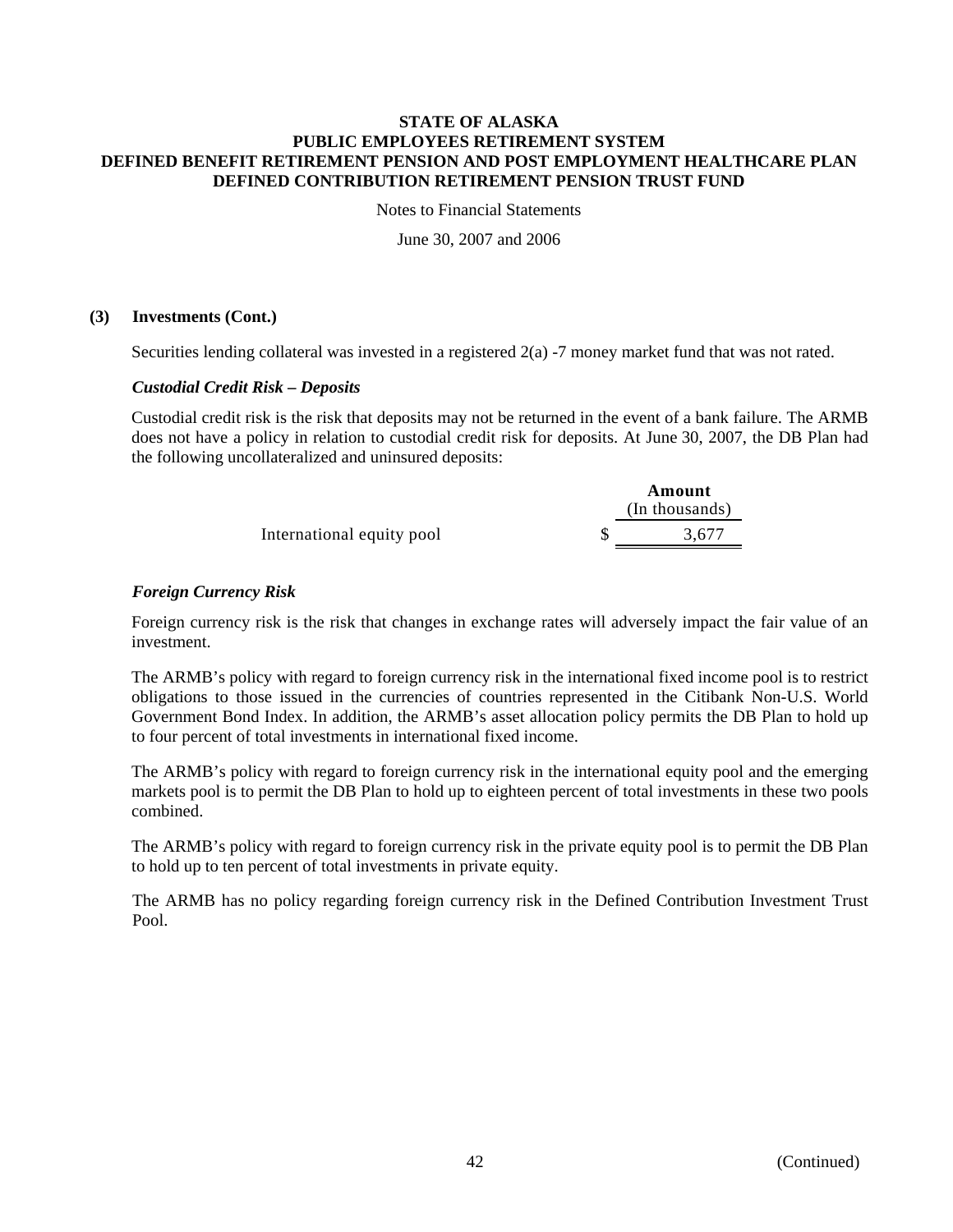### (3) Investments (Cont.)

Securities lending collateral was invested in a registered 2(a) -7 money market fund that was not rated.

#### *Custodial Credit Risk – Deposits*

Custodial credit risk is the risk that deposits may not be returned in the event of a bank failure. The ARMB does not have a policy in relation to custodial credit risk for deposits. At June 30, 2007, the DB Plan had the following uncollateralized and uninsured deposits:

| | Amount (In thousands) |
|---|---|
| International equity pool | $ 3,677 |

#### *Foreign Currency Risk*

Foreign currency risk is the risk that changes in exchange rates will adversely impact the fair value of an investment.

The ARMB's policy with regard to foreign currency risk in the international fixed income pool is to restrict obligations to those issued in the currencies of countries represented in the Citibank Non-U.S. World Government Bond Index. In addition, the ARMB's asset allocation policy permits the DB Plan to hold up to four percent of total investments in international fixed income.

The ARMB's policy with regard to foreign currency risk in the international equity pool and the emerging markets pool is to permit the DB Plan to hold up to eighteen percent of total investments in these two pools combined.

The ARMB's policy with regard to foreign currency risk in the private equity pool is to permit the DB Plan to hold up to ten percent of total investments in private equity.

The ARMB has no policy regarding foreign currency risk in the Defined Contribution Investment Trust Pool.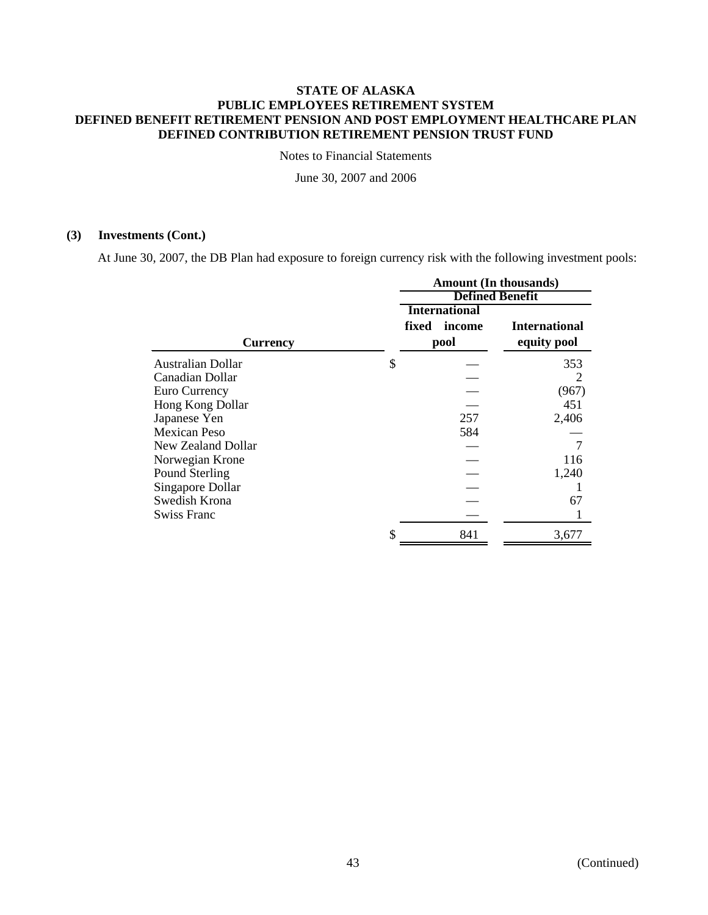**STATE OF ALASKA**
**PUBLIC EMPLOYEES RETIREMENT SYSTEM**
**DEFINED BENEFIT RETIREMENT PENSION AND POST EMPLOYMENT HEALTHCARE PLAN**
**DEFINED CONTRIBUTION RETIREMENT PENSION TRUST FUND**

Notes to Financial Statements

June 30, 2007 and 2006

### (3) Investments (Cont.)

At June 30, 2007, the DB Plan had exposure to foreign currency risk with the following investment pools:

| | Amount (In thousands) | |
|---|---|---|
| | Defined Benefit | |
| Currency | International fixed income pool | International equity pool |
| Australian Dollar | $ — | 353 |
| Canadian Dollar | — | 2 |
| Euro Currency | — | (967) |
| Hong Kong Dollar | — | 451 |
| Japanese Yen | 257 | 2,406 |
| Mexican Peso | 584 | — |
| New Zealand Dollar | — | 7 |
| Norwegian Krone | — | 116 |
| Pound Sterling | — | 1,240 |
| Singapore Dollar | — | 1 |
| Swedish Krona | — | 67 |
| Swiss Franc | — | 1 |
| | $ 841 | 3,677 |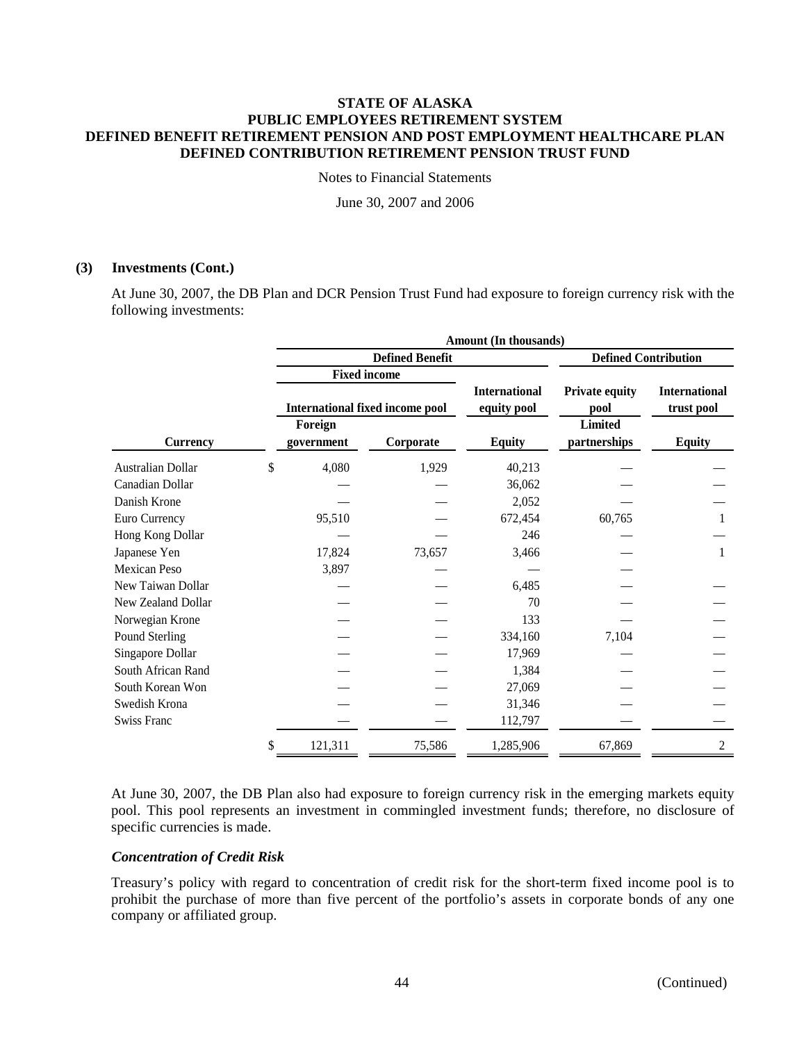## (3) Investments (Cont.)

At June 30, 2007, the DB Plan and DCR Pension Trust Fund had exposure to foreign currency risk with the following investments:

| | Amount (In thousands) | | | | |
|---|---|---|---|---|---|
| | Defined Benefit | | | Defined Contribution | |
| | Fixed income | | | | |
| | International fixed income pool | | International equity pool | Private equity pool | International trust pool |
| Currency | Foreign government | Corporate | Equity | Limited partnerships | Equity |
| Australian Dollar | $ 4,080 | 1,929 | 40,213 | — | — |
| Canadian Dollar | — | — | 36,062 | — | — |
| Danish Krone | — | — | 2,052 | — | — |
| Euro Currency | 95,510 | — | 672,454 | 60,765 | 1 |
| Hong Kong Dollar | — | — | 246 | — | — |
| Japanese Yen | 17,824 | 73,657 | 3,466 | — | 1 |
| Mexican Peso | 3,897 | — | — | — | |
| New Taiwan Dollar | — | — | 6,485 | — | — |
| New Zealand Dollar | — | — | 70 | — | — |
| Norwegian Krone | — | — | 133 | — | — |
| Pound Sterling | — | — | 334,160 | 7,104 | — |
| Singapore Dollar | — | — | 17,969 | — | — |
| South African Rand | — | — | 1,384 | — | — |
| South Korean Won | — | — | 27,069 | — | — |
| Swedish Krona | — | — | 31,346 | — | — |
| Swiss Franc | — | — | 112,797 | — | — |
| | $ 121,311 | 75,586 | 1,285,906 | 67,869 | 2 |

At June 30, 2007, the DB Plan also had exposure to foreign currency risk in the emerging markets equity pool. This pool represents an investment in commingled investment funds; therefore, no disclosure of specific currencies is made.

### *Concentration of Credit Risk*

Treasury's policy with regard to concentration of credit risk for the short-term fixed income pool is to prohibit the purchase of more than five percent of the portfolio's assets in corporate bonds of any one company or affiliated group.

(Continued)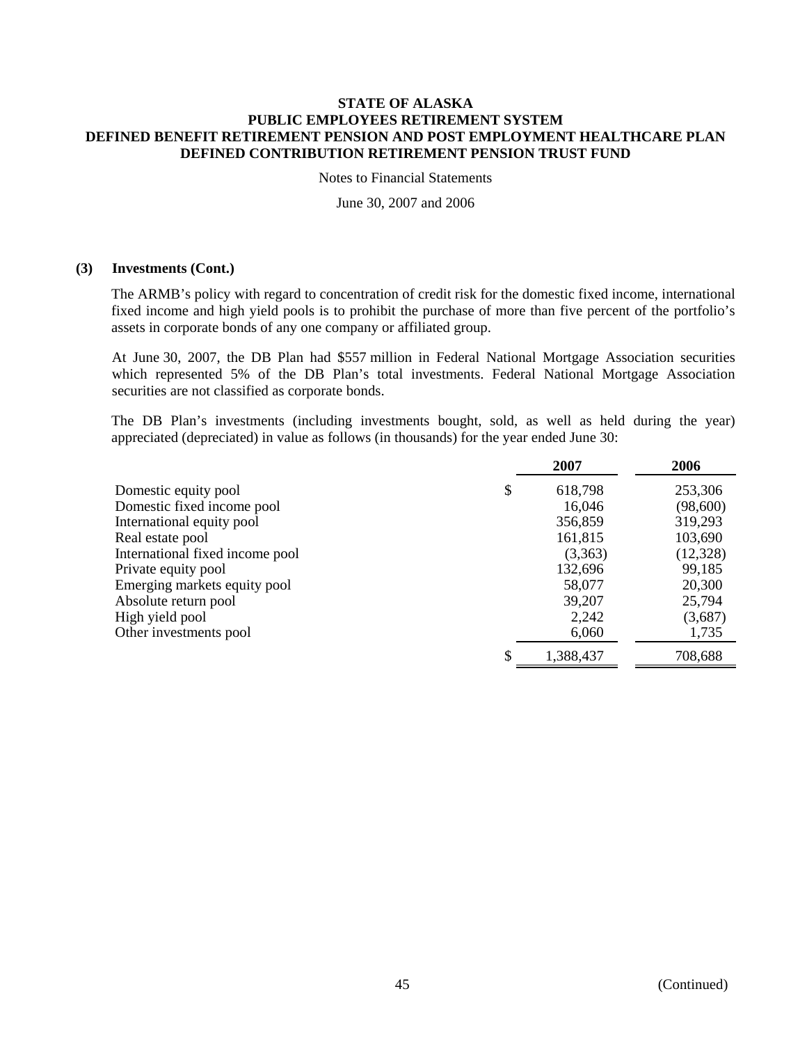# STATE OF ALASKA
# PUBLIC EMPLOYEES RETIREMENT SYSTEM
# DEFINED BENEFIT RETIREMENT PENSION AND POST EMPLOYMENT HEALTHCARE PLAN
# DEFINED CONTRIBUTION RETIREMENT PENSION TRUST FUND

Notes to Financial Statements

June 30, 2007 and 2006

## (3) Investments (Cont.)

The ARMB's policy with regard to concentration of credit risk for the domestic fixed income, international fixed income and high yield pools is to prohibit the purchase of more than five percent of the portfolio's assets in corporate bonds of any one company or affiliated group.

At June 30, 2007, the DB Plan had $557 million in Federal National Mortgage Association securities which represented 5% of the DB Plan's total investments. Federal National Mortgage Association securities are not classified as corporate bonds.

The DB Plan's investments (including investments bought, sold, as well as held during the year) appreciated (depreciated) in value as follows (in thousands) for the year ended June 30:

| | 2007 | 2006 |
|---|---|---|
| Domestic equity pool | $ 618,798 | 253,306 |
| Domestic fixed income pool | 16,046 | (98,600) |
| International equity pool | 356,859 | 319,293 |
| Real estate pool | 161,815 | 103,690 |
| International fixed income pool | (3,363) | (12,328) |
| Private equity pool | 132,696 | 99,185 |
| Emerging markets equity pool | 58,077 | 20,300 |
| Absolute return pool | 39,207 | 25,794 |
| High yield pool | 2,242 | (3,687) |
| Other investments pool | 6,060 | 1,735 |
| | $ 1,388,437 | 708,688 |

(Continued)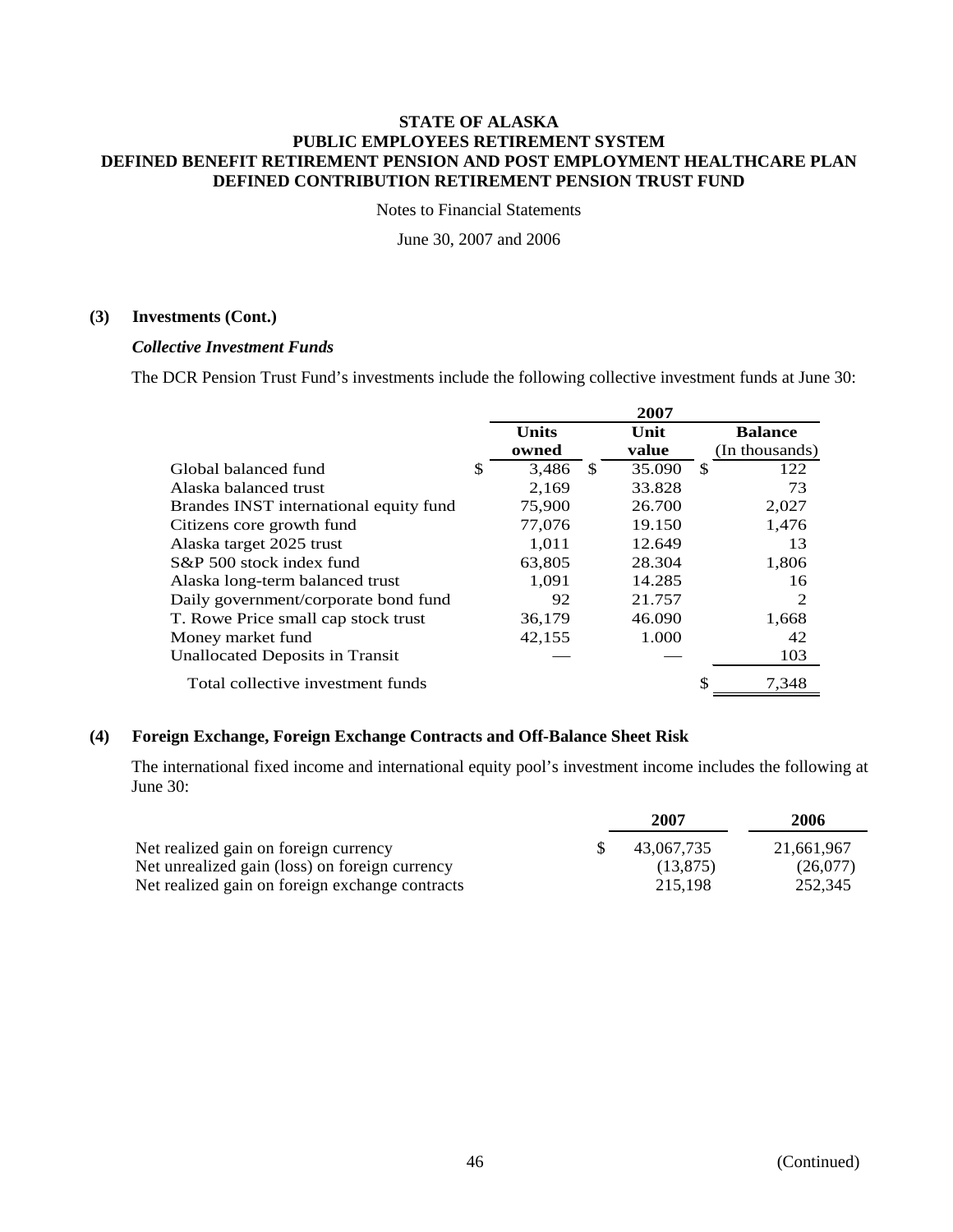# STATE OF ALASKA
# PUBLIC EMPLOYEES RETIREMENT SYSTEM
# DEFINED BENEFIT RETIREMENT PENSION AND POST EMPLOYMENT HEALTHCARE PLAN
# DEFINED CONTRIBUTION RETIREMENT PENSION TRUST FUND

Notes to Financial Statements

June 30, 2007 and 2006

## (3) Investments (Cont.)

### *Collective Investment Funds*

The DCR Pension Trust Fund's investments include the following collective investment funds at June 30:

| | 2007 | | |
|---|---|---|---|
| | Units owned | Unit value | Balance (In thousands) |
| Global balanced fund | $ 3,486 | $ 35.090 | $ 122 |
| Alaska balanced trust | 2,169 | 33.828 | 73 |
| Brandes INST international equity fund | 75,900 | 26.700 | 2,027 |
| Citizens core growth fund | 77,076 | 19.150 | 1,476 |
| Alaska target 2025 trust | 1,011 | 12.649 | 13 |
| S&P 500 stock index fund | 63,805 | 28.304 | 1,806 |
| Alaska long-term balanced trust | 1,091 | 14.285 | 16 |
| Daily government/corporate bond fund | 92 | 21.757 | 2 |
| T. Rowe Price small cap stock trust | 36,179 | 46.090 | 1,668 |
| Money market fund | 42,155 | 1.000 | 42 |
| Unallocated Deposits in Transit | — | — | 103 |
| Total collective investment funds | | | $ 7,348 |

## (4) Foreign Exchange, Foreign Exchange Contracts and Off-Balance Sheet Risk

The international fixed income and international equity pool's investment income includes the following at June 30:

| | 2007 | 2006 |
|---|---|---|
| Net realized gain on foreign currency | $ 43,067,735 | 21,661,967 |
| Net unrealized gain (loss) on foreign currency | (13,875) | (26,077) |
| Net realized gain on foreign exchange contracts | 215,198 | 252,345 |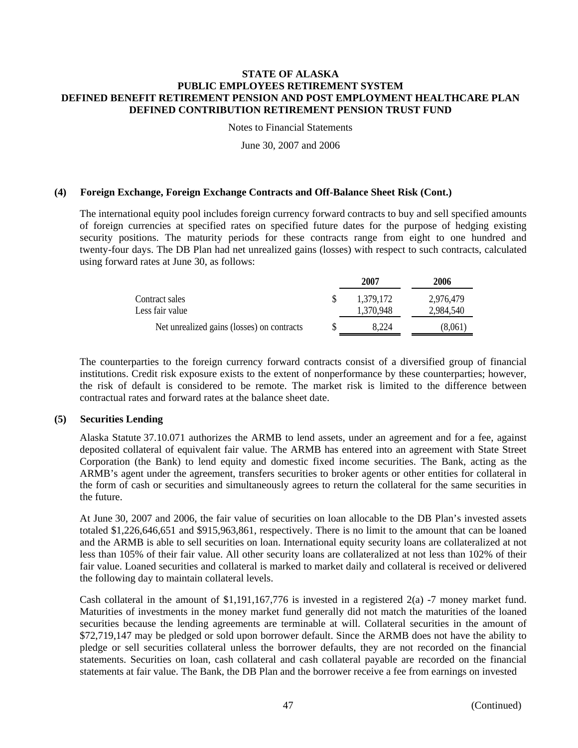**STATE OF ALASKA**
**PUBLIC EMPLOYEES RETIREMENT SYSTEM**
**DEFINED BENEFIT RETIREMENT PENSION AND POST EMPLOYMENT HEALTHCARE PLAN**
**DEFINED CONTRIBUTION RETIREMENT PENSION TRUST FUND**

Notes to Financial Statements

June 30, 2007 and 2006

**(4) Foreign Exchange, Foreign Exchange Contracts and Off-Balance Sheet Risk (Cont.)**

The international equity pool includes foreign currency forward contracts to buy and sell specified amounts of foreign currencies at specified rates on specified future dates for the purpose of hedging existing security positions. The maturity periods for these contracts range from eight to one hundred and twenty-four days. The DB Plan had net unrealized gains (losses) with respect to such contracts, calculated using forward rates at June 30, as follows:

| | 2007 | 2006 |
|---|---|---|
| Contract sales | $ 1,379,172 | 2,976,479 |
| Less fair value | 1,370,948 | 2,984,540 |
| Net unrealized gains (losses) on contracts | $ 8,224 | (8,061) |

The counterparties to the foreign currency forward contracts consist of a diversified group of financial institutions. Credit risk exposure exists to the extent of nonperformance by these counterparties; however, the risk of default is considered to be remote. The market risk is limited to the difference between contractual rates and forward rates at the balance sheet date.

**(5) Securities Lending**

Alaska Statute 37.10.071 authorizes the ARMB to lend assets, under an agreement and for a fee, against deposited collateral of equivalent fair value. The ARMB has entered into an agreement with State Street Corporation (the Bank) to lend equity and domestic fixed income securities. The Bank, acting as the ARMB's agent under the agreement, transfers securities to broker agents or other entities for collateral in the form of cash or securities and simultaneously agrees to return the collateral for the same securities in the future.

At June 30, 2007 and 2006, the fair value of securities on loan allocable to the DB Plan's invested assets totaled $1,226,646,651 and $915,963,861, respectively. There is no limit to the amount that can be loaned and the ARMB is able to sell securities on loan. International equity security loans are collateralized at not less than 105% of their fair value. All other security loans are collateralized at not less than 102% of their fair value. Loaned securities and collateral is marked to market daily and collateral is received or delivered the following day to maintain collateral levels.

Cash collateral in the amount of $1,191,167,776 is invested in a registered 2(a) -7 money market fund. Maturities of investments in the money market fund generally did not match the maturities of the loaned securities because the lending agreements are terminable at will. Collateral securities in the amount of $72,719,147 may be pledged or sold upon borrower default. Since the ARMB does not have the ability to pledge or sell securities collateral unless the borrower defaults, they are not recorded on the financial statements. Securities on loan, cash collateral and cash collateral payable are recorded on the financial statements at fair value. The Bank, the DB Plan and the borrower receive a fee from earnings on invested

(Continued)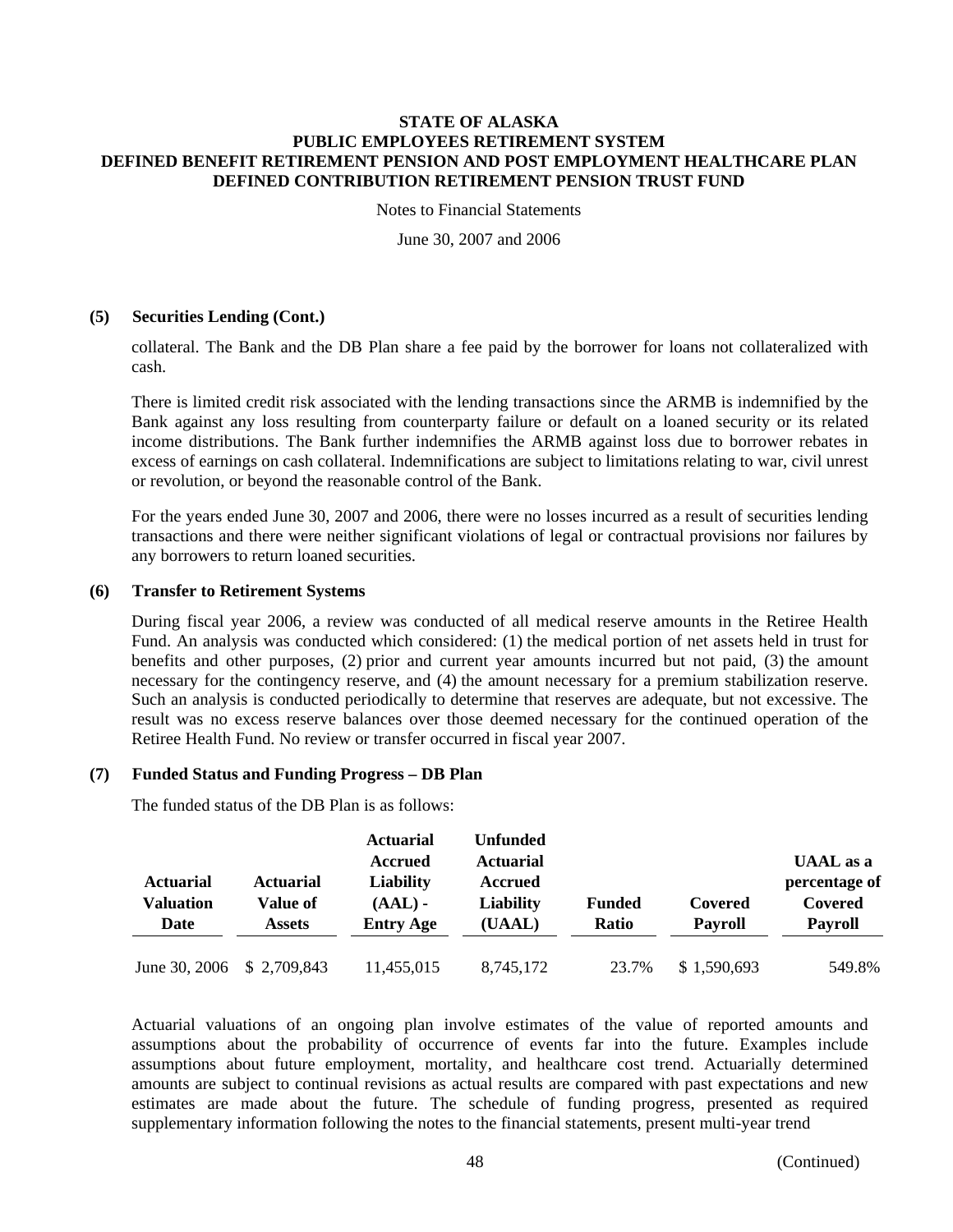#### (5) Securities Lending (Cont.)

collateral. The Bank and the DB Plan share a fee paid by the borrower for loans not collateralized with cash.

There is limited credit risk associated with the lending transactions since the ARMB is indemnified by the Bank against any loss resulting from counterparty failure or default on a loaned security or its related income distributions. The Bank further indemnifies the ARMB against loss due to borrower rebates in excess of earnings on cash collateral. Indemnifications are subject to limitations relating to war, civil unrest or revolution, or beyond the reasonable control of the Bank.

For the years ended June 30, 2007 and 2006, there were no losses incurred as a result of securities lending transactions and there were neither significant violations of legal or contractual provisions nor failures by any borrowers to return loaned securities.

#### (6) Transfer to Retirement Systems

During fiscal year 2006, a review was conducted of all medical reserve amounts in the Retiree Health Fund. An analysis was conducted which considered: (1) the medical portion of net assets held in trust for benefits and other purposes, (2) prior and current year amounts incurred but not paid, (3) the amount necessary for the contingency reserve, and (4) the amount necessary for a premium stabilization reserve. Such an analysis is conducted periodically to determine that reserves are adequate, but not excessive. The result was no excess reserve balances over those deemed necessary for the continued operation of the Retiree Health Fund. No review or transfer occurred in fiscal year 2007.

#### (7) Funded Status and Funding Progress – DB Plan

The funded status of the DB Plan is as follows:

| Actuarial Valuation Date | Actuarial Value of Assets | Actuarial Accrued Liability (AAL) - Entry Age | Unfunded Actuarial Accrued Liability (UAAL) | Funded Ratio | Covered Payroll | UAAL as a percentage of Covered Payroll |
|---|---|---|---|---|---|---|
| June 30, 2006 | $ 2,709,843 | 11,455,015 | 8,745,172 | 23.7% | $ 1,590,693 | 549.8% |

Actuarial valuations of an ongoing plan involve estimates of the value of reported amounts and assumptions about the probability of occurrence of events far into the future. Examples include assumptions about future employment, mortality, and healthcare cost trend. Actuarially determined amounts are subject to continual revisions as actual results are compared with past expectations and new estimates are made about the future. The schedule of funding progress, presented as required supplementary information following the notes to the financial statements, present multi-year trend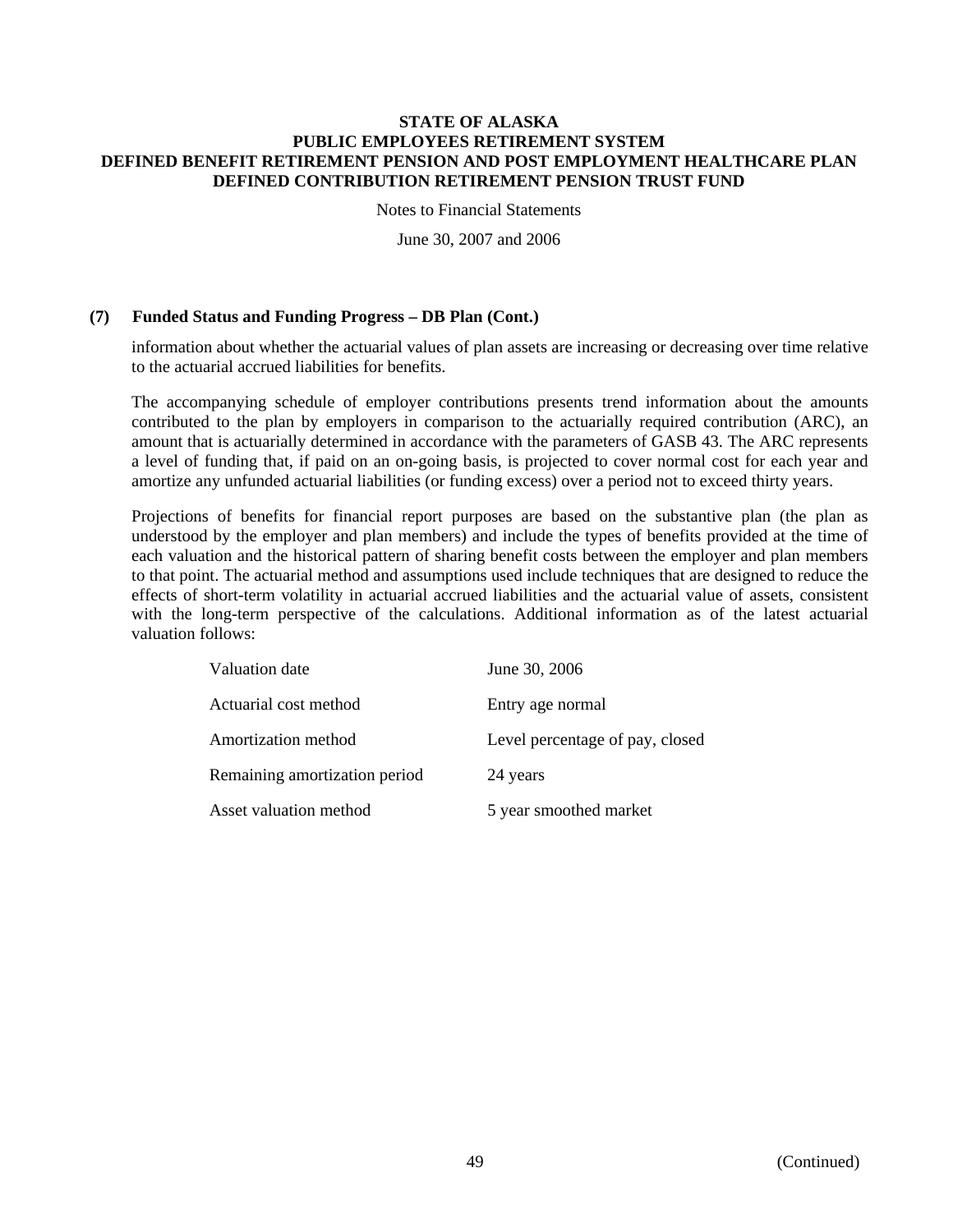### (7) Funded Status and Funding Progress – DB Plan (Cont.)

information about whether the actuarial values of plan assets are increasing or decreasing over time relative to the actuarial accrued liabilities for benefits.

The accompanying schedule of employer contributions presents trend information about the amounts contributed to the plan by employers in comparison to the actuarially required contribution (ARC), an amount that is actuarially determined in accordance with the parameters of GASB 43. The ARC represents a level of funding that, if paid on an on-going basis, is projected to cover normal cost for each year and amortize any unfunded actuarial liabilities (or funding excess) over a period not to exceed thirty years.

Projections of benefits for financial report purposes are based on the substantive plan (the plan as understood by the employer and plan members) and include the types of benefits provided at the time of each valuation and the historical pattern of sharing benefit costs between the employer and plan members to that point. The actuarial method and assumptions used include techniques that are designed to reduce the effects of short-term volatility in actuarial accrued liabilities and the actuarial value of assets, consistent with the long-term perspective of the calculations. Additional information as of the latest actuarial valuation follows:

| | |
|---|---|
| Valuation date | June 30, 2006 |
| Actuarial cost method | Entry age normal |
| Amortization method | Level percentage of pay, closed |
| Remaining amortization period | 24 years |
| Asset valuation method | 5 year smoothed market |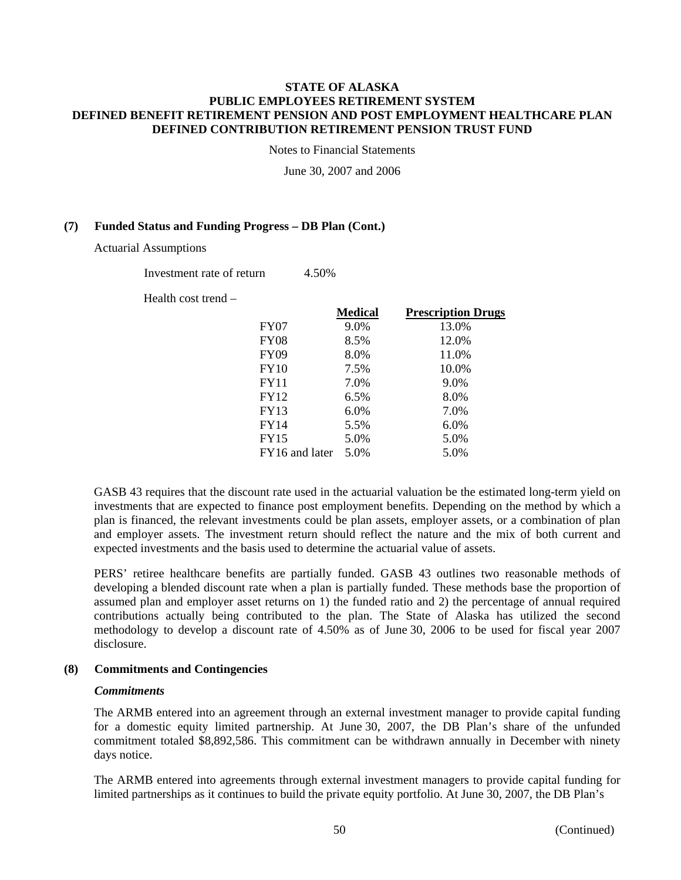#### (7) Funded Status and Funding Progress – DB Plan (Cont.)

Actuarial Assumptions

Investment rate of return 4.50%

Health cost trend –

| | Medical | Prescription Drugs |
|---|---|---|
| FY07 | 9.0% | 13.0% |
| FY08 | 8.5% | 12.0% |
| FY09 | 8.0% | 11.0% |
| FY10 | 7.5% | 10.0% |
| FY11 | 7.0% | 9.0% |
| FY12 | 6.5% | 8.0% |
| FY13 | 6.0% | 7.0% |
| FY14 | 5.5% | 6.0% |
| FY15 | 5.0% | 5.0% |
| FY16 and later | 5.0% | 5.0% |

GASB 43 requires that the discount rate used in the actuarial valuation be the estimated long-term yield on investments that are expected to finance post employment benefits. Depending on the method by which a plan is financed, the relevant investments could be plan assets, employer assets, or a combination of plan and employer assets. The investment return should reflect the nature and the mix of both current and expected investments and the basis used to determine the actuarial value of assets.

PERS' retiree healthcare benefits are partially funded. GASB 43 outlines two reasonable methods of developing a blended discount rate when a plan is partially funded. These methods base the proportion of assumed plan and employer asset returns on 1) the funded ratio and 2) the percentage of annual required contributions actually being contributed to the plan. The State of Alaska has utilized the second methodology to develop a discount rate of 4.50% as of June 30, 2006 to be used for fiscal year 2007 disclosure.

#### (8) Commitments and Contingencies

***Commitments***

The ARMB entered into an agreement through an external investment manager to provide capital funding for a domestic equity limited partnership. At June 30, 2007, the DB Plan's share of the unfunded commitment totaled $8,892,586. This commitment can be withdrawn annually in December with ninety days notice.

The ARMB entered into agreements through external investment managers to provide capital funding for limited partnerships as it continues to build the private equity portfolio. At June 30, 2007, the DB Plan's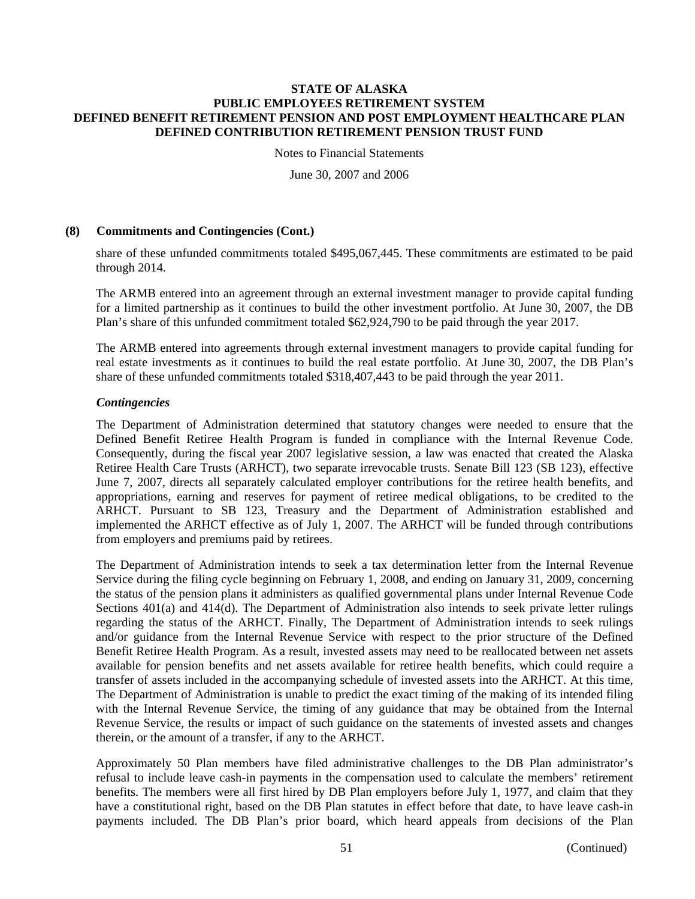### (8) Commitments and Contingencies (Cont.)

share of these unfunded commitments totaled $495,067,445. These commitments are estimated to be paid through 2014.

The ARMB entered into an agreement through an external investment manager to provide capital funding for a limited partnership as it continues to build the other investment portfolio. At June 30, 2007, the DB Plan's share of this unfunded commitment totaled $62,924,790 to be paid through the year 2017.

The ARMB entered into agreements through external investment managers to provide capital funding for real estate investments as it continues to build the real estate portfolio. At June 30, 2007, the DB Plan's share of these unfunded commitments totaled $318,407,443 to be paid through the year 2011.

#### *Contingencies*

The Department of Administration determined that statutory changes were needed to ensure that the Defined Benefit Retiree Health Program is funded in compliance with the Internal Revenue Code. Consequently, during the fiscal year 2007 legislative session, a law was enacted that created the Alaska Retiree Health Care Trusts (ARHCT), two separate irrevocable trusts. Senate Bill 123 (SB 123), effective June 7, 2007, directs all separately calculated employer contributions for the retiree health benefits, and appropriations, earning and reserves for payment of retiree medical obligations, to be credited to the ARHCT. Pursuant to SB 123, Treasury and the Department of Administration established and implemented the ARHCT effective as of July 1, 2007. The ARHCT will be funded through contributions from employers and premiums paid by retirees.

The Department of Administration intends to seek a tax determination letter from the Internal Revenue Service during the filing cycle beginning on February 1, 2008, and ending on January 31, 2009, concerning the status of the pension plans it administers as qualified governmental plans under Internal Revenue Code Sections 401(a) and 414(d). The Department of Administration also intends to seek private letter rulings regarding the status of the ARHCT. Finally, The Department of Administration intends to seek rulings and/or guidance from the Internal Revenue Service with respect to the prior structure of the Defined Benefit Retiree Health Program. As a result, invested assets may need to be reallocated between net assets available for pension benefits and net assets available for retiree health benefits, which could require a transfer of assets included in the accompanying schedule of invested assets into the ARHCT. At this time, The Department of Administration is unable to predict the exact timing of the making of its intended filing with the Internal Revenue Service, the timing of any guidance that may be obtained from the Internal Revenue Service, the results or impact of such guidance on the statements of invested assets and changes therein, or the amount of a transfer, if any to the ARHCT.

Approximately 50 Plan members have filed administrative challenges to the DB Plan administrator's refusal to include leave cash-in payments in the compensation used to calculate the members' retirement benefits. The members were all first hired by DB Plan employers before July 1, 1977, and claim that they have a constitutional right, based on the DB Plan statutes in effect before that date, to have leave cash-in payments included. The DB Plan's prior board, which heard appeals from decisions of the Plan

(Continued)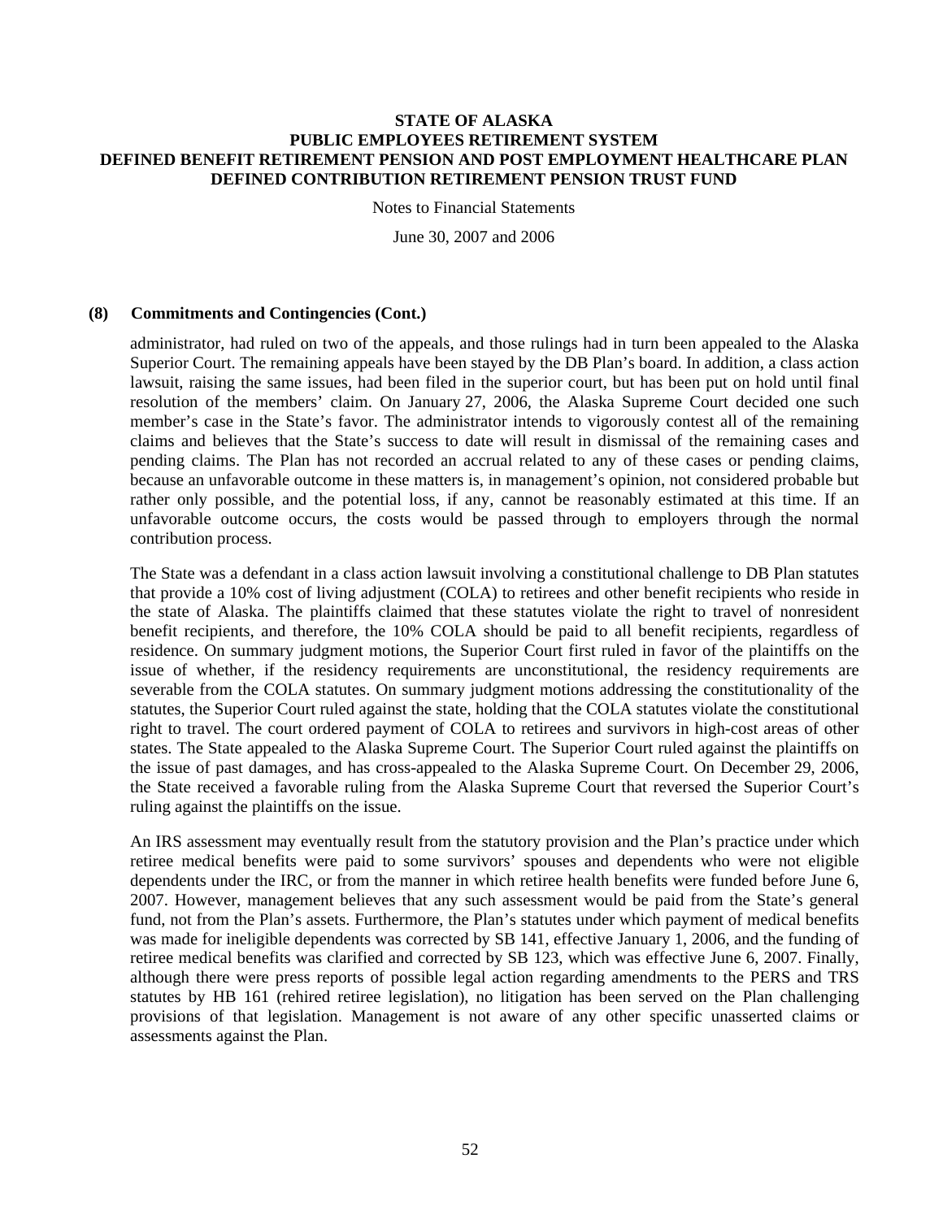### (8) Commitments and Contingencies (Cont.)

administrator, had ruled on two of the appeals, and those rulings had in turn been appealed to the Alaska Superior Court. The remaining appeals have been stayed by the DB Plan's board. In addition, a class action lawsuit, raising the same issues, had been filed in the superior court, but has been put on hold until final resolution of the members' claim. On January 27, 2006, the Alaska Supreme Court decided one such member's case in the State's favor. The administrator intends to vigorously contest all of the remaining claims and believes that the State's success to date will result in dismissal of the remaining cases and pending claims. The Plan has not recorded an accrual related to any of these cases or pending claims, because an unfavorable outcome in these matters is, in management's opinion, not considered probable but rather only possible, and the potential loss, if any, cannot be reasonably estimated at this time. If an unfavorable outcome occurs, the costs would be passed through to employers through the normal contribution process.

The State was a defendant in a class action lawsuit involving a constitutional challenge to DB Plan statutes that provide a 10% cost of living adjustment (COLA) to retirees and other benefit recipients who reside in the state of Alaska. The plaintiffs claimed that these statutes violate the right to travel of nonresident benefit recipients, and therefore, the 10% COLA should be paid to all benefit recipients, regardless of residence. On summary judgment motions, the Superior Court first ruled in favor of the plaintiffs on the issue of whether, if the residency requirements are unconstitutional, the residency requirements are severable from the COLA statutes. On summary judgment motions addressing the constitutionality of the statutes, the Superior Court ruled against the state, holding that the COLA statutes violate the constitutional right to travel. The court ordered payment of COLA to retirees and survivors in high-cost areas of other states. The State appealed to the Alaska Supreme Court. The Superior Court ruled against the plaintiffs on the issue of past damages, and has cross-appealed to the Alaska Supreme Court. On December 29, 2006, the State received a favorable ruling from the Alaska Supreme Court that reversed the Superior Court's ruling against the plaintiffs on the issue.

An IRS assessment may eventually result from the statutory provision and the Plan's practice under which retiree medical benefits were paid to some survivors' spouses and dependents who were not eligible dependents under the IRC, or from the manner in which retiree health benefits were funded before June 6, 2007. However, management believes that any such assessment would be paid from the State's general fund, not from the Plan's assets. Furthermore, the Plan's statutes under which payment of medical benefits was made for ineligible dependents was corrected by SB 141, effective January 1, 2006, and the funding of retiree medical benefits was clarified and corrected by SB 123, which was effective June 6, 2007. Finally, although there were press reports of possible legal action regarding amendments to the PERS and TRS statutes by HB 161 (rehired retiree legislation), no litigation has been served on the Plan challenging provisions of that legislation. Management is not aware of any other specific unasserted claims or assessments against the Plan.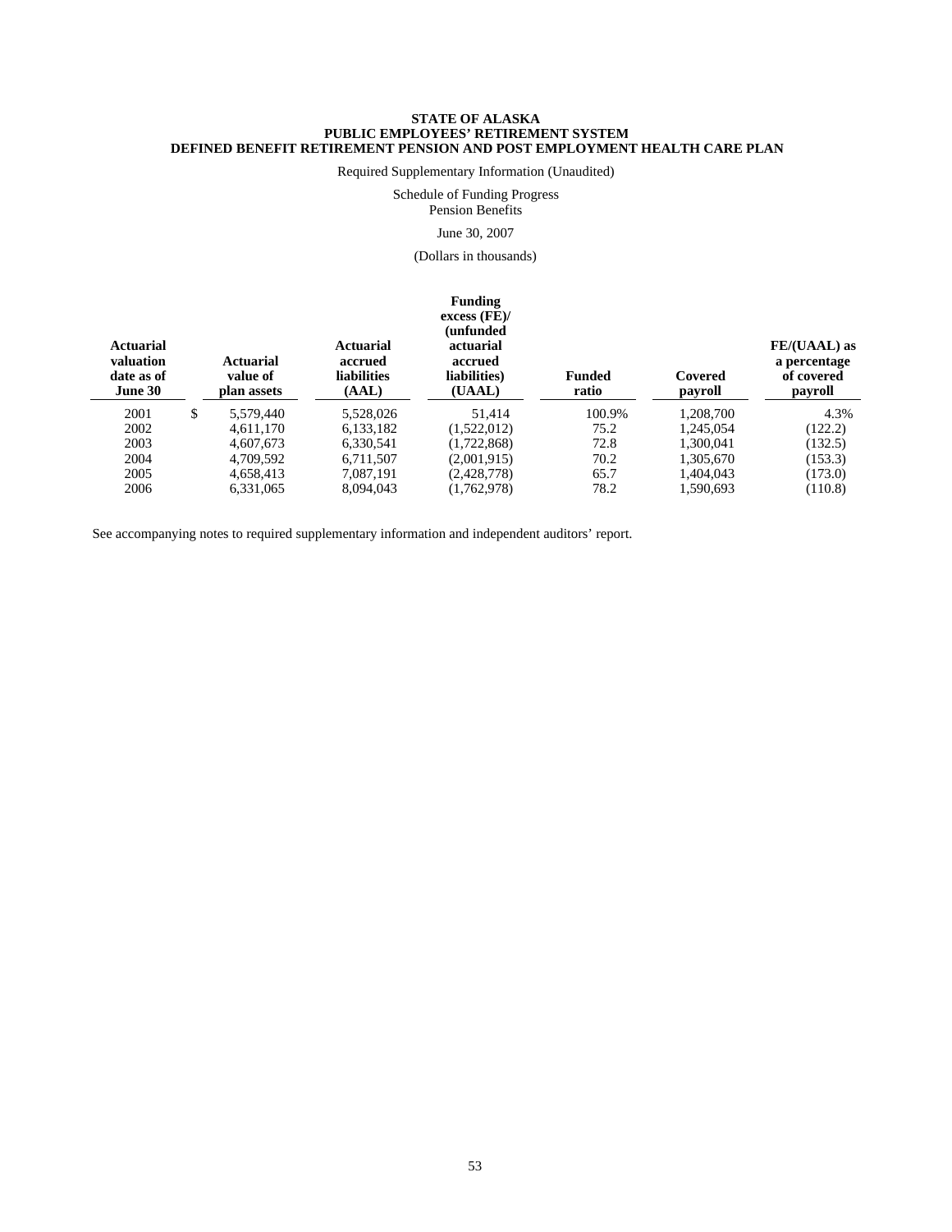**STATE OF ALASKA**
**PUBLIC EMPLOYEES' RETIREMENT SYSTEM**
**DEFINED BENEFIT RETIREMENT PENSION AND POST EMPLOYMENT HEALTH CARE PLAN**

Required Supplementary Information (Unaudited)

Schedule of Funding Progress
Pension Benefits

June 30, 2007

(Dollars in thousands)

| Actuarial valuation date as of June 30 | Actuarial value of plan assets | Actuarial accrued liabilities (AAL) | Funding excess (FE)/ (unfunded actuarial accrued liabilities) (UAAL) | Funded ratio | Covered payroll | FE/(UAAL) as a percentage of covered payroll |
|---|---|---|---|---|---|---|
| 2001 | $ 5,579,440 | 5,528,026 | 51,414 | 100.9% | 1,208,700 | 4.3% |
| 2002 | 4,611,170 | 6,133,182 | (1,522,012) | 75.2 | 1,245,054 | (122.2) |
| 2003 | 4,607,673 | 6,330,541 | (1,722,868) | 72.8 | 1,300,041 | (132.5) |
| 2004 | 4,709,592 | 6,711,507 | (2,001,915) | 70.2 | 1,305,670 | (153.3) |
| 2005 | 4,658,413 | 7,087,191 | (2,428,778) | 65.7 | 1,404,043 | (173.0) |
| 2006 | 6,331,065 | 8,094,043 | (1,762,978) | 78.2 | 1,590,693 | (110.8) |

See accompanying notes to required supplementary information and independent auditors' report.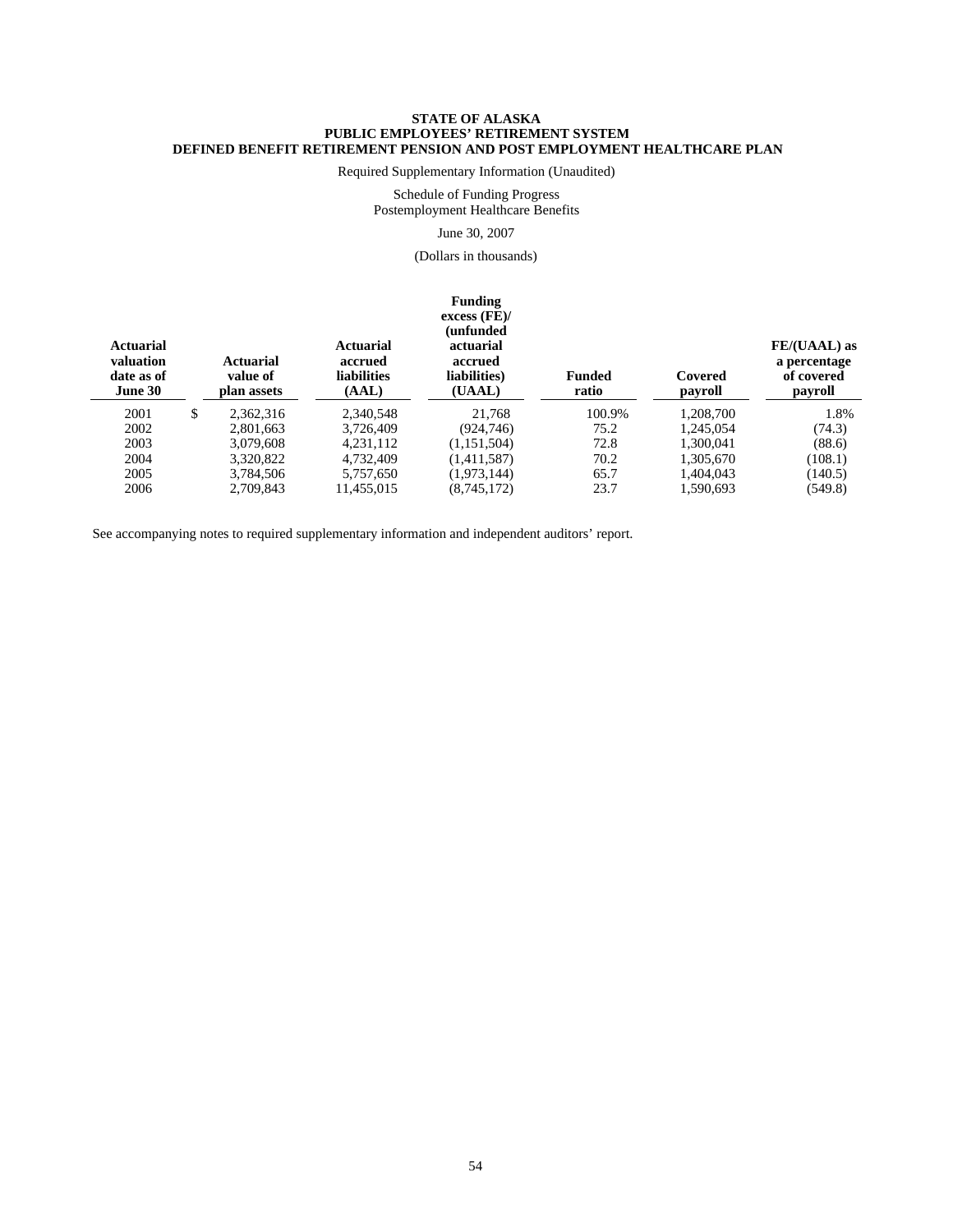**STATE OF ALASKA**
**PUBLIC EMPLOYEES' RETIREMENT SYSTEM**
**DEFINED BENEFIT RETIREMENT PENSION AND POST EMPLOYMENT HEALTHCARE PLAN**

Required Supplementary Information (Unaudited)

Schedule of Funding Progress
Postemployment Healthcare Benefits

June 30, 2007

(Dollars in thousands)

| Actuarial valuation date as of June 30 | Actuarial value of plan assets | Actuarial accrued liabilities (AAL) | Funding excess (FE)/ (unfunded actuarial accrued liabilities) (UAAL) | Funded ratio | Covered payroll | FE/(UAAL) as a percentage of covered payroll |
|---|---|---|---|---|---|---|
| 2001 | $ 2,362,316 | 2,340,548 | 21,768 | 100.9% | 1,208,700 | 1.8% |
| 2002 | 2,801,663 | 3,726,409 | (924,746) | 75.2 | 1,245,054 | (74.3) |
| 2003 | 3,079,608 | 4,231,112 | (1,151,504) | 72.8 | 1,300,041 | (88.6) |
| 2004 | 3,320,822 | 4,732,409 | (1,411,587) | 70.2 | 1,305,670 | (108.1) |
| 2005 | 3,784,506 | 5,757,650 | (1,973,144) | 65.7 | 1,404,043 | (140.5) |
| 2006 | 2,709,843 | 11,455,015 | (8,745,172) | 23.7 | 1,590,693 | (549.8) |

See accompanying notes to required supplementary information and independent auditors' report.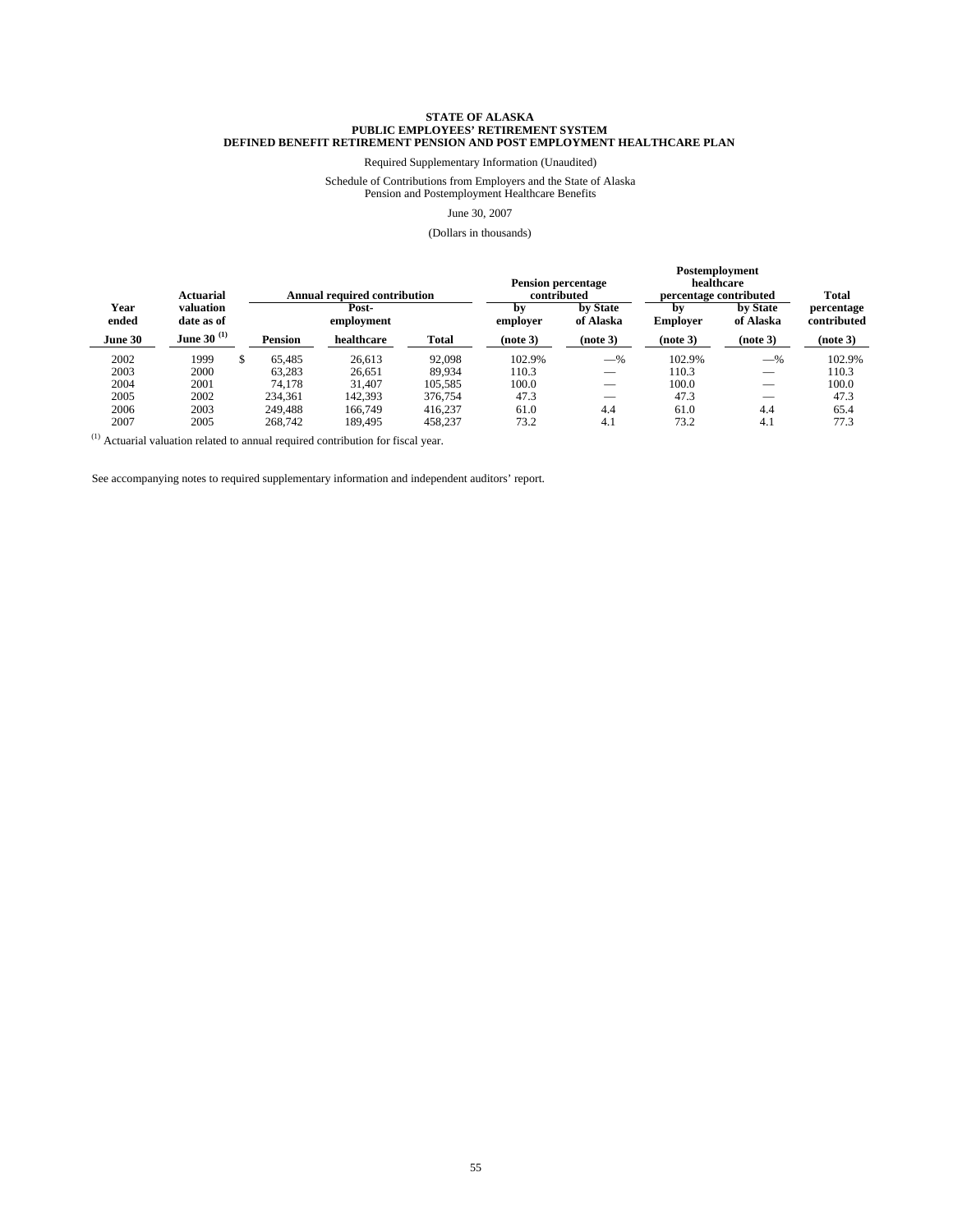**STATE OF ALASKA**
**PUBLIC EMPLOYEES' RETIREMENT SYSTEM**
**DEFINED BENEFIT RETIREMENT PENSION AND POST EMPLOYMENT HEALTHCARE PLAN**

Required Supplementary Information (Unaudited)

Schedule of Contributions from Employers and the State of Alaska
Pension and Postemployment Healthcare Benefits

June 30, 2007

(Dollars in thousands)

| Year ended June 30 | Actuarial valuation date as of June 30 [(1)] | Annual required contribution | | | Pension percentage contributed | | Postemployment healthcare percentage contributed | | Total percentage contributed (note 3) |
|---|---|---|---|---|---|---|---|---|---|
| | | Pension | Post-employment healthcare | Total | by employer (note 3) | by State of Alaska (note 3) | by Employer (note 3) | by State of Alaska (note 3) | |
| 2002 | 1999 | $ 65,485 | 26,613 | 92,098 | 102.9% | —% | 102.9% | —% | 102.9% |
| 2003 | 2000 | 63,283 | 26,651 | 89,934 | 110.3 | — | 110.3 | — | 110.3 |
| 2004 | 2001 | 74,178 | 31,407 | 105,585 | 100.0 | — | 100.0 | — | 100.0 |
| 2005 | 2002 | 234,361 | 142,393 | 376,754 | 47.3 | — | 47.3 | — | 47.3 |
| 2006 | 2003 | 249,488 | 166,749 | 416,237 | 61.0 | 4.4 | 61.0 | 4.4 | 65.4 |
| 2007 | 2005 | 268,742 | 189,495 | 458,237 | 73.2 | 4.1 | 73.2 | 4.1 | 77.3 |

(1) Actuarial valuation related to annual required contribution for fiscal year.

See accompanying notes to required supplementary information and independent auditors' report.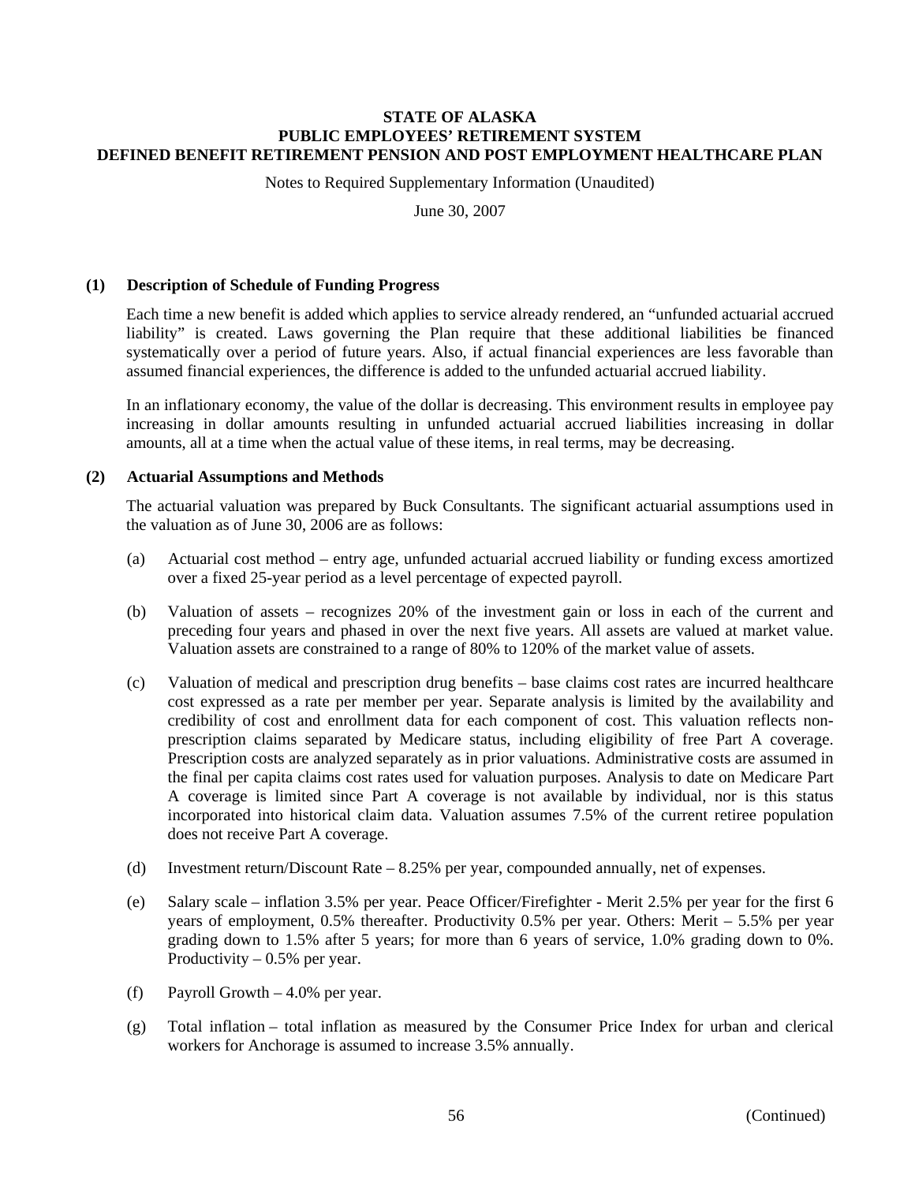# STATE OF ALASKA
# PUBLIC EMPLOYEES' RETIREMENT SYSTEM
# DEFINED BENEFIT RETIREMENT PENSION AND POST EMPLOYMENT HEALTHCARE PLAN

Notes to Required Supplementary Information (Unaudited)

June 30, 2007

## (1) Description of Schedule of Funding Progress

Each time a new benefit is added which applies to service already rendered, an "unfunded actuarial accrued liability" is created. Laws governing the Plan require that these additional liabilities be financed systematically over a period of future years. Also, if actual financial experiences are less favorable than assumed financial experiences, the difference is added to the unfunded actuarial accrued liability.

In an inflationary economy, the value of the dollar is decreasing. This environment results in employee pay increasing in dollar amounts resulting in unfunded actuarial accrued liabilities increasing in dollar amounts, all at a time when the actual value of these items, in real terms, may be decreasing.

## (2) Actuarial Assumptions and Methods

The actuarial valuation was prepared by Buck Consultants. The significant actuarial assumptions used in the valuation as of June 30, 2006 are as follows:

(a) Actuarial cost method – entry age, unfunded actuarial accrued liability or funding excess amortized over a fixed 25-year period as a level percentage of expected payroll.

(b) Valuation of assets – recognizes 20% of the investment gain or loss in each of the current and preceding four years and phased in over the next five years. All assets are valued at market value. Valuation assets are constrained to a range of 80% to 120% of the market value of assets.

(c) Valuation of medical and prescription drug benefits – base claims cost rates are incurred healthcare cost expressed as a rate per member per year. Separate analysis is limited by the availability and credibility of cost and enrollment data for each component of cost. This valuation reflects non-prescription claims separated by Medicare status, including eligibility of free Part A coverage. Prescription costs are analyzed separately as in prior valuations. Administrative costs are assumed in the final per capita claims cost rates used for valuation purposes. Analysis to date on Medicare Part A coverage is limited since Part A coverage is not available by individual, nor is this status incorporated into historical claim data. Valuation assumes 7.5% of the current retiree population does not receive Part A coverage.

(d) Investment return/Discount Rate – 8.25% per year, compounded annually, net of expenses.

(e) Salary scale – inflation 3.5% per year. Peace Officer/Firefighter - Merit 2.5% per year for the first 6 years of employment, 0.5% thereafter. Productivity 0.5% per year. Others: Merit – 5.5% per year grading down to 1.5% after 5 years; for more than 6 years of service, 1.0% grading down to 0%. Productivity – 0.5% per year.

(f) Payroll Growth – 4.0% per year.

(g) Total inflation – total inflation as measured by the Consumer Price Index for urban and clerical workers for Anchorage is assumed to increase 3.5% annually.

(Continued)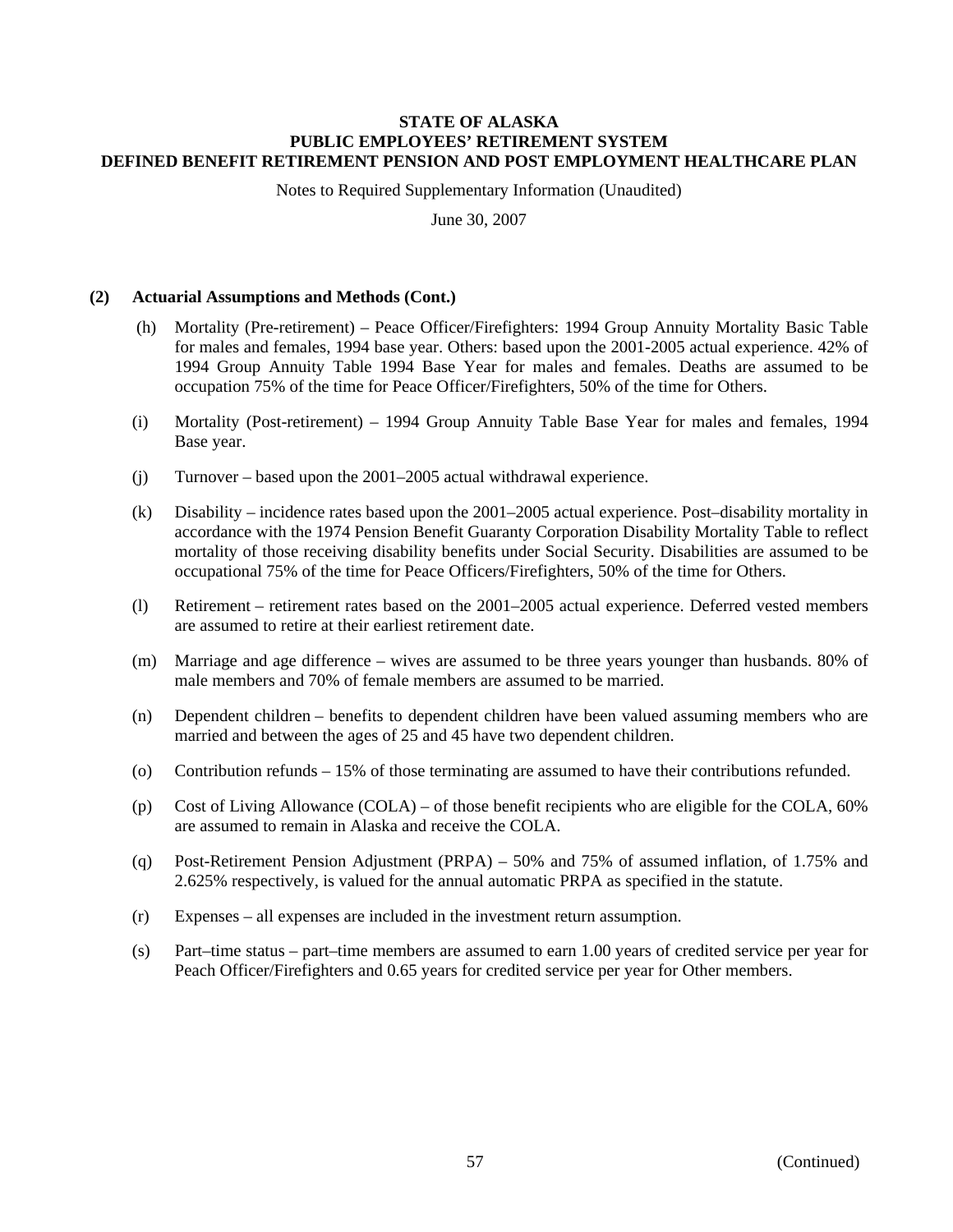**STATE OF ALASKA**
**PUBLIC EMPLOYEES' RETIREMENT SYSTEM**
**DEFINED BENEFIT RETIREMENT PENSION AND POST EMPLOYMENT HEALTHCARE PLAN**

Notes to Required Supplementary Information (Unaudited)

June 30, 2007

**(2) Actuarial Assumptions and Methods (Cont.)**

(h) Mortality (Pre-retirement) – Peace Officer/Firefighters: 1994 Group Annuity Mortality Basic Table for males and females, 1994 base year. Others: based upon the 2001-2005 actual experience. 42% of 1994 Group Annuity Table 1994 Base Year for males and females. Deaths are assumed to be occupation 75% of the time for Peace Officer/Firefighters, 50% of the time for Others.

(i) Mortality (Post-retirement) – 1994 Group Annuity Table Base Year for males and females, 1994 Base year.

(j) Turnover – based upon the 2001–2005 actual withdrawal experience.

(k) Disability – incidence rates based upon the 2001–2005 actual experience. Post–disability mortality in accordance with the 1974 Pension Benefit Guaranty Corporation Disability Mortality Table to reflect mortality of those receiving disability benefits under Social Security. Disabilities are assumed to be occupational 75% of the time for Peace Officers/Firefighters, 50% of the time for Others.

(l) Retirement – retirement rates based on the 2001–2005 actual experience. Deferred vested members are assumed to retire at their earliest retirement date.

(m) Marriage and age difference – wives are assumed to be three years younger than husbands. 80% of male members and 70% of female members are assumed to be married.

(n) Dependent children – benefits to dependent children have been valued assuming members who are married and between the ages of 25 and 45 have two dependent children.

(o) Contribution refunds – 15% of those terminating are assumed to have their contributions refunded.

(p) Cost of Living Allowance (COLA) – of those benefit recipients who are eligible for the COLA, 60% are assumed to remain in Alaska and receive the COLA.

(q) Post-Retirement Pension Adjustment (PRPA) – 50% and 75% of assumed inflation, of 1.75% and 2.625% respectively, is valued for the annual automatic PRPA as specified in the statute.

(r) Expenses – all expenses are included in the investment return assumption.

(s) Part–time status – part–time members are assumed to earn 1.00 years of credited service per year for Peach Officer/Firefighters and 0.65 years for credited service per year for Other members.

(Continued)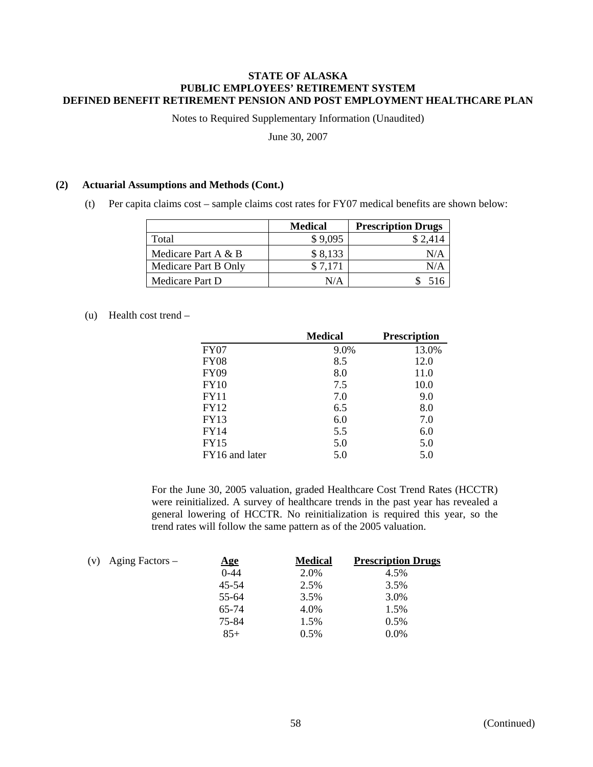**STATE OF ALASKA**
**PUBLIC EMPLOYEES' RETIREMENT SYSTEM**
**DEFINED BENEFIT RETIREMENT PENSION AND POST EMPLOYMENT HEALTHCARE PLAN**

Notes to Required Supplementary Information (Unaudited)

June 30, 2007

**(2) Actuarial Assumptions and Methods (Cont.)**

(t) Per capita claims cost – sample claims cost rates for FY07 medical benefits are shown below:

| | Medical | Prescription Drugs |
|---|---|---|
| Total | $ 9,095 | $ 2,414 |
| Medicare Part A & B | $ 8,133 | N/A |
| Medicare Part B Only | $ 7,171 | N/A |
| Medicare Part D | N/A | $ 516 |

(u) Health cost trend –

| | Medical | Prescription |
|---|---|---|
| FY07 | 9.0% | 13.0% |
| FY08 | 8.5 | 12.0 |
| FY09 | 8.0 | 11.0 |
| FY10 | 7.5 | 10.0 |
| FY11 | 7.0 | 9.0 |
| FY12 | 6.5 | 8.0 |
| FY13 | 6.0 | 7.0 |
| FY14 | 5.5 | 6.0 |
| FY15 | 5.0 | 5.0 |
| FY16 and later | 5.0 | 5.0 |

For the June 30, 2005 valuation, graded Healthcare Cost Trend Rates (HCCTR) were reinitialized. A survey of healthcare trends in the past year has revealed a general lowering of HCCTR. No reinitialization is required this year, so the trend rates will follow the same pattern as of the 2005 valuation.

(v) Aging Factors –

| Age | Medical | Prescription Drugs |
|---|---|---|
| 0-44 | 2.0% | 4.5% |
| 45-54 | 2.5% | 3.5% |
| 55-64 | 3.5% | 3.0% |
| 65-74 | 4.0% | 1.5% |
| 75-84 | 1.5% | 0.5% |
| 85+ | 0.5% | 0.0% |

(Continued)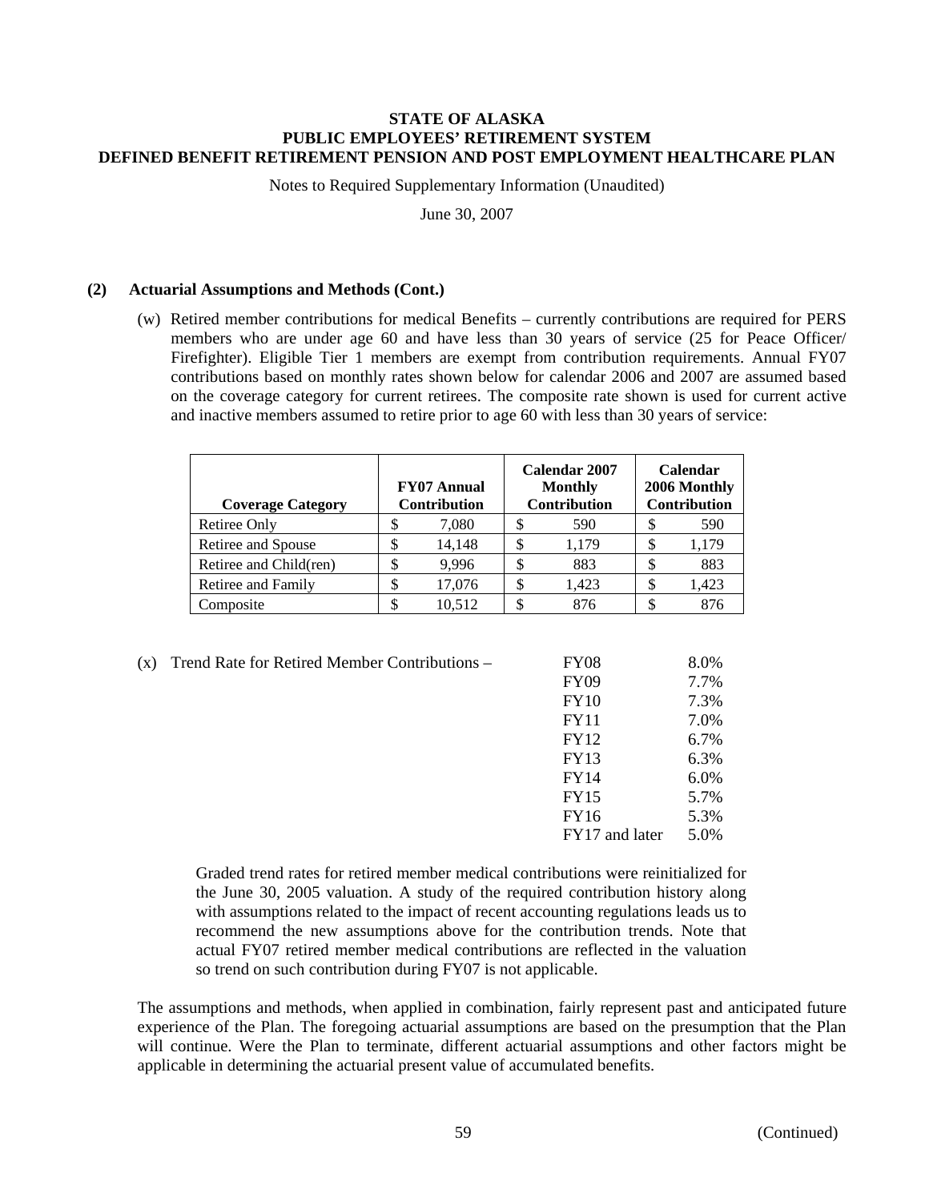**STATE OF ALASKA**
**PUBLIC EMPLOYEES' RETIREMENT SYSTEM**
**DEFINED BENEFIT RETIREMENT PENSION AND POST EMPLOYMENT HEALTHCARE PLAN**

Notes to Required Supplementary Information (Unaudited)

June 30, 2007

**(2) Actuarial Assumptions and Methods (Cont.)**

(w) Retired member contributions for medical Benefits – currently contributions are required for PERS members who are under age 60 and have less than 30 years of service (25 for Peace Officer/ Firefighter). Eligible Tier 1 members are exempt from contribution requirements. Annual FY07 contributions based on monthly rates shown below for calendar 2006 and 2007 are assumed based on the coverage category for current retirees. The composite rate shown is used for current active and inactive members assumed to retire prior to age 60 with less than 30 years of service:

| Coverage Category | FY07 Annual Contribution | Calendar 2007 Monthly Contribution | Calendar 2006 Monthly Contribution |
|---|---|---|---|
| Retiree Only | $ 7,080 | $ 590 | $ 590 |
| Retiree and Spouse | $ 14,148 | $ 1,179 | $ 1,179 |
| Retiree and Child(ren) | $ 9,996 | $ 883 | $ 883 |
| Retiree and Family | $ 17,076 | $ 1,423 | $ 1,423 |
| Composite | $ 10,512 | $ 876 | $ 876 |

(x) Trend Rate for Retired Member Contributions –

| | |
|---|---|
| FY08 | 8.0% |
| FY09 | 7.7% |
| FY10 | 7.3% |
| FY11 | 7.0% |
| FY12 | 6.7% |
| FY13 | 6.3% |
| FY14 | 6.0% |
| FY15 | 5.7% |
| FY16 | 5.3% |
| FY17 and later | 5.0% |

Graded trend rates for retired member medical contributions were reinitialized for the June 30, 2005 valuation. A study of the required contribution history along with assumptions related to the impact of recent accounting regulations leads us to recommend the new assumptions above for the contribution trends. Note that actual FY07 retired member medical contributions are reflected in the valuation so trend on such contribution during FY07 is not applicable.

The assumptions and methods, when applied in combination, fairly represent past and anticipated future experience of the Plan. The foregoing actuarial assumptions are based on the presumption that the Plan will continue. Were the Plan to terminate, different actuarial assumptions and other factors might be applicable in determining the actuarial present value of accumulated benefits.

(Continued)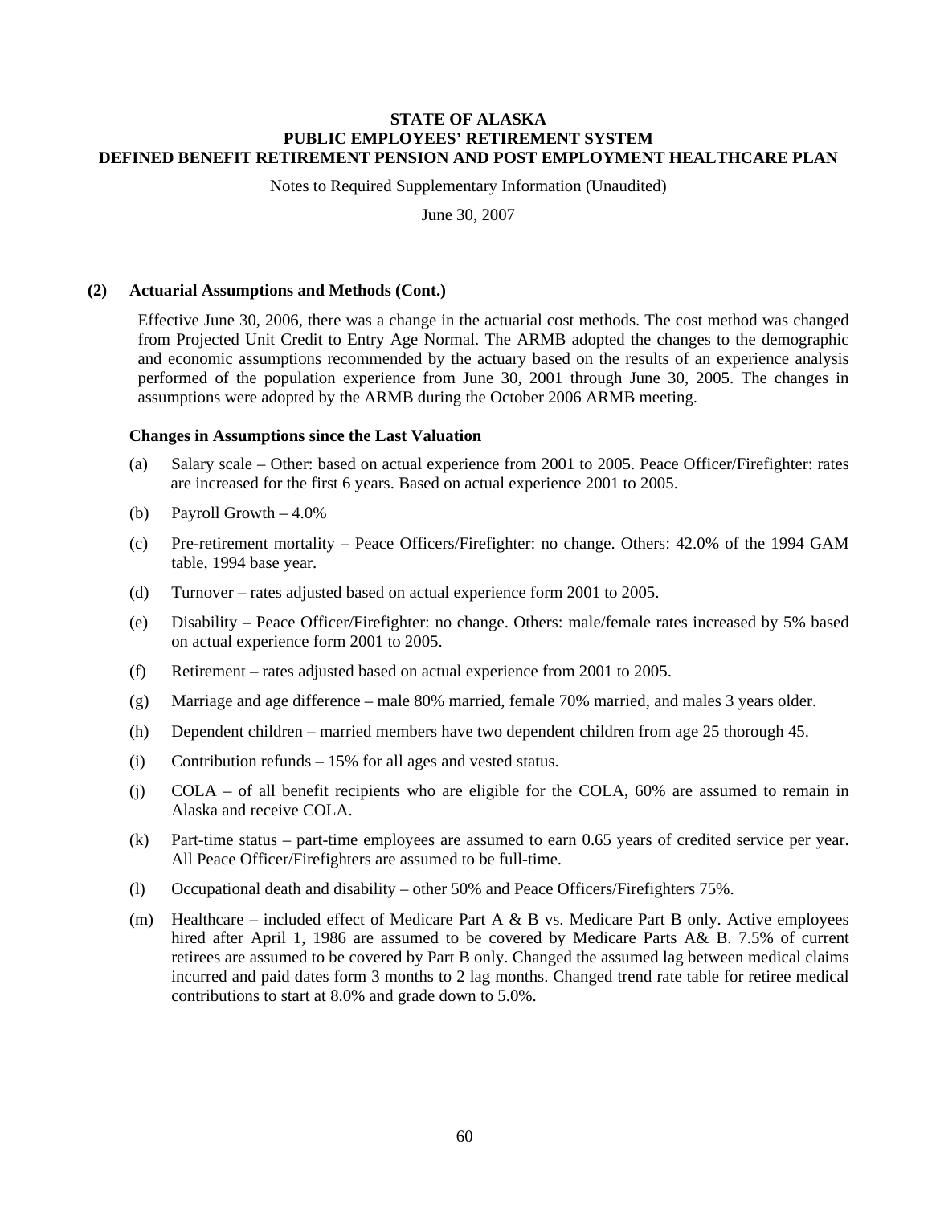**STATE OF ALASKA**
**PUBLIC EMPLOYEES' RETIREMENT SYSTEM**
**DEFINED BENEFIT RETIREMENT PENSION AND POST EMPLOYMENT HEALTHCARE PLAN**

Notes to Required Supplementary Information (Unaudited)

June 30, 2007

**(2) Actuarial Assumptions and Methods (Cont.)**

Effective June 30, 2006, there was a change in the actuarial cost methods. The cost method was changed from Projected Unit Credit to Entry Age Normal. The ARMB adopted the changes to the demographic and economic assumptions recommended by the actuary based on the results of an experience analysis performed of the population experience from June 30, 2001 through June 30, 2005. The changes in assumptions were adopted by the ARMB during the October 2006 ARMB meeting.

**Changes in Assumptions since the Last Valuation**

(a) Salary scale – Other: based on actual experience from 2001 to 2005. Peace Officer/Firefighter: rates are increased for the first 6 years. Based on actual experience 2001 to 2005.

(b) Payroll Growth – 4.0%

(c) Pre-retirement mortality – Peace Officers/Firefighter: no change. Others: 42.0% of the 1994 GAM table, 1994 base year.

(d) Turnover – rates adjusted based on actual experience form 2001 to 2005.

(e) Disability – Peace Officer/Firefighter: no change. Others: male/female rates increased by 5% based on actual experience form 2001 to 2005.

(f) Retirement – rates adjusted based on actual experience from 2001 to 2005.

(g) Marriage and age difference – male 80% married, female 70% married, and males 3 years older.

(h) Dependent children – married members have two dependent children from age 25 thorough 45.

(i) Contribution refunds – 15% for all ages and vested status.

(j) COLA – of all benefit recipients who are eligible for the COLA, 60% are assumed to remain in Alaska and receive COLA.

(k) Part-time status – part-time employees are assumed to earn 0.65 years of credited service per year. All Peace Officer/Firefighters are assumed to be full-time.

(l) Occupational death and disability – other 50% and Peace Officers/Firefighters 75%.

(m) Healthcare – included effect of Medicare Part A & B vs. Medicare Part B only. Active employees hired after April 1, 1986 are assumed to be covered by Medicare Parts A& B. 7.5% of current retirees are assumed to be covered by Part B only. Changed the assumed lag between medical claims incurred and paid dates form 3 months to 2 lag months. Changed trend rate table for retiree medical contributions to start at 8.0% and grade down to 5.0%.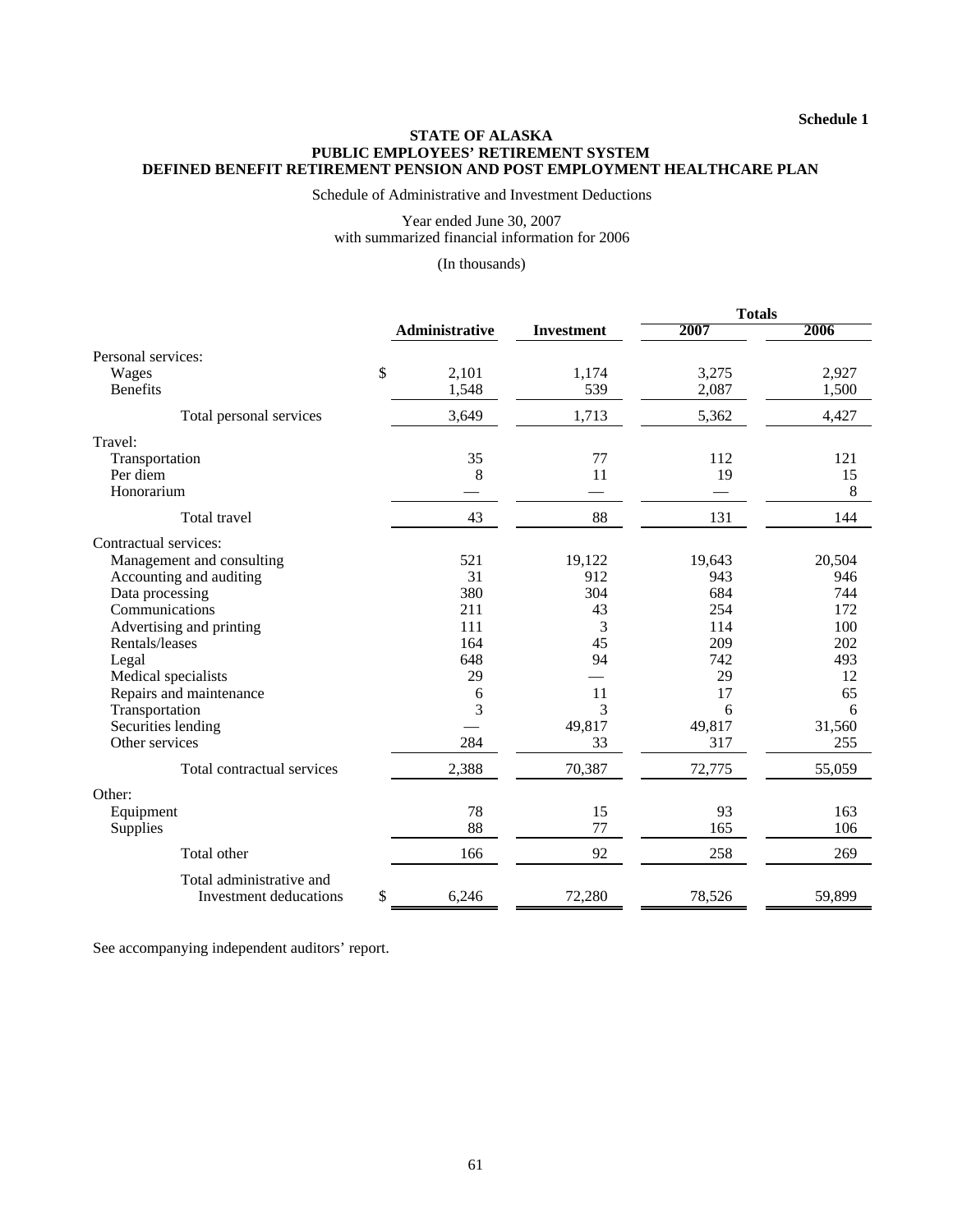Schedule 1

**STATE OF ALASKA**
**PUBLIC EMPLOYEES' RETIREMENT SYSTEM**
**DEFINED BENEFIT RETIREMENT PENSION AND POST EMPLOYMENT HEALTHCARE PLAN**

Schedule of Administrative and Investment Deductions

Year ended June 30, 2007
with summarized financial information for 2006

(In thousands)

| | Administrative | Investment | Totals 2007 | Totals 2006 |
|---|---|---|---|---|
| Personal services: | | | | |
| Wages | $ 2,101 | 1,174 | 3,275 | 2,927 |
| Benefits | 1,548 | 539 | 2,087 | 1,500 |
| Total personal services | 3,649 | 1,713 | 5,362 | 4,427 |
| Travel: | | | | |
| Transportation | 35 | 77 | 112 | 121 |
| Per diem | 8 | 11 | 19 | 15 |
| Honorarium | — | — | — | 8 |
| Total travel | 43 | 88 | 131 | 144 |
| Contractual services: | | | | |
| Management and consulting | 521 | 19,122 | 19,643 | 20,504 |
| Accounting and auditing | 31 | 912 | 943 | 946 |
| Data processing | 380 | 304 | 684 | 744 |
| Communications | 211 | 43 | 254 | 172 |
| Advertising and printing | 111 | 3 | 114 | 100 |
| Rentals/leases | 164 | 45 | 209 | 202 |
| Legal | 648 | 94 | 742 | 493 |
| Medical specialists | 29 | — | 29 | 12 |
| Repairs and maintenance | 6 | 11 | 17 | 65 |
| Transportation | 3 | 3 | 6 | 6 |
| Securities lending | — | 49,817 | 49,817 | 31,560 |
| Other services | 284 | 33 | 317 | 255 |
| Total contractual services | 2,388 | 70,387 | 72,775 | 55,059 |
| Other: | | | | |
| Equipment | 78 | 15 | 93 | 163 |
| Supplies | 88 | 77 | 165 | 106 |
| Total other | 166 | 92 | 258 | 269 |
| Total administrative and Investment deducations | $ 6,246 | 72,280 | 78,526 | 59,899 |

See accompanying independent auditors' report.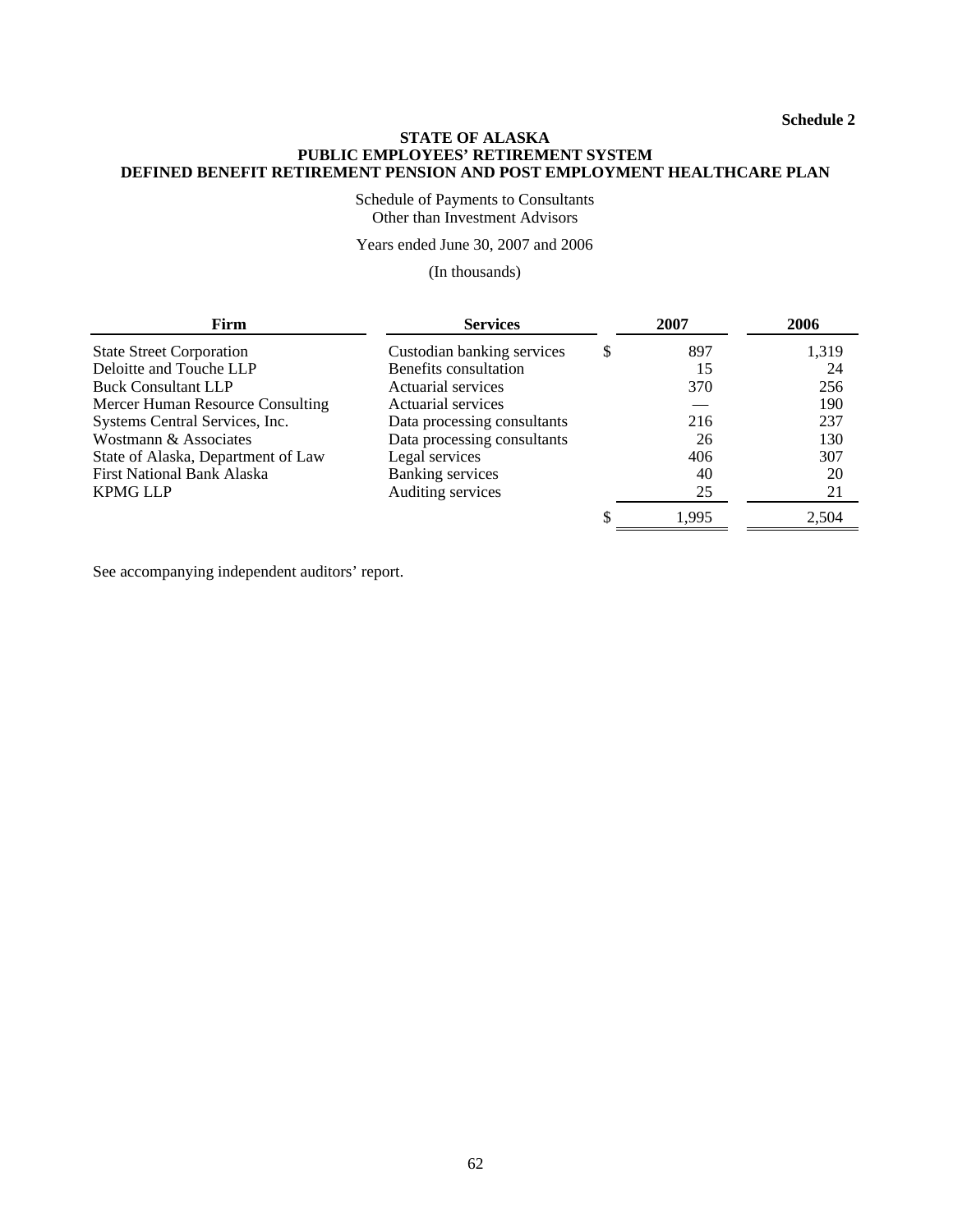**Schedule 2**

**STATE OF ALASKA**
**PUBLIC EMPLOYEES' RETIREMENT SYSTEM**
**DEFINED BENEFIT RETIREMENT PENSION AND POST EMPLOYMENT HEALTHCARE PLAN**

Schedule of Payments to Consultants
Other than Investment Advisors

Years ended June 30, 2007 and 2006

(In thousands)

| Firm | Services | 2007 | 2006 |
|---|---|---|---|
| State Street Corporation | Custodian banking services | $ 897 | 1,319 |
| Deloitte and Touche LLP | Benefits consultation | 15 | 24 |
| Buck Consultant LLP | Actuarial services | 370 | 256 |
| Mercer Human Resource Consulting | Actuarial services | — | 190 |
| Systems Central Services, Inc. | Data processing consultants | 216 | 237 |
| Wostmann & Associates | Data processing consultants | 26 | 130 |
| State of Alaska, Department of Law | Legal services | 406 | 307 |
| First National Bank Alaska | Banking services | 40 | 20 |
| KPMG LLP | Auditing services | 25 | 21 |
| | | $ 1,995 | 2,504 |

See accompanying independent auditors' report.